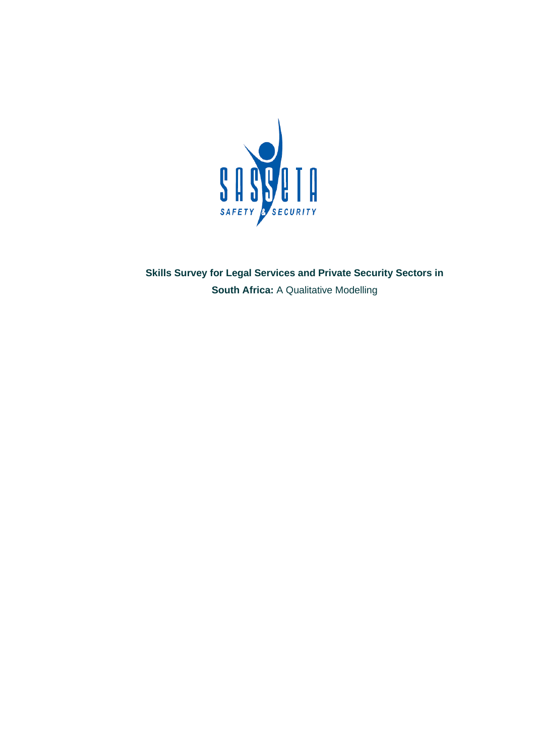**Skills Survey for Legal Services and Private Security Sectors in South Africa:** A Qualitative Modelling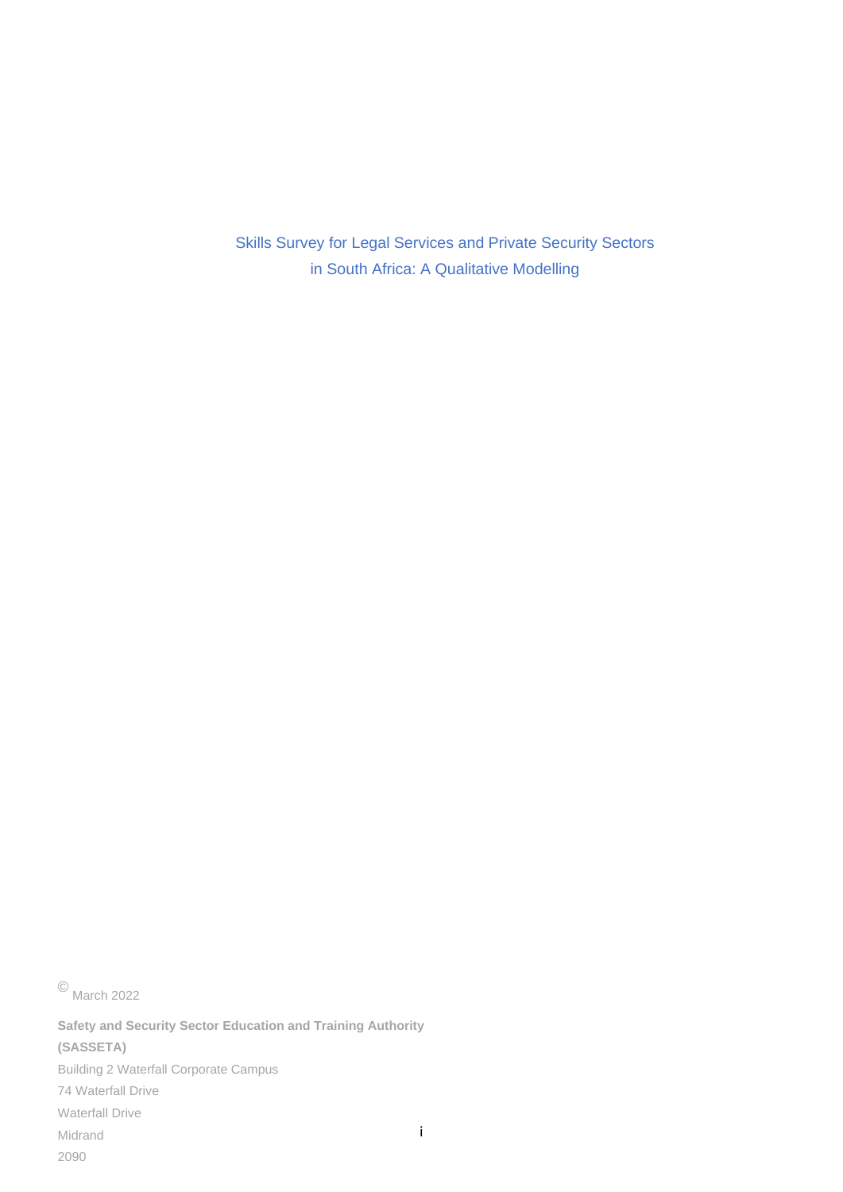Skills Survey for Legal Services and Private Security Sectors in South Africa: A Qualitative Modelling

© March 2022

**Safety and Security Sector Education and Training Authority (SASSETA)**

Building 2 Waterfall Corporate Campus

74 Waterfall Drive

Waterfall Drive

Midrand

2090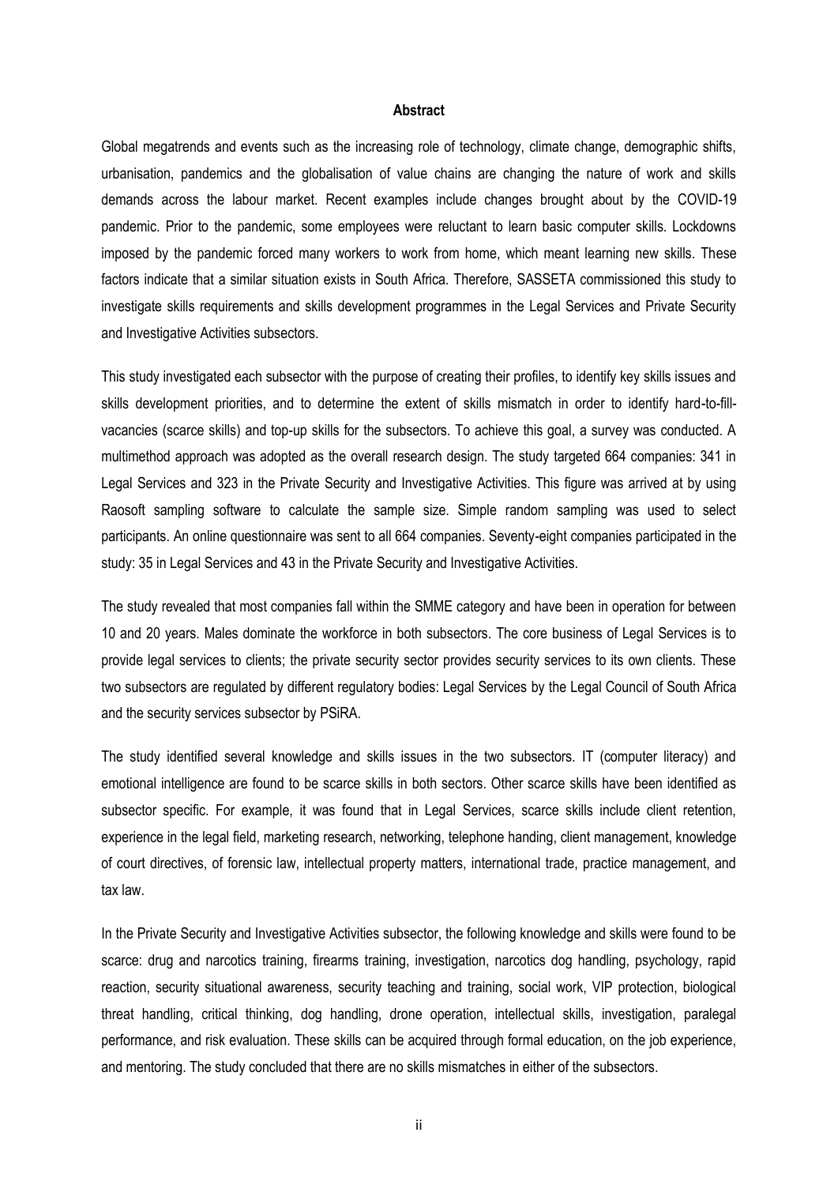## Abstract

Global megatrends and events such as the increasing role of technology, climate change, demographic shifts, urbanisation, pandemics and the globalisation of value chains are changing the nature of work and skills demands across the labour market. Recent examples include changes brought about by the COVID-19 pandemic. Prior to the pandemic, some employees were reluctant to learn basic computer skills. Lockdowns imposed by the pandemic forced many workers to work from home, which meant learning new skills. These factors indicate that a similar situation exists in South Africa. Therefore, SASSETA commissioned this study to investigate skills requirements and skills development programmes in the Legal Services and Private Security and Investigative Activities subsectors.

This study investigated each subsector with the purpose of creating their profiles, to identify key skills issues and skills development priorities, and to determine the extent of skills mismatch in order to identify hard-to-fill-vacancies (scarce skills) and top-up skills for the subsectors. To achieve this goal, a survey was conducted. A multimethod approach was adopted as the overall research design. The study targeted 664 companies: 341 in Legal Services and 323 in the Private Security and Investigative Activities. This figure was arrived at by using Raosoft sampling software to calculate the sample size. Simple random sampling was used to select participants. An online questionnaire was sent to all 664 companies. Seventy-eight companies participated in the study: 35 in Legal Services and 43 in the Private Security and Investigative Activities.

The study revealed that most companies fall within the SMME category and have been in operation for between 10 and 20 years. Males dominate the workforce in both subsectors. The core business of Legal Services is to provide legal services to clients; the private security sector provides security services to its own clients. These two subsectors are regulated by different regulatory bodies: Legal Services by the Legal Council of South Africa and the security services subsector by PSiRA.

The study identified several knowledge and skills issues in the two subsectors. IT (computer literacy) and emotional intelligence are found to be scarce skills in both sectors. Other scarce skills have been identified as subsector specific. For example, it was found that in Legal Services, scarce skills include client retention, experience in the legal field, marketing research, networking, telephone handing, client management, knowledge of court directives, of forensic law, intellectual property matters, international trade, practice management, and tax law.

In the Private Security and Investigative Activities subsector, the following knowledge and skills were found to be scarce: drug and narcotics training, firearms training, investigation, narcotics dog handling, psychology, rapid reaction, security situational awareness, security teaching and training, social work, VIP protection, biological threat handling, critical thinking, dog handling, drone operation, intellectual skills, investigation, paralegal performance, and risk evaluation. These skills can be acquired through formal education, on the job experience, and mentoring. The study concluded that there are no skills mismatches in either of the subsectors.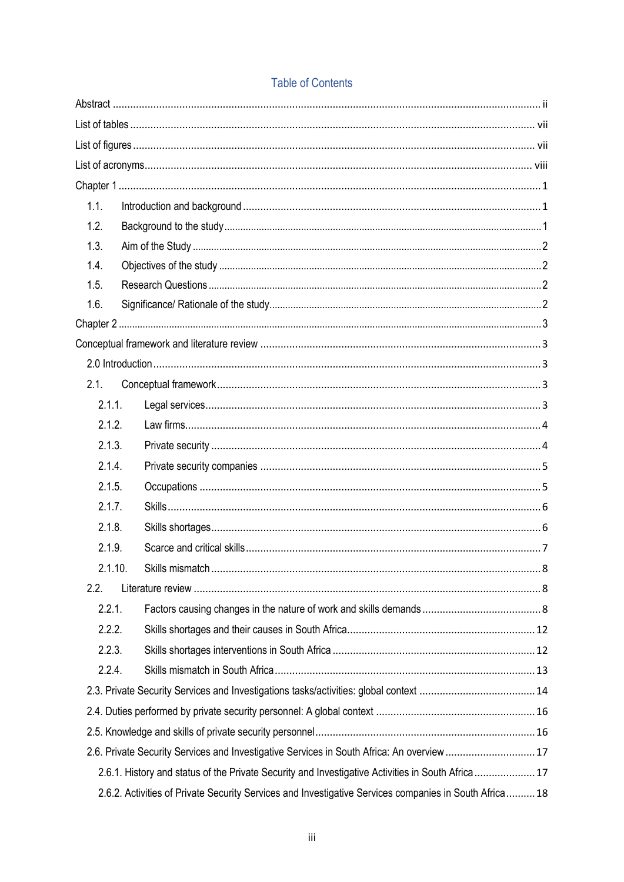## Table of Contents

Abstract ..... ii

List of tables ..... vii

List of figures ..... vii

List of acronyms ..... viii

Chapter 1 ..... 1

- 1.1. Introduction and background ..... 1
- 1.2. Background to the study ..... 1
- 1.3. Aim of the Study ..... 2
- 1.4. Objectives of the study ..... 2
- 1.5. Research Questions ..... 2
- 1.6. Significance/ Rationale of the study ..... 2

Chapter 2 ..... 3

Conceptual framework and literature review ..... 3

- 2.0 Introduction ..... 3
- 2.1. Conceptual framework ..... 3
  - 2.1.1. Legal services ..... 3
  - 2.1.2. Law firms ..... 4
  - 2.1.3. Private security ..... 4
  - 2.1.4. Private security companies ..... 5
  - 2.1.5. Occupations ..... 5
  - 2.1.7. Skills ..... 6
  - 2.1.8. Skills shortages ..... 6
  - 2.1.9. Scarce and critical skills ..... 7
  - 2.1.10. Skills mismatch ..... 8
- 2.2. Literature review ..... 8
  - 2.2.1. Factors causing changes in the nature of work and skills demands ..... 8
  - 2.2.2. Skills shortages and their causes in South Africa ..... 12
  - 2.2.3. Skills shortages interventions in South Africa ..... 12
  - 2.2.4. Skills mismatch in South Africa ..... 13
- 2.3. Private Security Services and Investigations tasks/activities: global context ..... 14
- 2.4. Duties performed by private security personnel: A global context ..... 16
- 2.5. Knowledge and skills of private security personnel ..... 16
- 2.6. Private Security Services and Investigative Services in South Africa: An overview ..... 17
  - 2.6.1. History and status of the Private Security and Investigative Activities in South Africa ..... 17
  - 2.6.2. Activities of Private Security Services and Investigative Services companies in South Africa ..... 18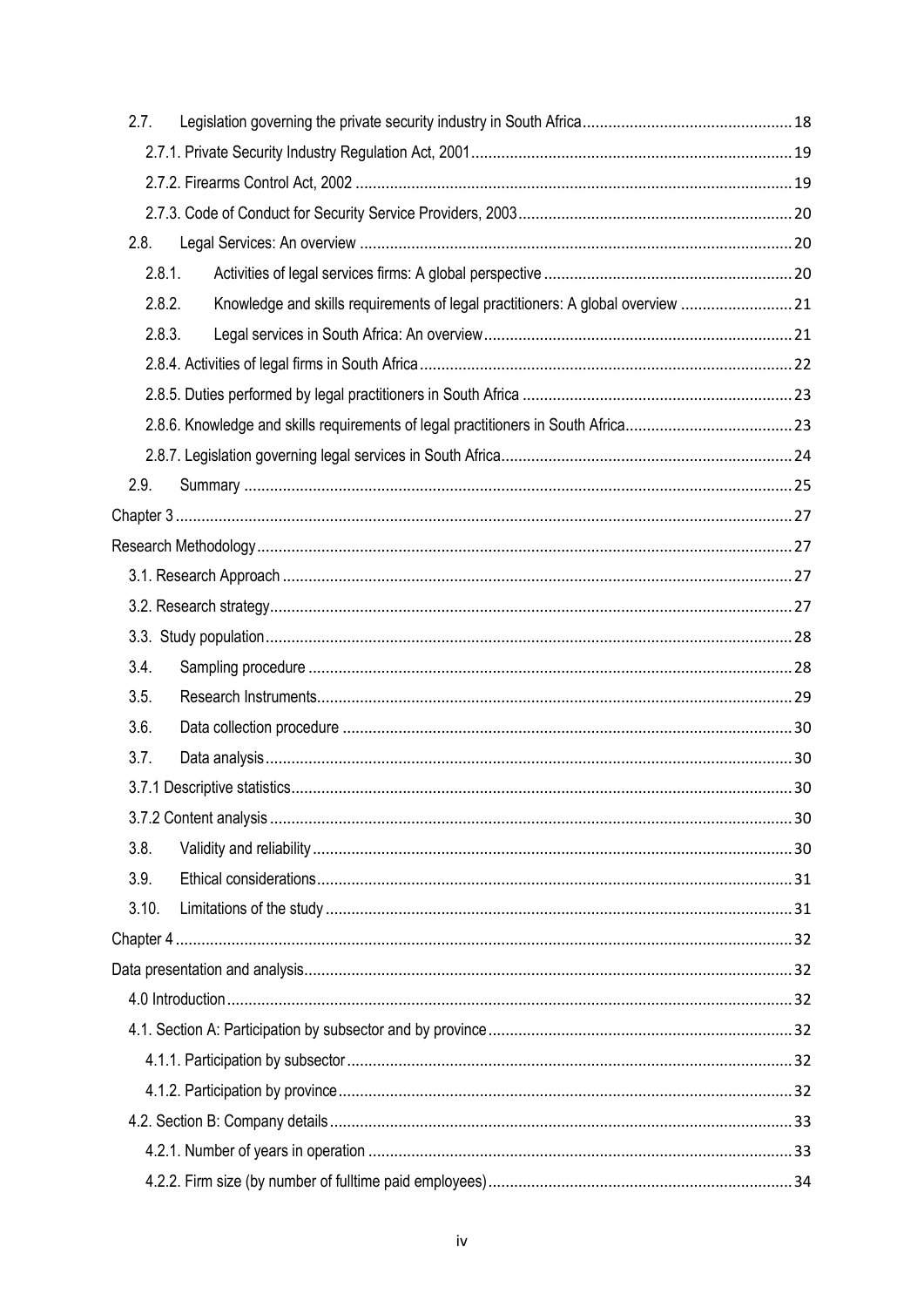2.7. Legislation governing the private security industry in South Africa ........ 18

2.7.1. Private Security Industry Regulation Act, 2001 ........ 19

2.7.2. Firearms Control Act, 2002 ........ 19

2.7.3. Code of Conduct for Security Service Providers, 2003 ........ 20

2.8. Legal Services: An overview ........ 20

2.8.1. Activities of legal services firms: A global perspective ........ 20

2.8.2. Knowledge and skills requirements of legal practitioners: A global overview ........ 21

2.8.3. Legal services in South Africa: An overview ........ 21

2.8.4. Activities of legal firms in South Africa ........ 22

2.8.5. Duties performed by legal practitioners in South Africa ........ 23

2.8.6. Knowledge and skills requirements of legal practitioners in South Africa ........ 23

2.8.7. Legislation governing legal services in South Africa ........ 24

2.9. Summary ........ 25

Chapter 3 ........ 27

Research Methodology ........ 27

3.1. Research Approach ........ 27

3.2. Research strategy ........ 27

3.3. Study population ........ 28

3.4. Sampling procedure ........ 28

3.5. Research Instruments ........ 29

3.6. Data collection procedure ........ 30

3.7. Data analysis ........ 30

3.7.1 Descriptive statistics ........ 30

3.7.2 Content analysis ........ 30

3.8. Validity and reliability ........ 30

3.9. Ethical considerations ........ 31

3.10. Limitations of the study ........ 31

Chapter 4 ........ 32

Data presentation and analysis ........ 32

4.0 Introduction ........ 32

4.1. Section A: Participation by subsector and by province ........ 32

4.1.1. Participation by subsector ........ 32

4.1.2. Participation by province ........ 32

4.2. Section B: Company details ........ 33

4.2.1. Number of years in operation ........ 33

4.2.2. Firm size (by number of fulltime paid employees) ........ 34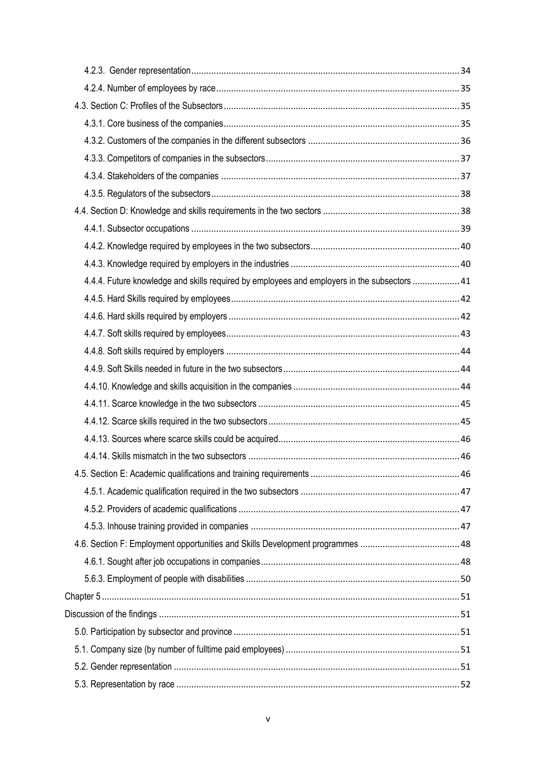4.2.3. Gender representation ... 34

4.2.4. Number of employees by race ... 35

4.3. Section C: Profiles of the Subsectors ... 35

4.3.1. Core business of the companies ... 35

4.3.2. Customers of the companies in the different subsectors ... 36

4.3.3. Competitors of companies in the subsectors ... 37

4.3.4. Stakeholders of the companies ... 37

4.3.5. Regulators of the subsectors ... 38

4.4. Section D: Knowledge and skills requirements in the two sectors ... 38

4.4.1. Subsector occupations ... 39

4.4.2. Knowledge required by employees in the two subsectors ... 40

4.4.3. Knowledge required by employers in the industries ... 40

4.4.4. Future knowledge and skills required by employees and employers in the subsectors ... 41

4.4.5. Hard Skills required by employees ... 42

4.4.6. Hard skills required by employers ... 42

4.4.7. Soft skills required by employees ... 43

4.4.8. Soft skills required by employers ... 44

4.4.9. Soft Skills needed in future in the two subsectors ... 44

4.4.10. Knowledge and skills acquisition in the companies ... 44

4.4.11. Scarce knowledge in the two subsectors ... 45

4.4.12. Scarce skills required in the two subsectors ... 45

4.4.13. Sources where scarce skills could be acquired ... 46

4.4.14. Skills mismatch in the two subsectors ... 46

4.5. Section E: Academic qualifications and training requirements ... 46

4.5.1. Academic qualification required in the two subsectors ... 47

4.5.2. Providers of academic qualifications ... 47

4.5.3. Inhouse training provided in companies ... 47

4.6. Section F: Employment opportunities and Skills Development programmes ... 48

4.6.1. Sought after job occupations in companies ... 48

5.6.3. Employment of people with disabilities ... 50

Chapter 5 ... 51

Discussion of the findings ... 51

5.0. Participation by subsector and province ... 51

5.1. Company size (by number of fulltime paid employees) ... 51

5.2. Gender representation ... 51

5.3. Representation by race ... 52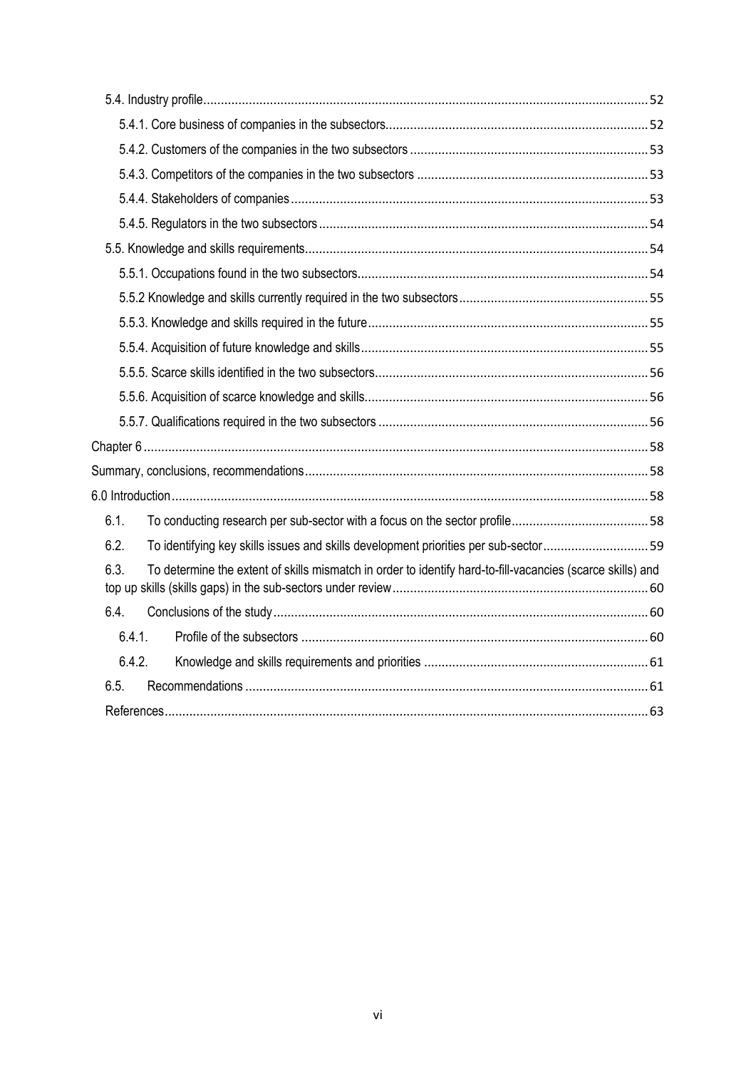5.4. Industry profile ..... 52

5.4.1. Core business of companies in the subsectors ..... 52

5.4.2. Customers of the companies in the two subsectors ..... 53

5.4.3. Competitors of the companies in the two subsectors ..... 53

5.4.4. Stakeholders of companies ..... 53

5.4.5. Regulators in the two subsectors ..... 54

5.5. Knowledge and skills requirements ..... 54

5.5.1. Occupations found in the two subsectors ..... 54

5.5.2 Knowledge and skills currently required in the two subsectors ..... 55

5.5.3. Knowledge and skills required in the future ..... 55

5.5.4. Acquisition of future knowledge and skills ..... 55

5.5.5. Scarce skills identified in the two subsectors ..... 56

5.5.6. Acquisition of scarce knowledge and skills ..... 56

5.5.7. Qualifications required in the two subsectors ..... 56

Chapter 6 ..... 58

Summary, conclusions, recommendations ..... 58

6.0 Introduction ..... 58

6.1. To conducting research per sub-sector with a focus on the sector profile ..... 58

6.2. To identifying key skills issues and skills development priorities per sub-sector ..... 59

6.3. To determine the extent of skills mismatch in order to identify hard-to-fill-vacancies (scarce skills) and top up skills (skills gaps) in the sub-sectors under review ..... 60

6.4. Conclusions of the study ..... 60

6.4.1. Profile of the subsectors ..... 60

6.4.2. Knowledge and skills requirements and priorities ..... 61

6.5. Recommendations ..... 61

References ..... 63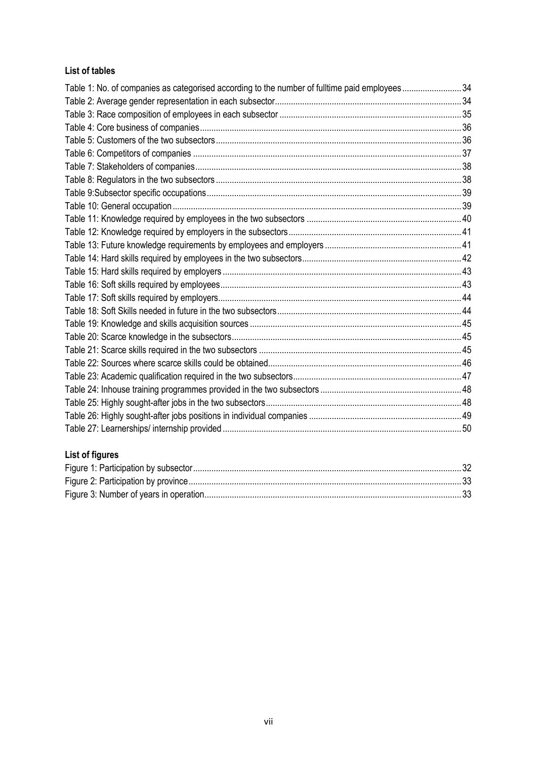### List of tables

Table 1: No. of companies as categorised according to the number of fulltime paid employees .......................... 34
Table 2: Average gender representation in each subsector ........................................................................... 34
Table 3: Race composition of employees in each subsector ........................................................................... 35
Table 4: Core business of companies ............................................................................................................. 36
Table 5: Customers of the two subsectors ....................................................................................................... 36
Table 6: Competitors of companies .................................................................................................................. 37
Table 7: Stakeholders of companies ................................................................................................................ 38
Table 8: Regulators in the two subsectors ....................................................................................................... 38
Table 9:Subsector specific occupations ........................................................................................................... 39
Table 10: General occupation ........................................................................................................................... 39
Table 11: Knowledge required by employees in the two subsectors ................................................................. 40
Table 12: Knowledge required by employers in the subsectors ........................................................................ 41
Table 13: Future knowledge requirements by employees and employers ......................................................... 41
Table 14: Hard skills required by employees in the two subsectors ................................................................... 42
Table 15: Hard skills required by employers ..................................................................................................... 43
Table 16: Soft skills required by employees ...................................................................................................... 43
Table 17: Soft skills required by employers ....................................................................................................... 44
Table 18: Soft Skills needed in future in the two subsectors .............................................................................. 44
Table 19: Knowledge and skills acquisition sources .......................................................................................... 45
Table 20: Scarce knowledge in the subsectors .................................................................................................. 45
Table 21: Scarce skills required in the two subsectors ...................................................................................... 45
Table 22: Sources where scarce skills could be obtained .................................................................................. 46
Table 23: Academic qualification required in the two subsectors ....................................................................... 47
Table 24: Inhouse training programmes provided in the two subsectors ............................................................. 48
Table 25: Highly sought-after jobs in the two subsectors .................................................................................... 48
Table 26: Highly sought-after jobs positions in individual companies ................................................................. 49
Table 27: Learnerships/ internship provided ....................................................................................................... 50

### List of figures

Figure 1: Participation by subsector ................................................................................................................... 32
Figure 2: Participation by province ..................................................................................................................... 33
Figure 3: Number of years in operation .............................................................................................................. 33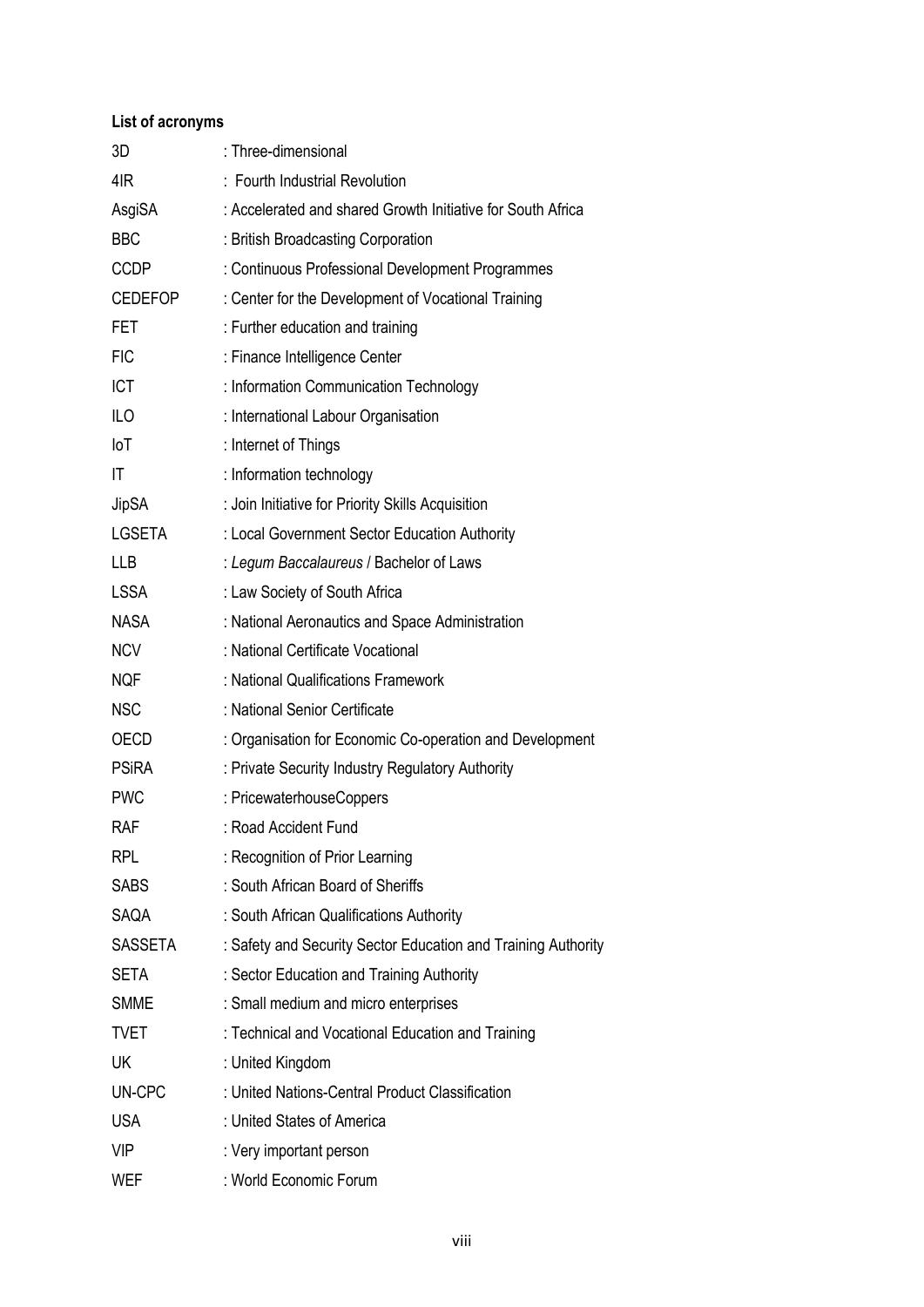**List of acronyms**

| | |
|---|---|
| 3D | : Three-dimensional |
| 4IR | : Fourth Industrial Revolution |
| AsgiSA | : Accelerated and shared Growth Initiative for South Africa |
| BBC | : British Broadcasting Corporation |
| CCDP | : Continuous Professional Development Programmes |
| CEDEFOP | : Center for the Development of Vocational Training |
| FET | : Further education and training |
| FIC | : Finance Intelligence Center |
| ICT | : Information Communication Technology |
| ILO | : International Labour Organisation |
| IoT | : Internet of Things |
| IT | : Information technology |
| JipSA | : Join Initiative for Priority Skills Acquisition |
| LGSETA | : Local Government Sector Education Authority |
| LLB | : *Legum Baccalaureus* / Bachelor of Laws |
| LSSA | : Law Society of South Africa |
| NASA | : National Aeronautics and Space Administration |
| NCV | : National Certificate Vocational |
| NQF | : National Qualifications Framework |
| NSC | : National Senior Certificate |
| OECD | : Organisation for Economic Co-operation and Development |
| PSiRA | : Private Security Industry Regulatory Authority |
| PWC | : PricewaterhouseCoppers |
| RAF | : Road Accident Fund |
| RPL | : Recognition of Prior Learning |
| SABS | : South African Board of Sheriffs |
| SAQA | : South African Qualifications Authority |
| SASSETA | : Safety and Security Sector Education and Training Authority |
| SETA | : Sector Education and Training Authority |
| SMME | : Small medium and micro enterprises |
| TVET | : Technical and Vocational Education and Training |
| UK | : United Kingdom |
| UN-CPC | : United Nations-Central Product Classification |
| USA | : United States of America |
| VIP | : Very important person |
| WEF | : World Economic Forum |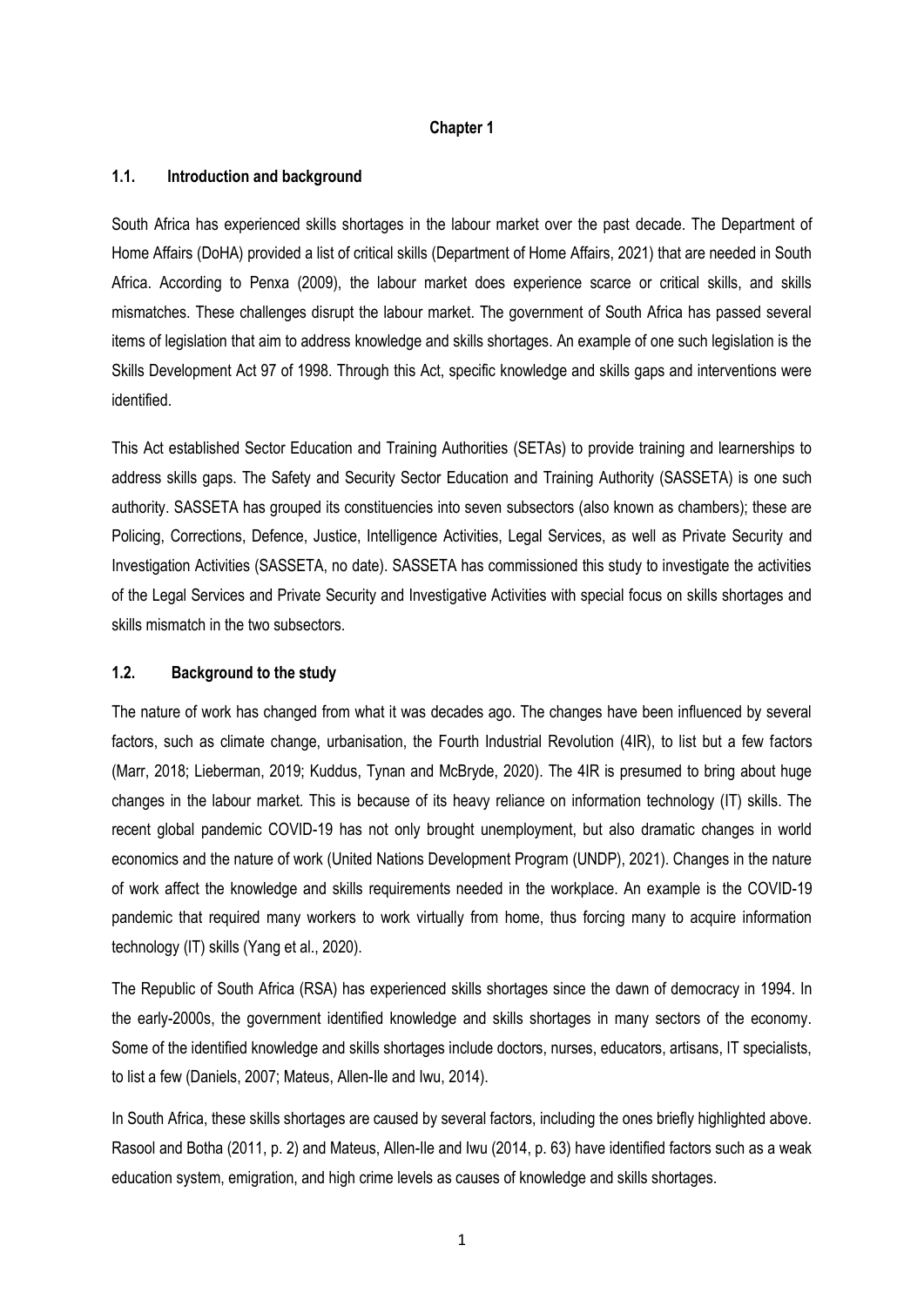## Chapter 1

### 1.1. Introduction and background

South Africa has experienced skills shortages in the labour market over the past decade. The Department of Home Affairs (DoHA) provided a list of critical skills (Department of Home Affairs, 2021) that are needed in South Africa. According to Penxa (2009), the labour market does experience scarce or critical skills, and skills mismatches. These challenges disrupt the labour market. The government of South Africa has passed several items of legislation that aim to address knowledge and skills shortages. An example of one such legislation is the Skills Development Act 97 of 1998. Through this Act, specific knowledge and skills gaps and interventions were identified.

This Act established Sector Education and Training Authorities (SETAs) to provide training and learnerships to address skills gaps. The Safety and Security Sector Education and Training Authority (SASSETA) is one such authority. SASSETA has grouped its constituencies into seven subsectors (also known as chambers); these are Policing, Corrections, Defence, Justice, Intelligence Activities, Legal Services, as well as Private Security and Investigation Activities (SASSETA, no date). SASSETA has commissioned this study to investigate the activities of the Legal Services and Private Security and Investigative Activities with special focus on skills shortages and skills mismatch in the two subsectors.

### 1.2. Background to the study

The nature of work has changed from what it was decades ago. The changes have been influenced by several factors, such as climate change, urbanisation, the Fourth Industrial Revolution (4IR), to list but a few factors (Marr, 2018; Lieberman, 2019; Kuddus, Tynan and McBryde, 2020). The 4IR is presumed to bring about huge changes in the labour market. This is because of its heavy reliance on information technology (IT) skills. The recent global pandemic COVID-19 has not only brought unemployment, but also dramatic changes in world economics and the nature of work (United Nations Development Program (UNDP), 2021). Changes in the nature of work affect the knowledge and skills requirements needed in the workplace. An example is the COVID-19 pandemic that required many workers to work virtually from home, thus forcing many to acquire information technology (IT) skills (Yang et al., 2020).

The Republic of South Africa (RSA) has experienced skills shortages since the dawn of democracy in 1994. In the early-2000s, the government identified knowledge and skills shortages in many sectors of the economy. Some of the identified knowledge and skills shortages include doctors, nurses, educators, artisans, IT specialists, to list a few (Daniels, 2007; Mateus, Allen-Ile and Iwu, 2014).

In South Africa, these skills shortages are caused by several factors, including the ones briefly highlighted above. Rasool and Botha (2011, p. 2) and Mateus, Allen-Ile and Iwu (2014, p. 63) have identified factors such as a weak education system, emigration, and high crime levels as causes of knowledge and skills shortages.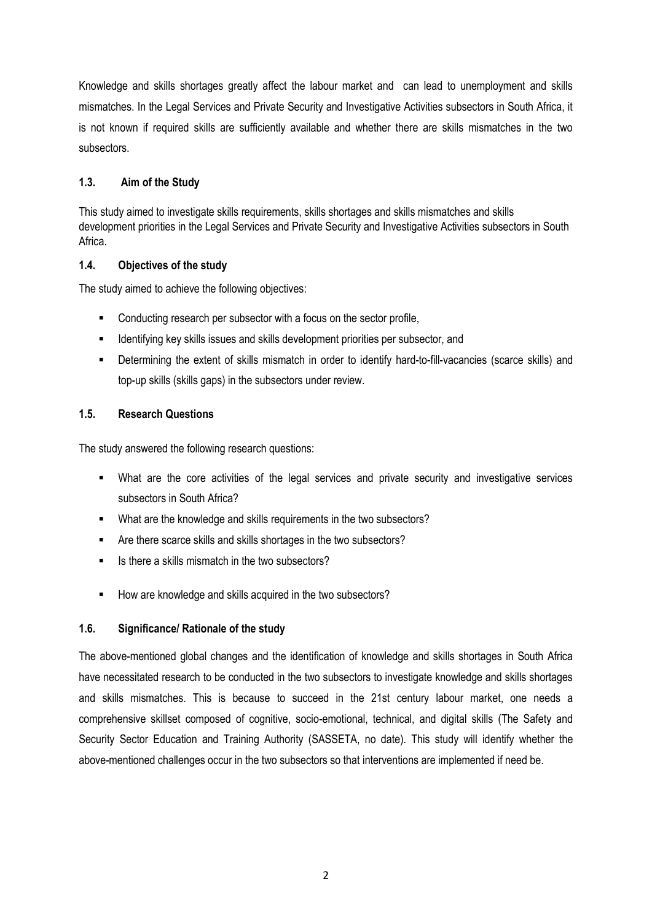Knowledge and skills shortages greatly affect the labour market and can lead to unemployment and skills mismatches. In the Legal Services and Private Security and Investigative Activities subsectors in South Africa, it is not known if required skills are sufficiently available and whether there are skills mismatches in the two subsectors.

### 1.3. Aim of the Study

This study aimed to investigate skills requirements, skills shortages and skills mismatches and skills development priorities in the Legal Services and Private Security and Investigative Activities subsectors in South Africa.

### 1.4. Objectives of the study

The study aimed to achieve the following objectives:

- Conducting research per subsector with a focus on the sector profile,
- Identifying key skills issues and skills development priorities per subsector, and
- Determining the extent of skills mismatch in order to identify hard-to-fill-vacancies (scarce skills) and top-up skills (skills gaps) in the subsectors under review.

### 1.5. Research Questions

The study answered the following research questions:

- What are the core activities of the legal services and private security and investigative services subsectors in South Africa?
- What are the knowledge and skills requirements in the two subsectors?
- Are there scarce skills and skills shortages in the two subsectors?
- Is there a skills mismatch in the two subsectors?
- How are knowledge and skills acquired in the two subsectors?

### 1.6. Significance/ Rationale of the study

The above-mentioned global changes and the identification of knowledge and skills shortages in South Africa have necessitated research to be conducted in the two subsectors to investigate knowledge and skills shortages and skills mismatches. This is because to succeed in the 21st century labour market, one needs a comprehensive skillset composed of cognitive, socio-emotional, technical, and digital skills (The Safety and Security Sector Education and Training Authority (SASSETA, no date). This study will identify whether the above-mentioned challenges occur in the two subsectors so that interventions are implemented if need be.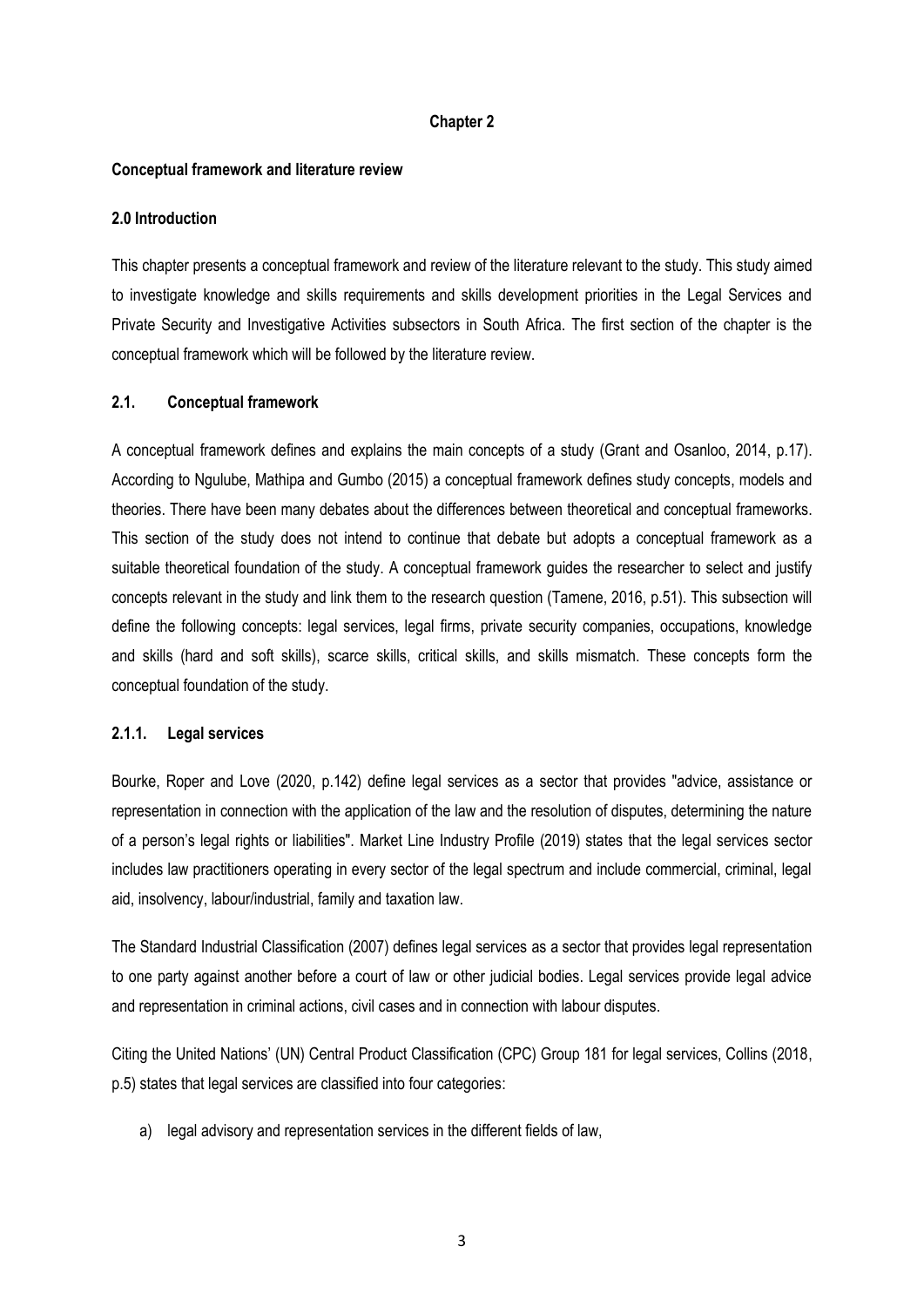# Chapter 2

## Conceptual framework and literature review

### 2.0 Introduction

This chapter presents a conceptual framework and review of the literature relevant to the study. This study aimed to investigate knowledge and skills requirements and skills development priorities in the Legal Services and Private Security and Investigative Activities subsectors in South Africa. The first section of the chapter is the conceptual framework which will be followed by the literature review.

### 2.1. Conceptual framework

A conceptual framework defines and explains the main concepts of a study (Grant and Osanloo, 2014, p.17). According to Ngulube, Mathipa and Gumbo (2015) a conceptual framework defines study concepts, models and theories. There have been many debates about the differences between theoretical and conceptual frameworks. This section of the study does not intend to continue that debate but adopts a conceptual framework as a suitable theoretical foundation of the study. A conceptual framework guides the researcher to select and justify concepts relevant in the study and link them to the research question (Tamene, 2016, p.51). This subsection will define the following concepts: legal services, legal firms, private security companies, occupations, knowledge and skills (hard and soft skills), scarce skills, critical skills, and skills mismatch. These concepts form the conceptual foundation of the study.

#### 2.1.1. Legal services

Bourke, Roper and Love (2020, p.142) define legal services as a sector that provides "advice, assistance or representation in connection with the application of the law and the resolution of disputes, determining the nature of a person's legal rights or liabilities". Market Line Industry Profile (2019) states that the legal services sector includes law practitioners operating in every sector of the legal spectrum and include commercial, criminal, legal aid, insolvency, labour/industrial, family and taxation law.

The Standard Industrial Classification (2007) defines legal services as a sector that provides legal representation to one party against another before a court of law or other judicial bodies. Legal services provide legal advice and representation in criminal actions, civil cases and in connection with labour disputes.

Citing the United Nations' (UN) Central Product Classification (CPC) Group 181 for legal services, Collins (2018, p.5) states that legal services are classified into four categories:

a) legal advisory and representation services in the different fields of law,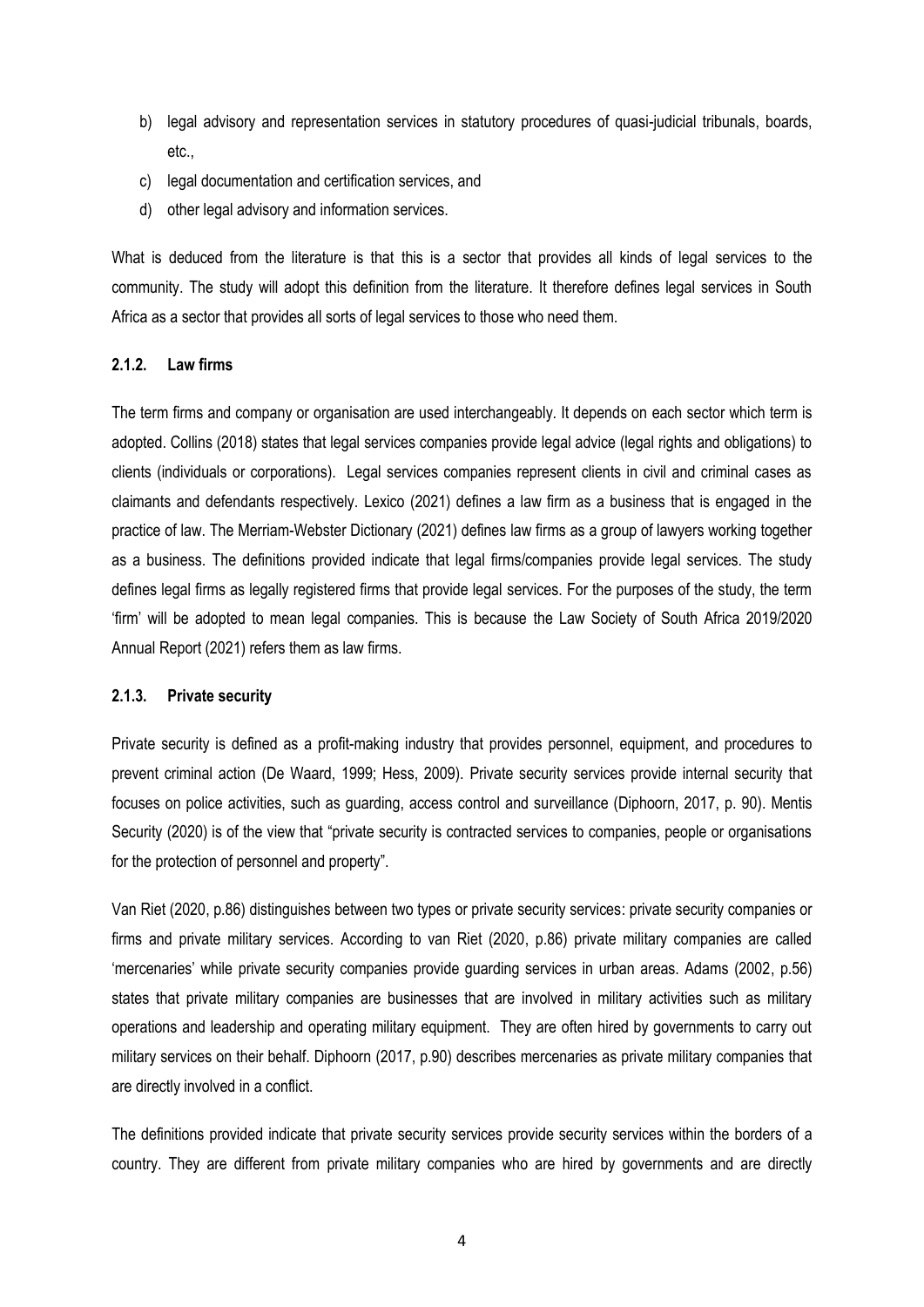b) legal advisory and representation services in statutory procedures of quasi-judicial tribunals, boards, etc.,
c) legal documentation and certification services, and
d) other legal advisory and information services.

What is deduced from the literature is that this is a sector that provides all kinds of legal services to the community. The study will adopt this definition from the literature. It therefore defines legal services in South Africa as a sector that provides all sorts of legal services to those who need them.

### 2.1.2. Law firms

The term firms and company or organisation are used interchangeably. It depends on each sector which term is adopted. Collins (2018) states that legal services companies provide legal advice (legal rights and obligations) to clients (individuals or corporations). Legal services companies represent clients in civil and criminal cases as claimants and defendants respectively. Lexico (2021) defines a law firm as a business that is engaged in the practice of law. The Merriam-Webster Dictionary (2021) defines law firms as a group of lawyers working together as a business. The definitions provided indicate that legal firms/companies provide legal services. The study defines legal firms as legally registered firms that provide legal services. For the purposes of the study, the term 'firm' will be adopted to mean legal companies. This is because the Law Society of South Africa 2019/2020 Annual Report (2021) refers them as law firms.

### 2.1.3. Private security

Private security is defined as a profit-making industry that provides personnel, equipment, and procedures to prevent criminal action (De Waard, 1999; Hess, 2009). Private security services provide internal security that focuses on police activities, such as guarding, access control and surveillance (Diphoorn, 2017, p. 90). Mentis Security (2020) is of the view that "private security is contracted services to companies, people or organisations for the protection of personnel and property".

Van Riet (2020, p.86) distinguishes between two types or private security services: private security companies or firms and private military services. According to van Riet (2020, p.86) private military companies are called 'mercenaries' while private security companies provide guarding services in urban areas. Adams (2002, p.56) states that private military companies are businesses that are involved in military activities such as military operations and leadership and operating military equipment. They are often hired by governments to carry out military services on their behalf. Diphoorn (2017, p.90) describes mercenaries as private military companies that are directly involved in a conflict.

The definitions provided indicate that private security services provide security services within the borders of a country. They are different from private military companies who are hired by governments and are directly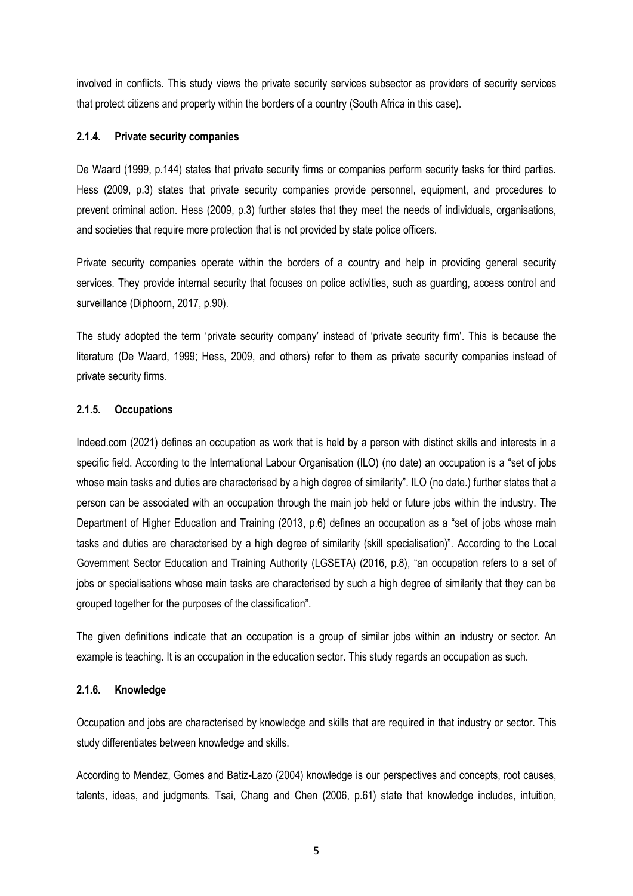involved in conflicts. This study views the private security services subsector as providers of security services that protect citizens and property within the borders of a country (South Africa in this case).

### 2.1.4. Private security companies

De Waard (1999, p.144) states that private security firms or companies perform security tasks for third parties. Hess (2009, p.3) states that private security companies provide personnel, equipment, and procedures to prevent criminal action. Hess (2009, p.3) further states that they meet the needs of individuals, organisations, and societies that require more protection that is not provided by state police officers.

Private security companies operate within the borders of a country and help in providing general security services. They provide internal security that focuses on police activities, such as guarding, access control and surveillance (Diphoorn, 2017, p.90).

The study adopted the term 'private security company' instead of 'private security firm'. This is because the literature (De Waard, 1999; Hess, 2009, and others) refer to them as private security companies instead of private security firms.

### 2.1.5. Occupations

Indeed.com (2021) defines an occupation as work that is held by a person with distinct skills and interests in a specific field. According to the International Labour Organisation (ILO) (no date) an occupation is a "set of jobs whose main tasks and duties are characterised by a high degree of similarity". ILO (no date.) further states that a person can be associated with an occupation through the main job held or future jobs within the industry. The Department of Higher Education and Training (2013, p.6) defines an occupation as a "set of jobs whose main tasks and duties are characterised by a high degree of similarity (skill specialisation)". According to the Local Government Sector Education and Training Authority (LGSETA) (2016, p.8), "an occupation refers to a set of jobs or specialisations whose main tasks are characterised by such a high degree of similarity that they can be grouped together for the purposes of the classification".

The given definitions indicate that an occupation is a group of similar jobs within an industry or sector. An example is teaching. It is an occupation in the education sector. This study regards an occupation as such.

### 2.1.6. Knowledge

Occupation and jobs are characterised by knowledge and skills that are required in that industry or sector. This study differentiates between knowledge and skills.

According to Mendez, Gomes and Batiz-Lazo (2004) knowledge is our perspectives and concepts, root causes, talents, ideas, and judgments. Tsai, Chang and Chen (2006, p.61) state that knowledge includes, intuition,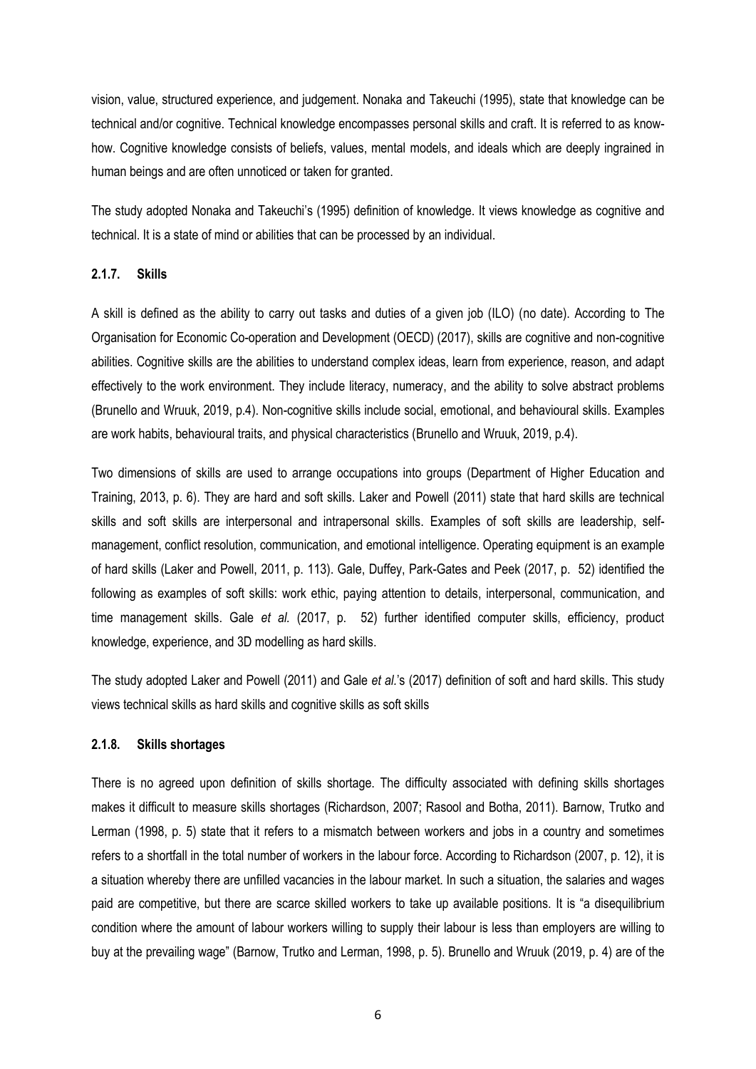vision, value, structured experience, and judgement. Nonaka and Takeuchi (1995), state that knowledge can be technical and/or cognitive. Technical knowledge encompasses personal skills and craft. It is referred to as know-how. Cognitive knowledge consists of beliefs, values, mental models, and ideals which are deeply ingrained in human beings and are often unnoticed or taken for granted.

The study adopted Nonaka and Takeuchi's (1995) definition of knowledge. It views knowledge as cognitive and technical. It is a state of mind or abilities that can be processed by an individual.

### 2.1.7. Skills

A skill is defined as the ability to carry out tasks and duties of a given job (ILO) (no date). According to The Organisation for Economic Co-operation and Development (OECD) (2017), skills are cognitive and non-cognitive abilities. Cognitive skills are the abilities to understand complex ideas, learn from experience, reason, and adapt effectively to the work environment. They include literacy, numeracy, and the ability to solve abstract problems (Brunello and Wruuk, 2019, p.4). Non-cognitive skills include social, emotional, and behavioural skills. Examples are work habits, behavioural traits, and physical characteristics (Brunello and Wruuk, 2019, p.4).

Two dimensions of skills are used to arrange occupations into groups (Department of Higher Education and Training, 2013, p. 6). They are hard and soft skills. Laker and Powell (2011) state that hard skills are technical skills and soft skills are interpersonal and intrapersonal skills. Examples of soft skills are leadership, self-management, conflict resolution, communication, and emotional intelligence. Operating equipment is an example of hard skills (Laker and Powell, 2011, p. 113). Gale, Duffey, Park-Gates and Peek (2017, p. 52) identified the following as examples of soft skills: work ethic, paying attention to details, interpersonal, communication, and time management skills. Gale *et al.* (2017, p. 52) further identified computer skills, efficiency, product knowledge, experience, and 3D modelling as hard skills.

The study adopted Laker and Powell (2011) and Gale *et al.*'s (2017) definition of soft and hard skills. This study views technical skills as hard skills and cognitive skills as soft skills

### 2.1.8. Skills shortages

There is no agreed upon definition of skills shortage. The difficulty associated with defining skills shortages makes it difficult to measure skills shortages (Richardson, 2007; Rasool and Botha, 2011). Barnow, Trutko and Lerman (1998, p. 5) state that it refers to a mismatch between workers and jobs in a country and sometimes refers to a shortfall in the total number of workers in the labour force. According to Richardson (2007, p. 12), it is a situation whereby there are unfilled vacancies in the labour market. In such a situation, the salaries and wages paid are competitive, but there are scarce skilled workers to take up available positions. It is "a disequilibrium condition where the amount of labour workers willing to supply their labour is less than employers are willing to buy at the prevailing wage" (Barnow, Trutko and Lerman, 1998, p. 5). Brunello and Wruuk (2019, p. 4) are of the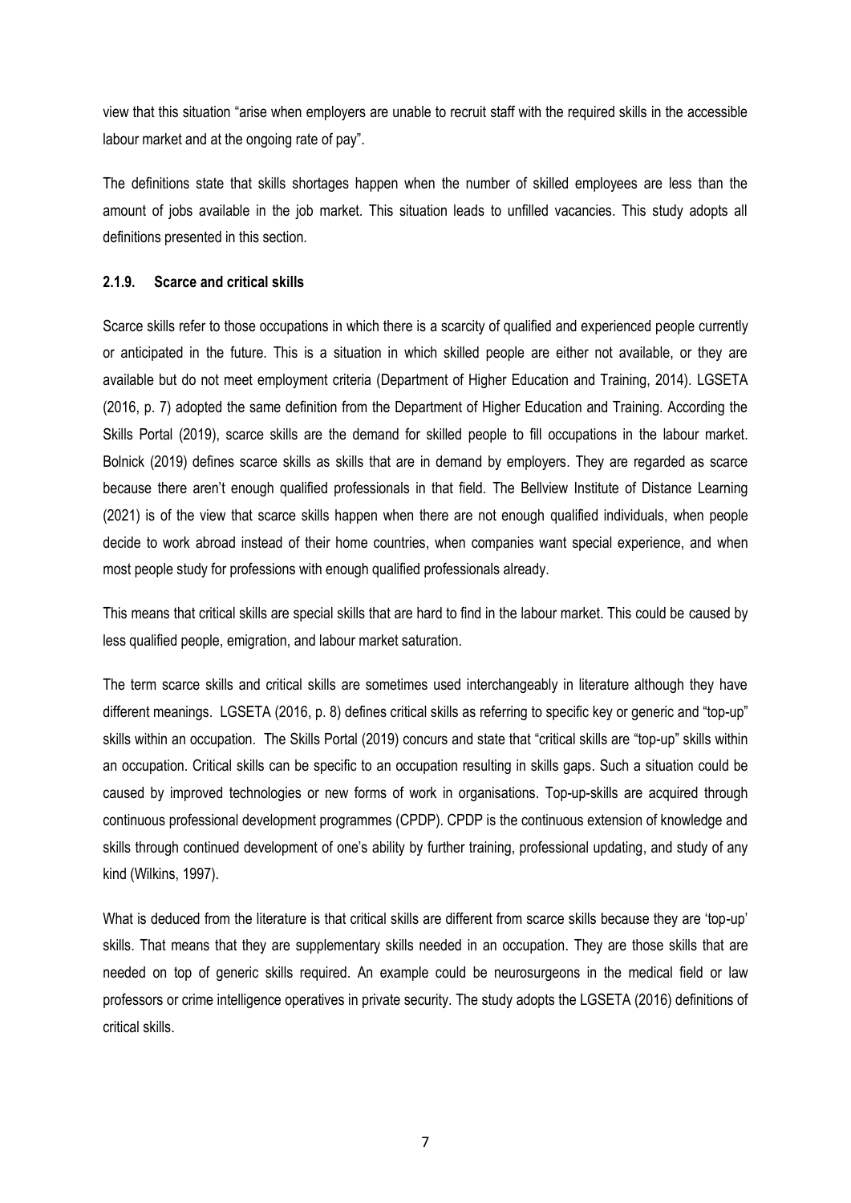view that this situation "arise when employers are unable to recruit staff with the required skills in the accessible labour market and at the ongoing rate of pay".

The definitions state that skills shortages happen when the number of skilled employees are less than the amount of jobs available in the job market. This situation leads to unfilled vacancies. This study adopts all definitions presented in this section.

### 2.1.9. Scarce and critical skills

Scarce skills refer to those occupations in which there is a scarcity of qualified and experienced people currently or anticipated in the future. This is a situation in which skilled people are either not available, or they are available but do not meet employment criteria (Department of Higher Education and Training, 2014). LGSETA (2016, p. 7) adopted the same definition from the Department of Higher Education and Training. According the Skills Portal (2019), scarce skills are the demand for skilled people to fill occupations in the labour market. Bolnick (2019) defines scarce skills as skills that are in demand by employers. They are regarded as scarce because there aren't enough qualified professionals in that field. The Bellview Institute of Distance Learning (2021) is of the view that scarce skills happen when there are not enough qualified individuals, when people decide to work abroad instead of their home countries, when companies want special experience, and when most people study for professions with enough qualified professionals already.

This means that critical skills are special skills that are hard to find in the labour market. This could be caused by less qualified people, emigration, and labour market saturation.

The term scarce skills and critical skills are sometimes used interchangeably in literature although they have different meanings. LGSETA (2016, p. 8) defines critical skills as referring to specific key or generic and "top-up" skills within an occupation. The Skills Portal (2019) concurs and state that "critical skills are "top-up" skills within an occupation. Critical skills can be specific to an occupation resulting in skills gaps. Such a situation could be caused by improved technologies or new forms of work in organisations. Top-up-skills are acquired through continuous professional development programmes (CPDP). CPDP is the continuous extension of knowledge and skills through continued development of one's ability by further training, professional updating, and study of any kind (Wilkins, 1997).

What is deduced from the literature is that critical skills are different from scarce skills because they are 'top-up' skills. That means that they are supplementary skills needed in an occupation. They are those skills that are needed on top of generic skills required. An example could be neurosurgeons in the medical field or law professors or crime intelligence operatives in private security. The study adopts the LGSETA (2016) definitions of critical skills.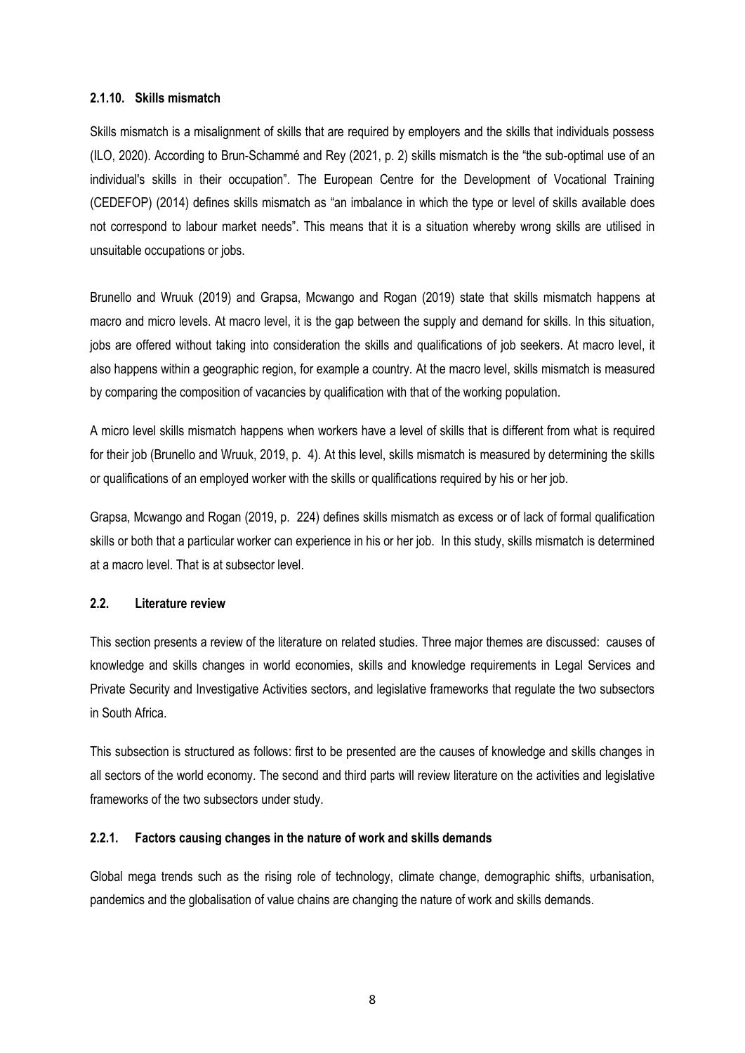#### 2.1.10. Skills mismatch

Skills mismatch is a misalignment of skills that are required by employers and the skills that individuals possess (ILO, 2020). According to Brun-Schammé and Rey (2021, p. 2) skills mismatch is the "the sub-optimal use of an individual's skills in their occupation". The European Centre for the Development of Vocational Training (CEDEFOP) (2014) defines skills mismatch as "an imbalance in which the type or level of skills available does not correspond to labour market needs". This means that it is a situation whereby wrong skills are utilised in unsuitable occupations or jobs.

Brunello and Wruuk (2019) and Grapsa, Mcwango and Rogan (2019) state that skills mismatch happens at macro and micro levels. At macro level, it is the gap between the supply and demand for skills. In this situation, jobs are offered without taking into consideration the skills and qualifications of job seekers. At macro level, it also happens within a geographic region, for example a country. At the macro level, skills mismatch is measured by comparing the composition of vacancies by qualification with that of the working population.

A micro level skills mismatch happens when workers have a level of skills that is different from what is required for their job (Brunello and Wruuk, 2019, p. 4). At this level, skills mismatch is measured by determining the skills or qualifications of an employed worker with the skills or qualifications required by his or her job.

Grapsa, Mcwango and Rogan (2019, p. 224) defines skills mismatch as excess or of lack of formal qualification skills or both that a particular worker can experience in his or her job. In this study, skills mismatch is determined at a macro level. That is at subsector level.

### 2.2. Literature review

This section presents a review of the literature on related studies. Three major themes are discussed: causes of knowledge and skills changes in world economies, skills and knowledge requirements in Legal Services and Private Security and Investigative Activities sectors, and legislative frameworks that regulate the two subsectors in South Africa.

This subsection is structured as follows: first to be presented are the causes of knowledge and skills changes in all sectors of the world economy. The second and third parts will review literature on the activities and legislative frameworks of the two subsectors under study.

#### 2.2.1. Factors causing changes in the nature of work and skills demands

Global mega trends such as the rising role of technology, climate change, demographic shifts, urbanisation, pandemics and the globalisation of value chains are changing the nature of work and skills demands.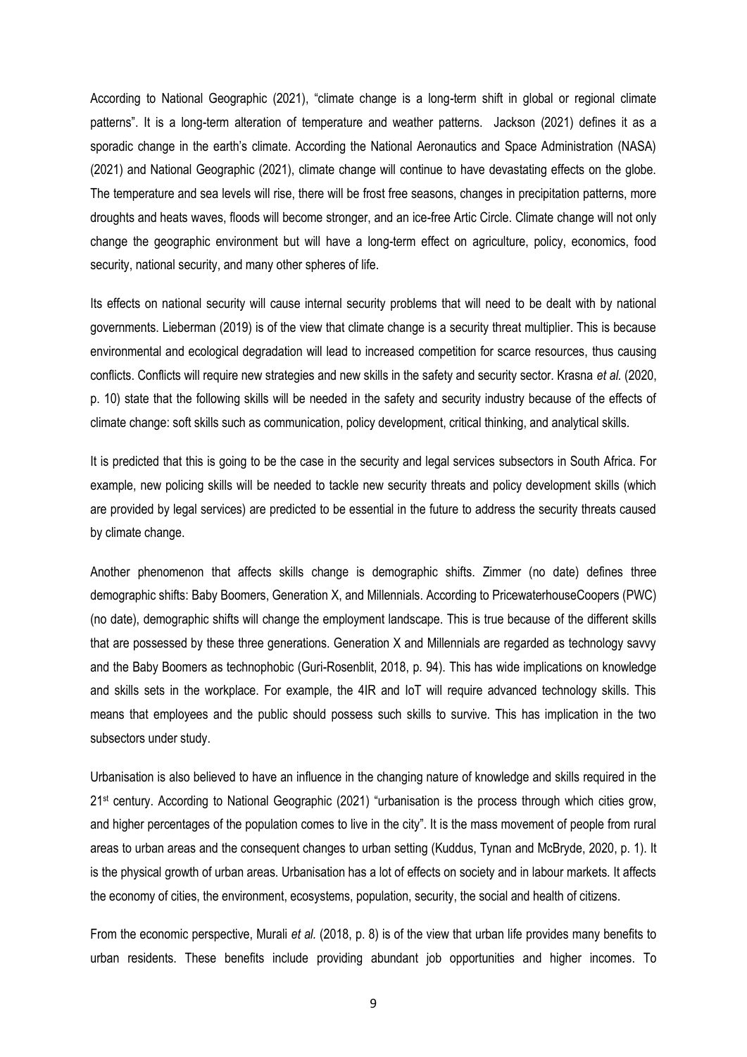According to National Geographic (2021), "climate change is a long-term shift in global or regional climate patterns". It is a long-term alteration of temperature and weather patterns. Jackson (2021) defines it as a sporadic change in the earth's climate. According the National Aeronautics and Space Administration (NASA) (2021) and National Geographic (2021), climate change will continue to have devastating effects on the globe. The temperature and sea levels will rise, there will be frost free seasons, changes in precipitation patterns, more droughts and heats waves, floods will become stronger, and an ice-free Artic Circle. Climate change will not only change the geographic environment but will have a long-term effect on agriculture, policy, economics, food security, national security, and many other spheres of life.

Its effects on national security will cause internal security problems that will need to be dealt with by national governments. Lieberman (2019) is of the view that climate change is a security threat multiplier. This is because environmental and ecological degradation will lead to increased competition for scarce resources, thus causing conflicts. Conflicts will require new strategies and new skills in the safety and security sector. Krasna *et al.* (2020, p. 10) state that the following skills will be needed in the safety and security industry because of the effects of climate change: soft skills such as communication, policy development, critical thinking, and analytical skills.

It is predicted that this is going to be the case in the security and legal services subsectors in South Africa. For example, new policing skills will be needed to tackle new security threats and policy development skills (which are provided by legal services) are predicted to be essential in the future to address the security threats caused by climate change.

Another phenomenon that affects skills change is demographic shifts. Zimmer (no date) defines three demographic shifts: Baby Boomers, Generation X, and Millennials. According to PricewaterhouseCoopers (PWC) (no date), demographic shifts will change the employment landscape. This is true because of the different skills that are possessed by these three generations. Generation X and Millennials are regarded as technology savvy and the Baby Boomers as technophobic (Guri-Rosenblit, 2018, p. 94). This has wide implications on knowledge and skills sets in the workplace. For example, the 4IR and IoT will require advanced technology skills. This means that employees and the public should possess such skills to survive. This has implication in the two subsectors under study.

Urbanisation is also believed to have an influence in the changing nature of knowledge and skills required in the 21st century. According to National Geographic (2021) "urbanisation is the process through which cities grow, and higher percentages of the population comes to live in the city". It is the mass movement of people from rural areas to urban areas and the consequent changes to urban setting (Kuddus, Tynan and McBryde, 2020, p. 1). It is the physical growth of urban areas. Urbanisation has a lot of effects on society and in labour markets. It affects the economy of cities, the environment, ecosystems, population, security, the social and health of citizens.

From the economic perspective, Murali *et al.* (2018, p. 8) is of the view that urban life provides many benefits to urban residents. These benefits include providing abundant job opportunities and higher incomes. To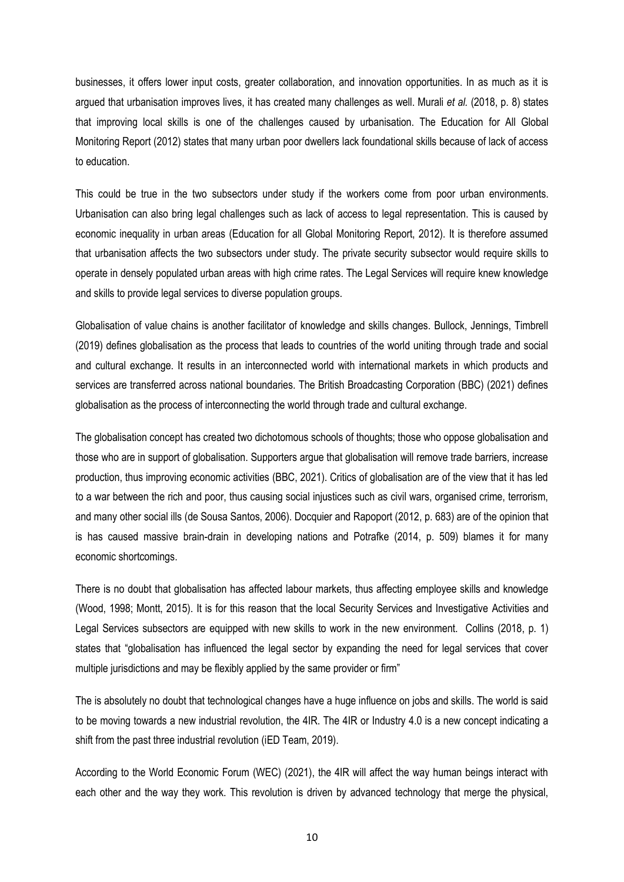businesses, it offers lower input costs, greater collaboration, and innovation opportunities. In as much as it is argued that urbanisation improves lives, it has created many challenges as well. Murali *et al.* (2018, p. 8) states that improving local skills is one of the challenges caused by urbanisation. The Education for All Global Monitoring Report (2012) states that many urban poor dwellers lack foundational skills because of lack of access to education.

This could be true in the two subsectors under study if the workers come from poor urban environments. Urbanisation can also bring legal challenges such as lack of access to legal representation. This is caused by economic inequality in urban areas (Education for all Global Monitoring Report, 2012). It is therefore assumed that urbanisation affects the two subsectors under study. The private security subsector would require skills to operate in densely populated urban areas with high crime rates. The Legal Services will require knew knowledge and skills to provide legal services to diverse population groups.

Globalisation of value chains is another facilitator of knowledge and skills changes. Bullock, Jennings, Timbrell (2019) defines globalisation as the process that leads to countries of the world uniting through trade and social and cultural exchange. It results in an interconnected world with international markets in which products and services are transferred across national boundaries. The British Broadcasting Corporation (BBC) (2021) defines globalisation as the process of interconnecting the world through trade and cultural exchange.

The globalisation concept has created two dichotomous schools of thoughts; those who oppose globalisation and those who are in support of globalisation. Supporters argue that globalisation will remove trade barriers, increase production, thus improving economic activities (BBC, 2021). Critics of globalisation are of the view that it has led to a war between the rich and poor, thus causing social injustices such as civil wars, organised crime, terrorism, and many other social ills (de Sousa Santos, 2006). Docquier and Rapoport (2012, p. 683) are of the opinion that is has caused massive brain-drain in developing nations and Potrafke (2014, p. 509) blames it for many economic shortcomings.

There is no doubt that globalisation has affected labour markets, thus affecting employee skills and knowledge (Wood, 1998; Montt, 2015). It is for this reason that the local Security Services and Investigative Activities and Legal Services subsectors are equipped with new skills to work in the new environment. Collins (2018, p. 1) states that "globalisation has influenced the legal sector by expanding the need for legal services that cover multiple jurisdictions and may be flexibly applied by the same provider or firm"

The is absolutely no doubt that technological changes have a huge influence on jobs and skills. The world is said to be moving towards a new industrial revolution, the 4IR. The 4IR or Industry 4.0 is a new concept indicating a shift from the past three industrial revolution (iED Team, 2019).

According to the World Economic Forum (WEC) (2021), the 4IR will affect the way human beings interact with each other and the way they work. This revolution is driven by advanced technology that merge the physical,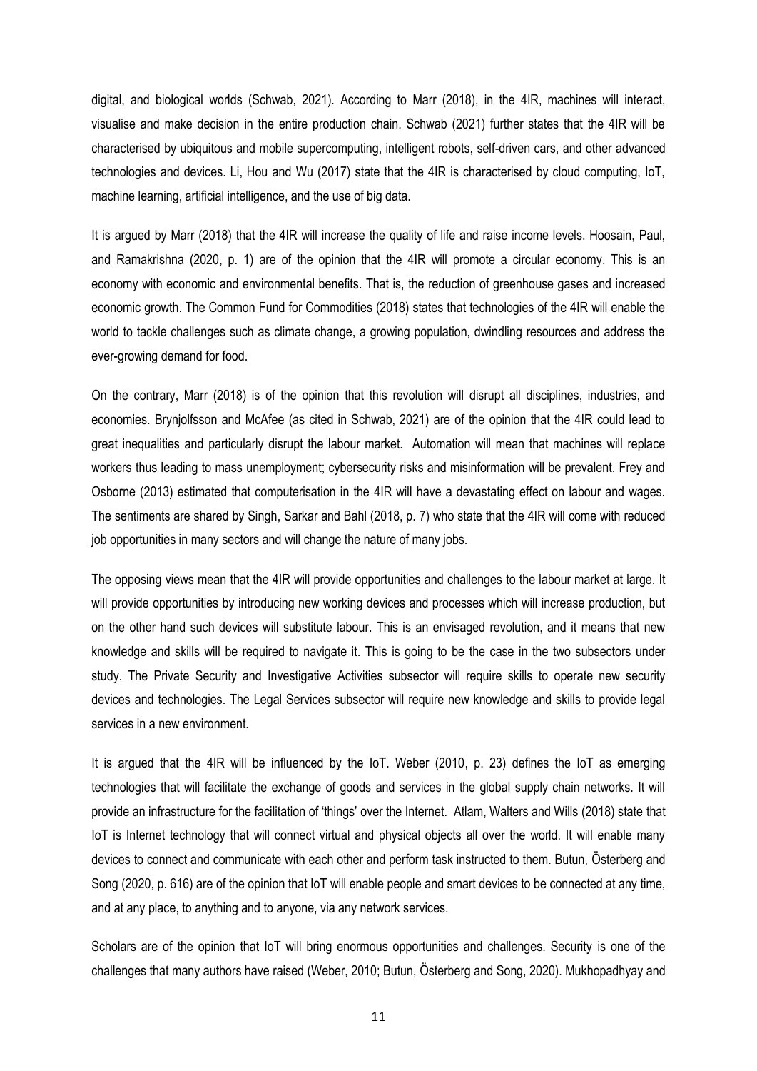digital, and biological worlds (Schwab, 2021). According to Marr (2018), in the 4IR, machines will interact, visualise and make decision in the entire production chain. Schwab (2021) further states that the 4IR will be characterised by ubiquitous and mobile supercomputing, intelligent robots, self-driven cars, and other advanced technologies and devices. Li, Hou and Wu (2017) state that the 4IR is characterised by cloud computing, IoT, machine learning, artificial intelligence, and the use of big data.

It is argued by Marr (2018) that the 4IR will increase the quality of life and raise income levels. Hoosain, Paul, and Ramakrishna (2020, p. 1) are of the opinion that the 4IR will promote a circular economy. This is an economy with economic and environmental benefits. That is, the reduction of greenhouse gases and increased economic growth. The Common Fund for Commodities (2018) states that technologies of the 4IR will enable the world to tackle challenges such as climate change, a growing population, dwindling resources and address the ever-growing demand for food.

On the contrary, Marr (2018) is of the opinion that this revolution will disrupt all disciplines, industries, and economies. Brynjolfsson and McAfee (as cited in Schwab, 2021) are of the opinion that the 4IR could lead to great inequalities and particularly disrupt the labour market. Automation will mean that machines will replace workers thus leading to mass unemployment; cybersecurity risks and misinformation will be prevalent. Frey and Osborne (2013) estimated that computerisation in the 4IR will have a devastating effect on labour and wages. The sentiments are shared by Singh, Sarkar and Bahl (2018, p. 7) who state that the 4IR will come with reduced job opportunities in many sectors and will change the nature of many jobs.

The opposing views mean that the 4IR will provide opportunities and challenges to the labour market at large. It will provide opportunities by introducing new working devices and processes which will increase production, but on the other hand such devices will substitute labour. This is an envisaged revolution, and it means that new knowledge and skills will be required to navigate it. This is going to be the case in the two subsectors under study. The Private Security and Investigative Activities subsector will require skills to operate new security devices and technologies. The Legal Services subsector will require new knowledge and skills to provide legal services in a new environment.

It is argued that the 4IR will be influenced by the IoT. Weber (2010, p. 23) defines the IoT as emerging technologies that will facilitate the exchange of goods and services in the global supply chain networks. It will provide an infrastructure for the facilitation of 'things' over the Internet. Atlam, Walters and Wills (2018) state that IoT is Internet technology that will connect virtual and physical objects all over the world. It will enable many devices to connect and communicate with each other and perform task instructed to them. Butun, Österberg and Song (2020, p. 616) are of the opinion that IoT will enable people and smart devices to be connected at any time, and at any place, to anything and to anyone, via any network services.

Scholars are of the opinion that IoT will bring enormous opportunities and challenges. Security is one of the challenges that many authors have raised (Weber, 2010; Butun, Österberg and Song, 2020). Mukhopadhyay and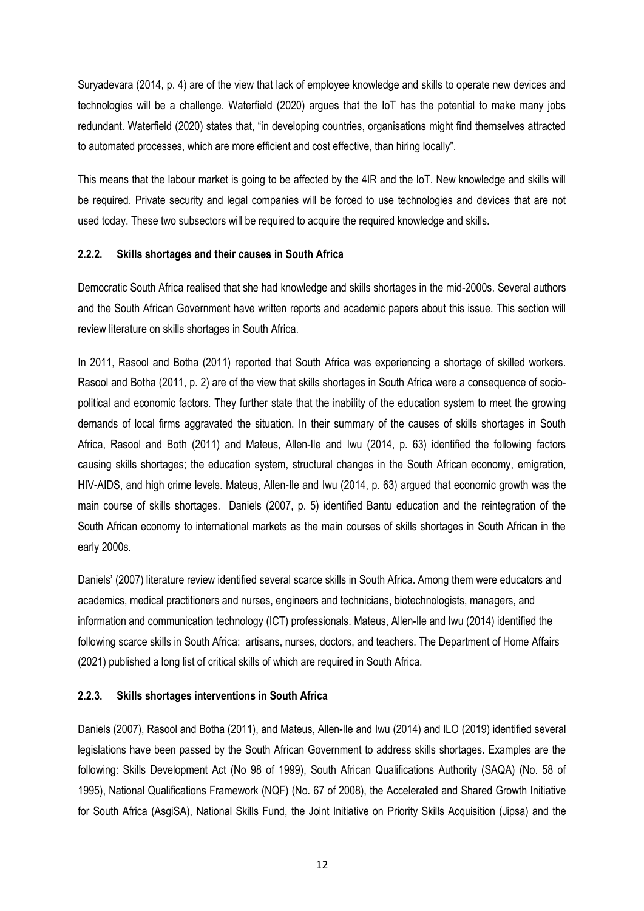Suryadevara (2014, p. 4) are of the view that lack of employee knowledge and skills to operate new devices and technologies will be a challenge. Waterfield (2020) argues that the IoT has the potential to make many jobs redundant. Waterfield (2020) states that, "in developing countries, organisations might find themselves attracted to automated processes, which are more efficient and cost effective, than hiring locally".

This means that the labour market is going to be affected by the 4IR and the IoT. New knowledge and skills will be required. Private security and legal companies will be forced to use technologies and devices that are not used today. These two subsectors will be required to acquire the required knowledge and skills.

#### 2.2.2. Skills shortages and their causes in South Africa

Democratic South Africa realised that she had knowledge and skills shortages in the mid-2000s. Several authors and the South African Government have written reports and academic papers about this issue. This section will review literature on skills shortages in South Africa.

In 2011, Rasool and Botha (2011) reported that South Africa was experiencing a shortage of skilled workers. Rasool and Botha (2011, p. 2) are of the view that skills shortages in South Africa were a consequence of socio-political and economic factors. They further state that the inability of the education system to meet the growing demands of local firms aggravated the situation. In their summary of the causes of skills shortages in South Africa, Rasool and Both (2011) and Mateus, Allen-Ile and Iwu (2014, p. 63) identified the following factors causing skills shortages; the education system, structural changes in the South African economy, emigration, HIV-AIDS, and high crime levels. Mateus, Allen-Ile and Iwu (2014, p. 63) argued that economic growth was the main course of skills shortages. Daniels (2007, p. 5) identified Bantu education and the reintegration of the South African economy to international markets as the main courses of skills shortages in South African in the early 2000s.

Daniels' (2007) literature review identified several scarce skills in South Africa. Among them were educators and academics, medical practitioners and nurses, engineers and technicians, biotechnologists, managers, and information and communication technology (ICT) professionals. Mateus, Allen-Ile and Iwu (2014) identified the following scarce skills in South Africa: artisans, nurses, doctors, and teachers. The Department of Home Affairs (2021) published a long list of critical skills of which are required in South Africa.

#### 2.2.3. Skills shortages interventions in South Africa

Daniels (2007), Rasool and Botha (2011), and Mateus, Allen-Ile and Iwu (2014) and ILO (2019) identified several legislations have been passed by the South African Government to address skills shortages. Examples are the following: Skills Development Act (No 98 of 1999), South African Qualifications Authority (SAQA) (No. 58 of 1995), National Qualifications Framework (NQF) (No. 67 of 2008), the Accelerated and Shared Growth Initiative for South Africa (AsgiSA), National Skills Fund, the Joint Initiative on Priority Skills Acquisition (Jipsa) and the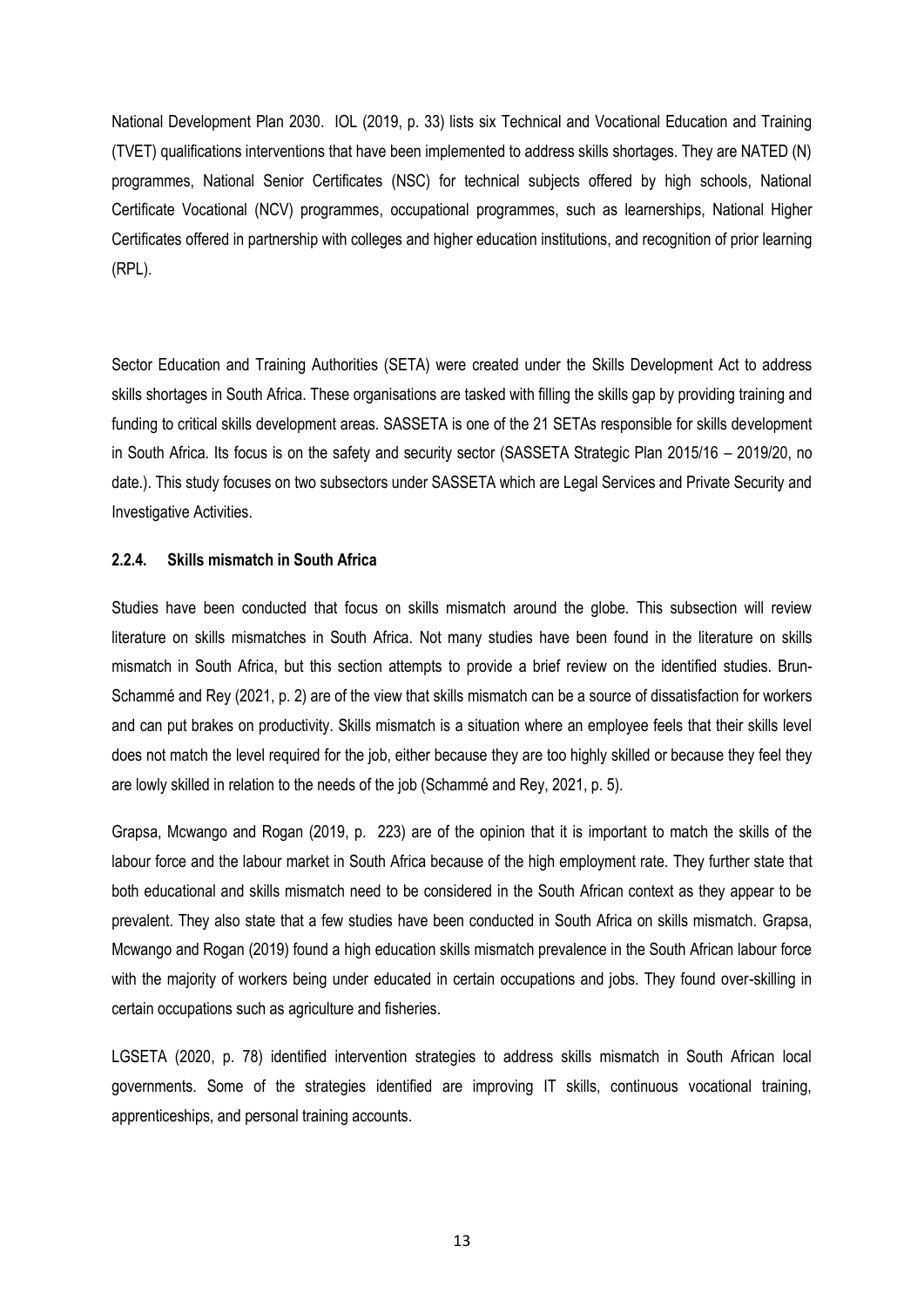National Development Plan 2030. IOL (2019, p. 33) lists six Technical and Vocational Education and Training (TVET) qualifications interventions that have been implemented to address skills shortages. They are NATED (N) programmes, National Senior Certificates (NSC) for technical subjects offered by high schools, National Certificate Vocational (NCV) programmes, occupational programmes, such as learnerships, National Higher Certificates offered in partnership with colleges and higher education institutions, and recognition of prior learning (RPL).

Sector Education and Training Authorities (SETA) were created under the Skills Development Act to address skills shortages in South Africa. These organisations are tasked with filling the skills gap by providing training and funding to critical skills development areas. SASSETA is one of the 21 SETAs responsible for skills development in South Africa. Its focus is on the safety and security sector (SASSETA Strategic Plan 2015/16 – 2019/20, no date.). This study focuses on two subsectors under SASSETA which are Legal Services and Private Security and Investigative Activities.

#### 2.2.4. Skills mismatch in South Africa

Studies have been conducted that focus on skills mismatch around the globe. This subsection will review literature on skills mismatches in South Africa. Not many studies have been found in the literature on skills mismatch in South Africa, but this section attempts to provide a brief review on the identified studies. Brun-Schammé and Rey (2021, p. 2) are of the view that skills mismatch can be a source of dissatisfaction for workers and can put brakes on productivity. Skills mismatch is a situation where an employee feels that their skills level does not match the level required for the job, either because they are too highly skilled or because they feel they are lowly skilled in relation to the needs of the job (Schammé and Rey, 2021, p. 5).

Grapsa, Mcwango and Rogan (2019, p. 223) are of the opinion that it is important to match the skills of the labour force and the labour market in South Africa because of the high employment rate. They further state that both educational and skills mismatch need to be considered in the South African context as they appear to be prevalent. They also state that a few studies have been conducted in South Africa on skills mismatch. Grapsa, Mcwango and Rogan (2019) found a high education skills mismatch prevalence in the South African labour force with the majority of workers being under educated in certain occupations and jobs. They found over-skilling in certain occupations such as agriculture and fisheries.

LGSETA (2020, p. 78) identified intervention strategies to address skills mismatch in South African local governments. Some of the strategies identified are improving IT skills, continuous vocational training, apprenticeships, and personal training accounts.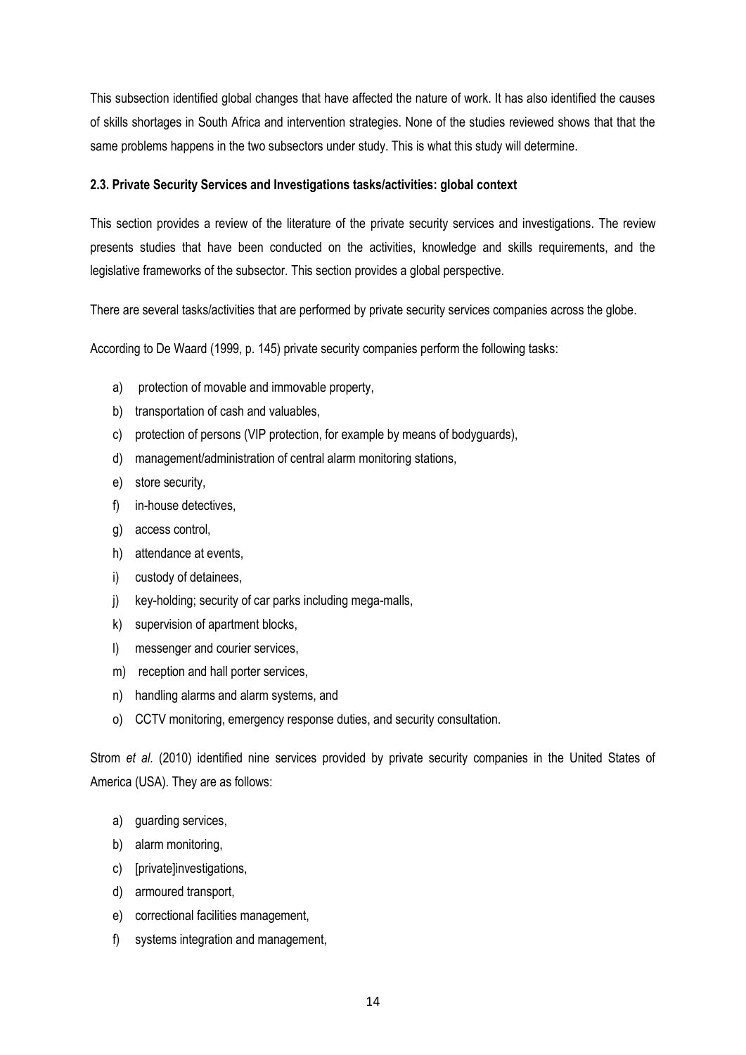This subsection identified global changes that have affected the nature of work. It has also identified the causes of skills shortages in South Africa and intervention strategies. None of the studies reviewed shows that that the same problems happens in the two subsectors under study. This is what this study will determine.

### 2.3. Private Security Services and Investigations tasks/activities: global context

This section provides a review of the literature of the private security services and investigations. The review presents studies that have been conducted on the activities, knowledge and skills requirements, and the legislative frameworks of the subsector. This section provides a global perspective.

There are several tasks/activities that are performed by private security services companies across the globe.

According to De Waard (1999, p. 145) private security companies perform the following tasks:

a) protection of movable and immovable property,
b) transportation of cash and valuables,
c) protection of persons (VIP protection, for example by means of bodyguards),
d) management/administration of central alarm monitoring stations,
e) store security,
f) in-house detectives,
g) access control,
h) attendance at events,
i) custody of detainees,
j) key-holding; security of car parks including mega-malls,
k) supervision of apartment blocks,
l) messenger and courier services,
m) reception and hall porter services,
n) handling alarms and alarm systems, and
o) CCTV monitoring, emergency response duties, and security consultation.

Strom *et al.* (2010) identified nine services provided by private security companies in the United States of America (USA). They are as follows:

a) guarding services,
b) alarm monitoring,
c) [private]investigations,
d) armoured transport,
e) correctional facilities management,
f) systems integration and management,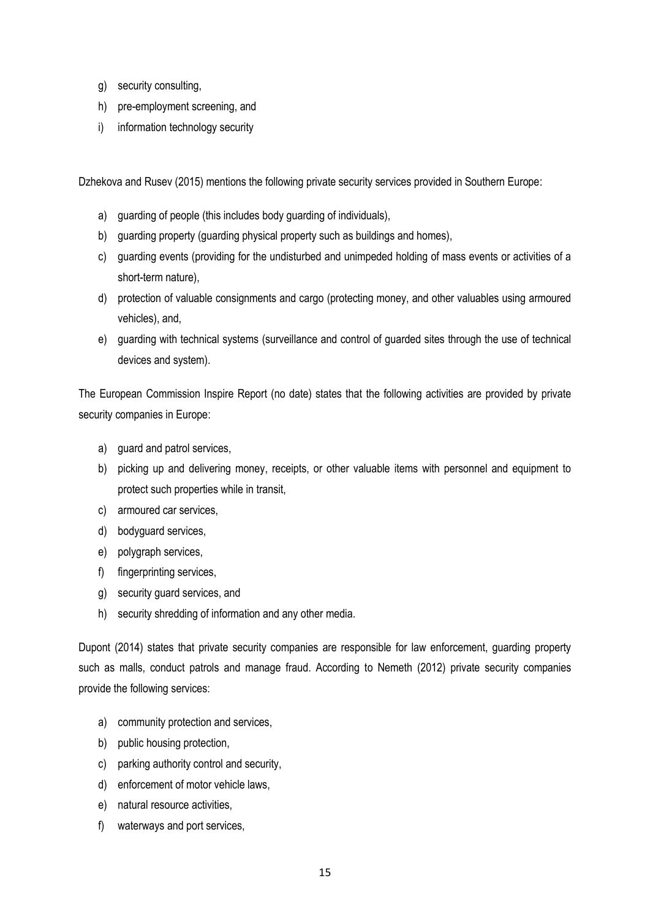g) security consulting,
h) pre-employment screening, and
i) information technology security

Dzhekova and Rusev (2015) mentions the following private security services provided in Southern Europe:

a) guarding of people (this includes body guarding of individuals),
b) guarding property (guarding physical property such as buildings and homes),
c) guarding events (providing for the undisturbed and unimpeded holding of mass events or activities of a short-term nature),
d) protection of valuable consignments and cargo (protecting money, and other valuables using armoured vehicles), and,
e) guarding with technical systems (surveillance and control of guarded sites through the use of technical devices and system).

The European Commission Inspire Report (no date) states that the following activities are provided by private security companies in Europe:

a) guard and patrol services,
b) picking up and delivering money, receipts, or other valuable items with personnel and equipment to protect such properties while in transit,
c) armoured car services,
d) bodyguard services,
e) polygraph services,
f) fingerprinting services,
g) security guard services, and
h) security shredding of information and any other media.

Dupont (2014) states that private security companies are responsible for law enforcement, guarding property such as malls, conduct patrols and manage fraud. According to Nemeth (2012) private security companies provide the following services:

a) community protection and services,
b) public housing protection,
c) parking authority control and security,
d) enforcement of motor vehicle laws,
e) natural resource activities,
f) waterways and port services,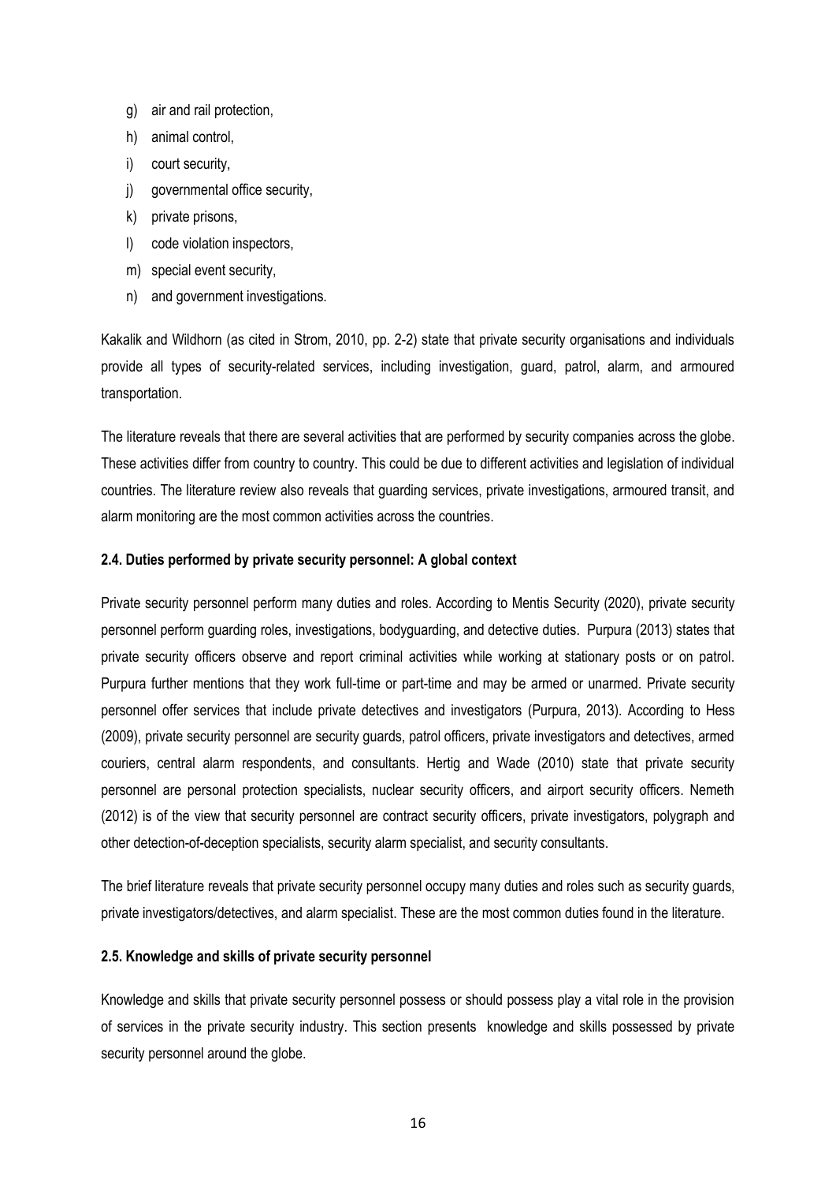g) air and rail protection,
h) animal control,
i) court security,
j) governmental office security,
k) private prisons,
l) code violation inspectors,
m) special event security,
n) and government investigations.

Kakalik and Wildhorn (as cited in Strom, 2010, pp. 2-2) state that private security organisations and individuals provide all types of security-related services, including investigation, guard, patrol, alarm, and armoured transportation.

The literature reveals that there are several activities that are performed by security companies across the globe. These activities differ from country to country. This could be due to different activities and legislation of individual countries. The literature review also reveals that guarding services, private investigations, armoured transit, and alarm monitoring are the most common activities across the countries.

### 2.4. Duties performed by private security personnel: A global context

Private security personnel perform many duties and roles. According to Mentis Security (2020), private security personnel perform guarding roles, investigations, bodyguarding, and detective duties. Purpura (2013) states that private security officers observe and report criminal activities while working at stationary posts or on patrol. Purpura further mentions that they work full-time or part-time and may be armed or unarmed. Private security personnel offer services that include private detectives and investigators (Purpura, 2013). According to Hess (2009), private security personnel are security guards, patrol officers, private investigators and detectives, armed couriers, central alarm respondents, and consultants. Hertig and Wade (2010) state that private security personnel are personal protection specialists, nuclear security officers, and airport security officers. Nemeth (2012) is of the view that security personnel are contract security officers, private investigators, polygraph and other detection-of-deception specialists, security alarm specialist, and security consultants.

The brief literature reveals that private security personnel occupy many duties and roles such as security guards, private investigators/detectives, and alarm specialist. These are the most common duties found in the literature.

### 2.5. Knowledge and skills of private security personnel

Knowledge and skills that private security personnel possess or should possess play a vital role in the provision of services in the private security industry. This section presents knowledge and skills possessed by private security personnel around the globe.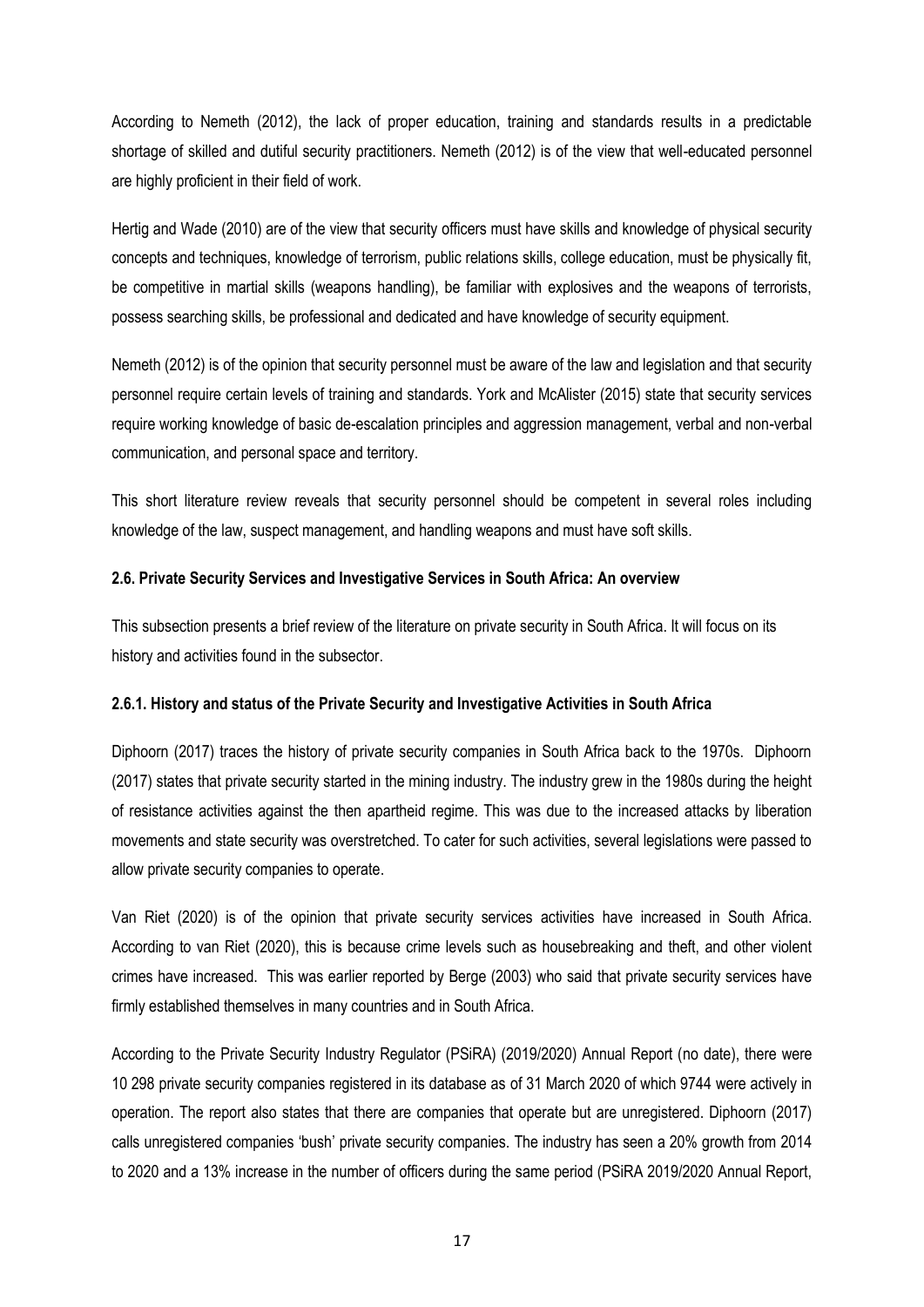According to Nemeth (2012), the lack of proper education, training and standards results in a predictable shortage of skilled and dutiful security practitioners. Nemeth (2012) is of the view that well-educated personnel are highly proficient in their field of work.

Hertig and Wade (2010) are of the view that security officers must have skills and knowledge of physical security concepts and techniques, knowledge of terrorism, public relations skills, college education, must be physically fit, be competitive in martial skills (weapons handling), be familiar with explosives and the weapons of terrorists, possess searching skills, be professional and dedicated and have knowledge of security equipment.

Nemeth (2012) is of the opinion that security personnel must be aware of the law and legislation and that security personnel require certain levels of training and standards. York and McAlister (2015) state that security services require working knowledge of basic de-escalation principles and aggression management, verbal and non-verbal communication, and personal space and territory.

This short literature review reveals that security personnel should be competent in several roles including knowledge of the law, suspect management, and handling weapons and must have soft skills.

### 2.6. Private Security Services and Investigative Services in South Africa: An overview

This subsection presents a brief review of the literature on private security in South Africa. It will focus on its history and activities found in the subsector.

#### 2.6.1. History and status of the Private Security and Investigative Activities in South Africa

Diphoorn (2017) traces the history of private security companies in South Africa back to the 1970s. Diphoorn (2017) states that private security started in the mining industry. The industry grew in the 1980s during the height of resistance activities against the then apartheid regime. This was due to the increased attacks by liberation movements and state security was overstretched. To cater for such activities, several legislations were passed to allow private security companies to operate.

Van Riet (2020) is of the opinion that private security services activities have increased in South Africa. According to van Riet (2020), this is because crime levels such as housebreaking and theft, and other violent crimes have increased. This was earlier reported by Berge (2003) who said that private security services have firmly established themselves in many countries and in South Africa.

According to the Private Security Industry Regulator (PSiRA) (2019/2020) Annual Report (no date), there were 10 298 private security companies registered in its database as of 31 March 2020 of which 9744 were actively in operation. The report also states that there are companies that operate but are unregistered. Diphoorn (2017) calls unregistered companies 'bush' private security companies. The industry has seen a 20% growth from 2014 to 2020 and a 13% increase in the number of officers during the same period (PSiRA 2019/2020 Annual Report,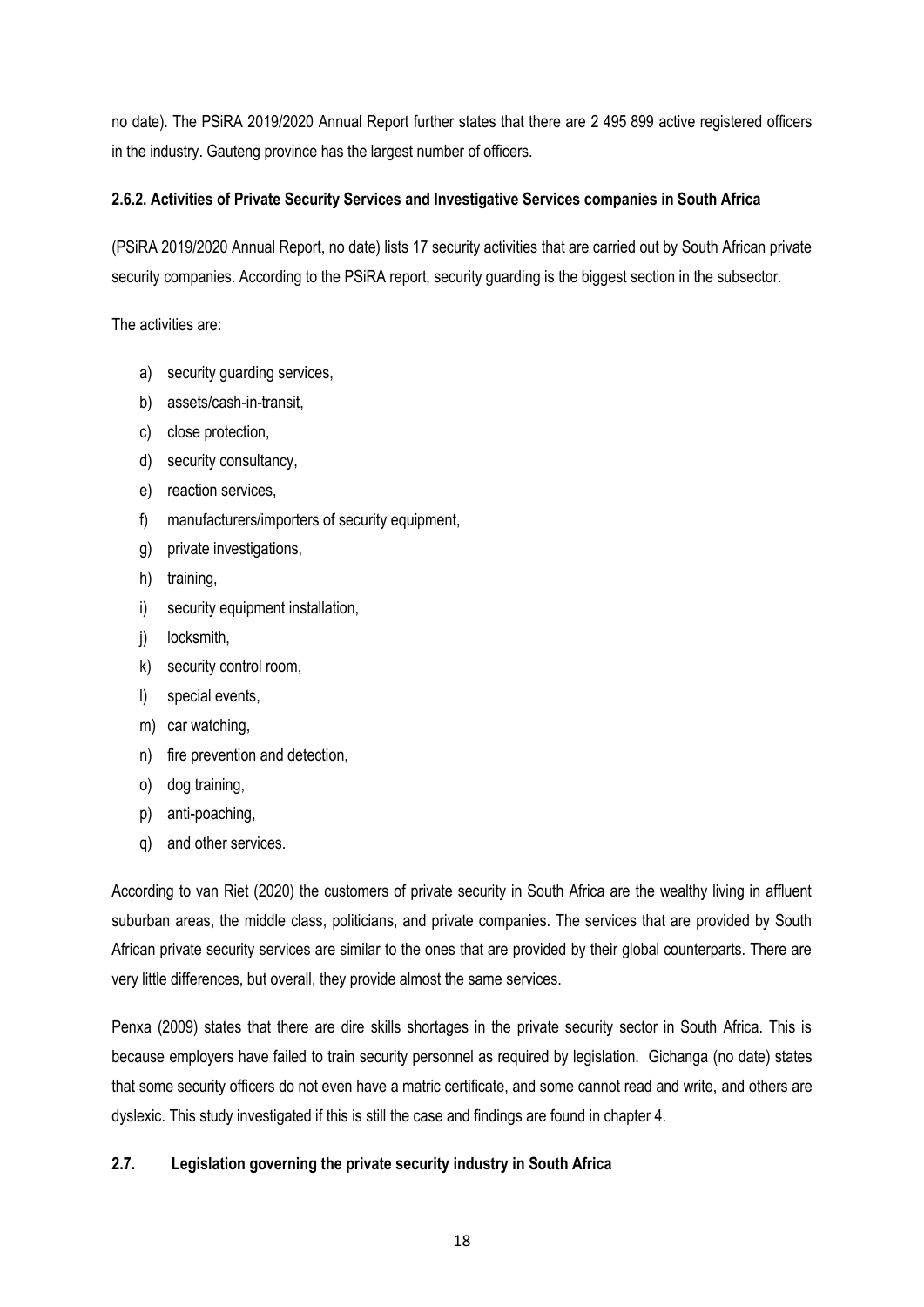no date). The PSiRA 2019/2020 Annual Report further states that there are 2 495 899 active registered officers in the industry. Gauteng province has the largest number of officers.

### 2.6.2. Activities of Private Security Services and Investigative Services companies in South Africa

(PSiRA 2019/2020 Annual Report, no date) lists 17 security activities that are carried out by South African private security companies. According to the PSiRA report, security guarding is the biggest section in the subsector.

The activities are:

a) security guarding services,
b) assets/cash-in-transit,
c) close protection,
d) security consultancy,
e) reaction services,
f) manufacturers/importers of security equipment,
g) private investigations,
h) training,
i) security equipment installation,
j) locksmith,
k) security control room,
l) special events,
m) car watching,
n) fire prevention and detection,
o) dog training,
p) anti-poaching,
q) and other services.

According to van Riet (2020) the customers of private security in South Africa are the wealthy living in affluent suburban areas, the middle class, politicians, and private companies. The services that are provided by South African private security services are similar to the ones that are provided by their global counterparts. There are very little differences, but overall, they provide almost the same services.

Penxa (2009) states that there are dire skills shortages in the private security sector in South Africa. This is because employers have failed to train security personnel as required by legislation. Gichanga (no date) states that some security officers do not even have a matric certificate, and some cannot read and write, and others are dyslexic. This study investigated if this is still the case and findings are found in chapter 4.

## 2.7. Legislation governing the private security industry in South Africa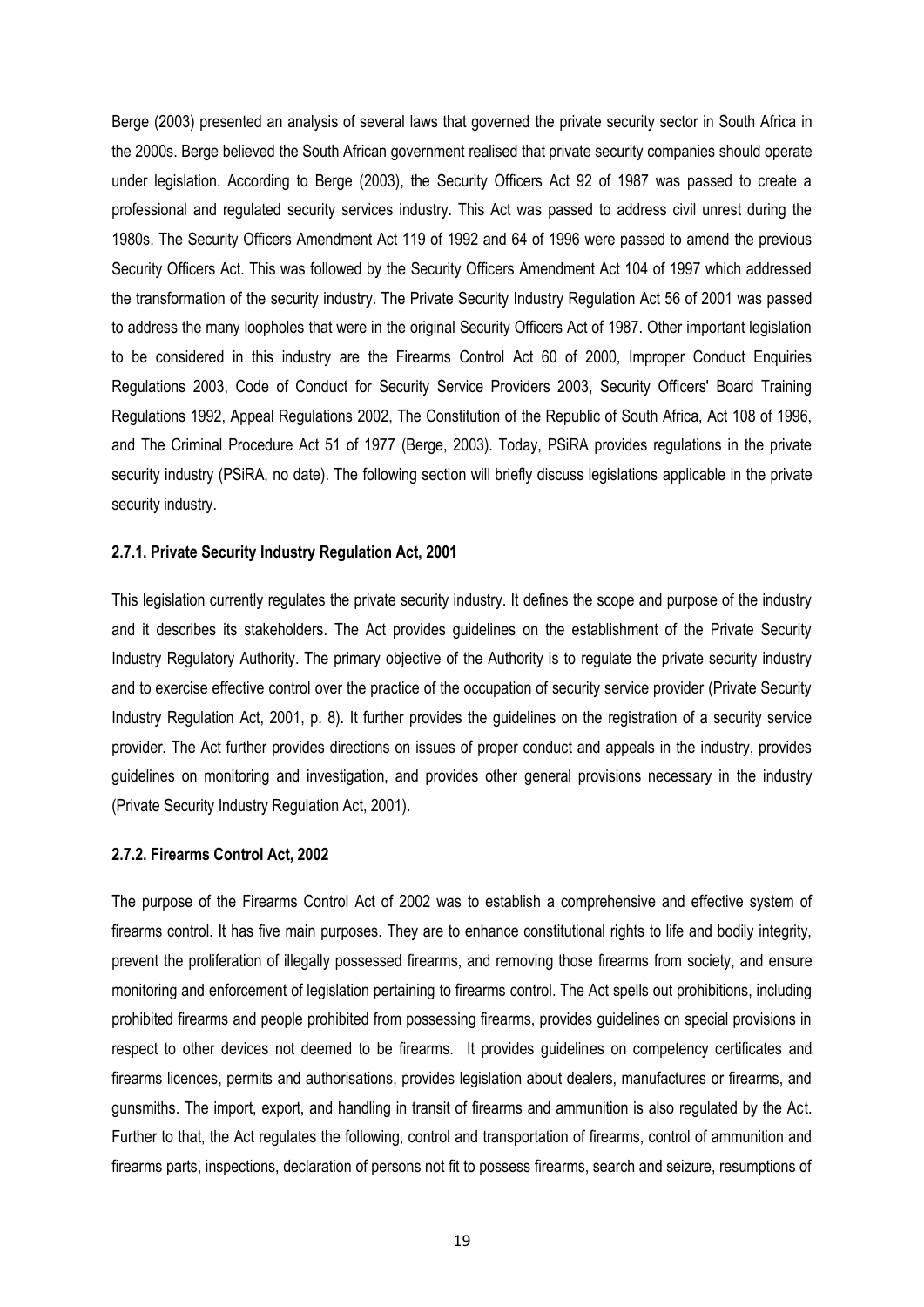Berge (2003) presented an analysis of several laws that governed the private security sector in South Africa in the 2000s. Berge believed the South African government realised that private security companies should operate under legislation. According to Berge (2003), the Security Officers Act 92 of 1987 was passed to create a professional and regulated security services industry. This Act was passed to address civil unrest during the 1980s. The Security Officers Amendment Act 119 of 1992 and 64 of 1996 were passed to amend the previous Security Officers Act. This was followed by the Security Officers Amendment Act 104 of 1997 which addressed the transformation of the security industry. The Private Security Industry Regulation Act 56 of 2001 was passed to address the many loopholes that were in the original Security Officers Act of 1987. Other important legislation to be considered in this industry are the Firearms Control Act 60 of 2000, Improper Conduct Enquiries Regulations 2003, Code of Conduct for Security Service Providers 2003, Security Officers' Board Training Regulations 1992, Appeal Regulations 2002, The Constitution of the Republic of South Africa, Act 108 of 1996, and The Criminal Procedure Act 51 of 1977 (Berge, 2003). Today, PSiRA provides regulations in the private security industry (PSiRA, no date). The following section will briefly discuss legislations applicable in the private security industry.

### 2.7.1. Private Security Industry Regulation Act, 2001

This legislation currently regulates the private security industry. It defines the scope and purpose of the industry and it describes its stakeholders. The Act provides guidelines on the establishment of the Private Security Industry Regulatory Authority. The primary objective of the Authority is to regulate the private security industry and to exercise effective control over the practice of the occupation of security service provider (Private Security Industry Regulation Act, 2001, p. 8). It further provides the guidelines on the registration of a security service provider. The Act further provides directions on issues of proper conduct and appeals in the industry, provides guidelines on monitoring and investigation, and provides other general provisions necessary in the industry (Private Security Industry Regulation Act, 2001).

### 2.7.2. Firearms Control Act, 2002

The purpose of the Firearms Control Act of 2002 was to establish a comprehensive and effective system of firearms control. It has five main purposes. They are to enhance constitutional rights to life and bodily integrity, prevent the proliferation of illegally possessed firearms, and removing those firearms from society, and ensure monitoring and enforcement of legislation pertaining to firearms control. The Act spells out prohibitions, including prohibited firearms and people prohibited from possessing firearms, provides guidelines on special provisions in respect to other devices not deemed to be firearms. It provides guidelines on competency certificates and firearms licences, permits and authorisations, provides legislation about dealers, manufactures or firearms, and gunsmiths. The import, export, and handling in transit of firearms and ammunition is also regulated by the Act. Further to that, the Act regulates the following, control and transportation of firearms, control of ammunition and firearms parts, inspections, declaration of persons not fit to possess firearms, search and seizure, resumptions of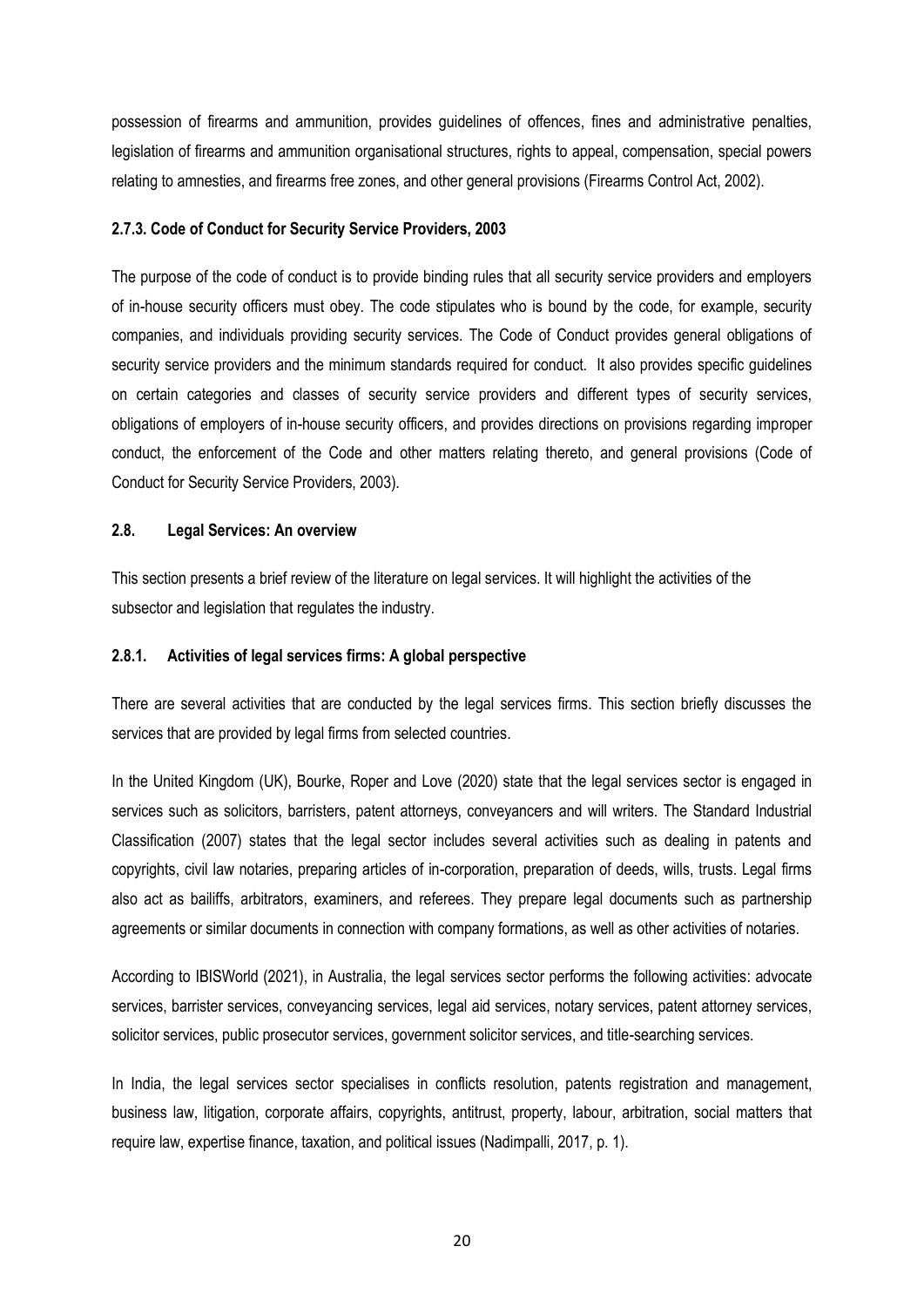possession of firearms and ammunition, provides guidelines of offences, fines and administrative penalties, legislation of firearms and ammunition organisational structures, rights to appeal, compensation, special powers relating to amnesties, and firearms free zones, and other general provisions (Firearms Control Act, 2002).

#### 2.7.3. Code of Conduct for Security Service Providers, 2003

The purpose of the code of conduct is to provide binding rules that all security service providers and employers of in-house security officers must obey. The code stipulates who is bound by the code, for example, security companies, and individuals providing security services. The Code of Conduct provides general obligations of security service providers and the minimum standards required for conduct. It also provides specific guidelines on certain categories and classes of security service providers and different types of security services, obligations of employers of in-house security officers, and provides directions on provisions regarding improper conduct, the enforcement of the Code and other matters relating thereto, and general provisions (Code of Conduct for Security Service Providers, 2003).

### 2.8. Legal Services: An overview

This section presents a brief review of the literature on legal services. It will highlight the activities of the subsector and legislation that regulates the industry.

#### 2.8.1. Activities of legal services firms: A global perspective

There are several activities that are conducted by the legal services firms. This section briefly discusses the services that are provided by legal firms from selected countries.

In the United Kingdom (UK), Bourke, Roper and Love (2020) state that the legal services sector is engaged in services such as solicitors, barristers, patent attorneys, conveyancers and will writers. The Standard Industrial Classification (2007) states that the legal sector includes several activities such as dealing in patents and copyrights, civil law notaries, preparing articles of in-corporation, preparation of deeds, wills, trusts. Legal firms also act as bailiffs, arbitrators, examiners, and referees. They prepare legal documents such as partnership agreements or similar documents in connection with company formations, as well as other activities of notaries.

According to IBISWorld (2021), in Australia, the legal services sector performs the following activities: advocate services, barrister services, conveyancing services, legal aid services, notary services, patent attorney services, solicitor services, public prosecutor services, government solicitor services, and title-searching services.

In India, the legal services sector specialises in conflicts resolution, patents registration and management, business law, litigation, corporate affairs, copyrights, antitrust, property, labour, arbitration, social matters that require law, expertise finance, taxation, and political issues (Nadimpalli, 2017, p. 1).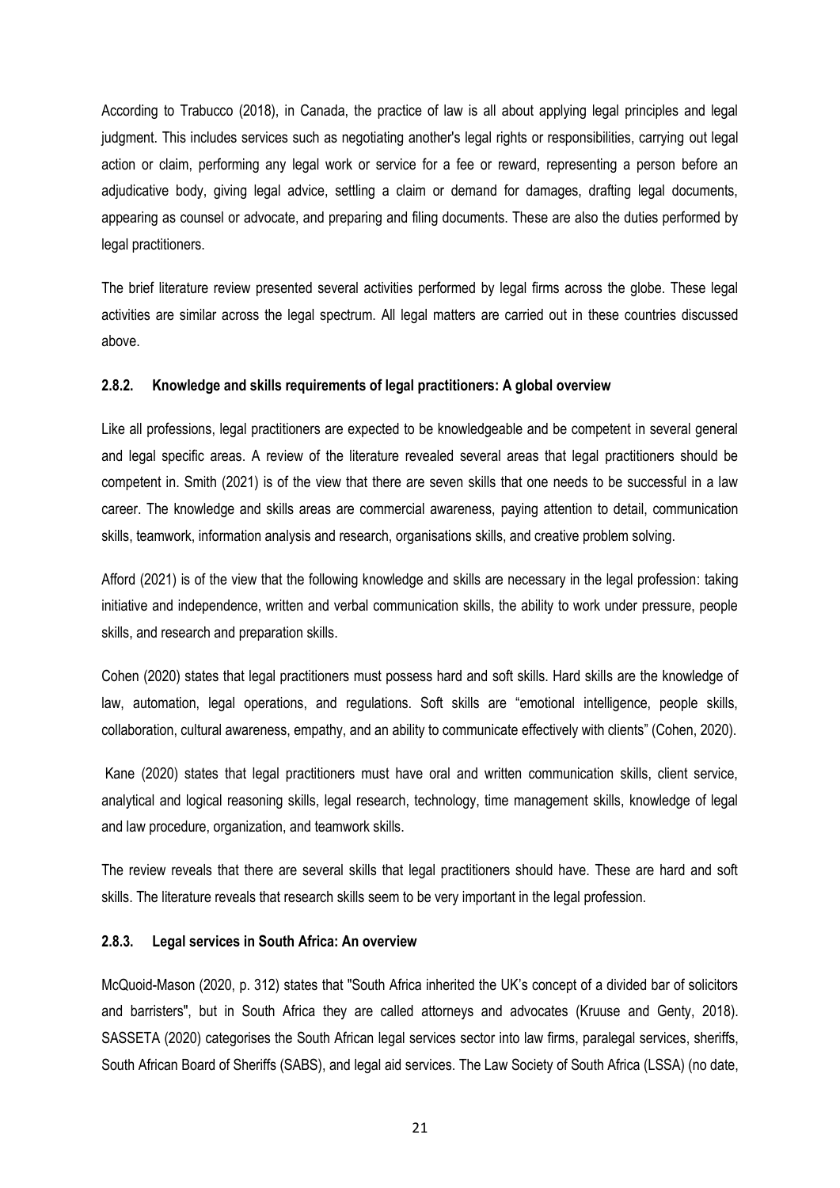According to Trabucco (2018), in Canada, the practice of law is all about applying legal principles and legal judgment. This includes services such as negotiating another's legal rights or responsibilities, carrying out legal action or claim, performing any legal work or service for a fee or reward, representing a person before an adjudicative body, giving legal advice, settling a claim or demand for damages, drafting legal documents, appearing as counsel or advocate, and preparing and filing documents. These are also the duties performed by legal practitioners.

The brief literature review presented several activities performed by legal firms across the globe. These legal activities are similar across the legal spectrum. All legal matters are carried out in these countries discussed above.

### 2.8.2. Knowledge and skills requirements of legal practitioners: A global overview

Like all professions, legal practitioners are expected to be knowledgeable and be competent in several general and legal specific areas. A review of the literature revealed several areas that legal practitioners should be competent in. Smith (2021) is of the view that there are seven skills that one needs to be successful in a law career. The knowledge and skills areas are commercial awareness, paying attention to detail, communication skills, teamwork, information analysis and research, organisations skills, and creative problem solving.

Afford (2021) is of the view that the following knowledge and skills are necessary in the legal profession: taking initiative and independence, written and verbal communication skills, the ability to work under pressure, people skills, and research and preparation skills.

Cohen (2020) states that legal practitioners must possess hard and soft skills. Hard skills are the knowledge of law, automation, legal operations, and regulations. Soft skills are "emotional intelligence, people skills, collaboration, cultural awareness, empathy, and an ability to communicate effectively with clients" (Cohen, 2020).

Kane (2020) states that legal practitioners must have oral and written communication skills, client service, analytical and logical reasoning skills, legal research, technology, time management skills, knowledge of legal and law procedure, organization, and teamwork skills.

The review reveals that there are several skills that legal practitioners should have. These are hard and soft skills. The literature reveals that research skills seem to be very important in the legal profession.

### 2.8.3. Legal services in South Africa: An overview

McQuoid-Mason (2020, p. 312) states that "South Africa inherited the UK's concept of a divided bar of solicitors and barristers", but in South Africa they are called attorneys and advocates (Kruuse and Genty, 2018). SASSETA (2020) categorises the South African legal services sector into law firms, paralegal services, sheriffs, South African Board of Sheriffs (SABS), and legal aid services. The Law Society of South Africa (LSSA) (no date,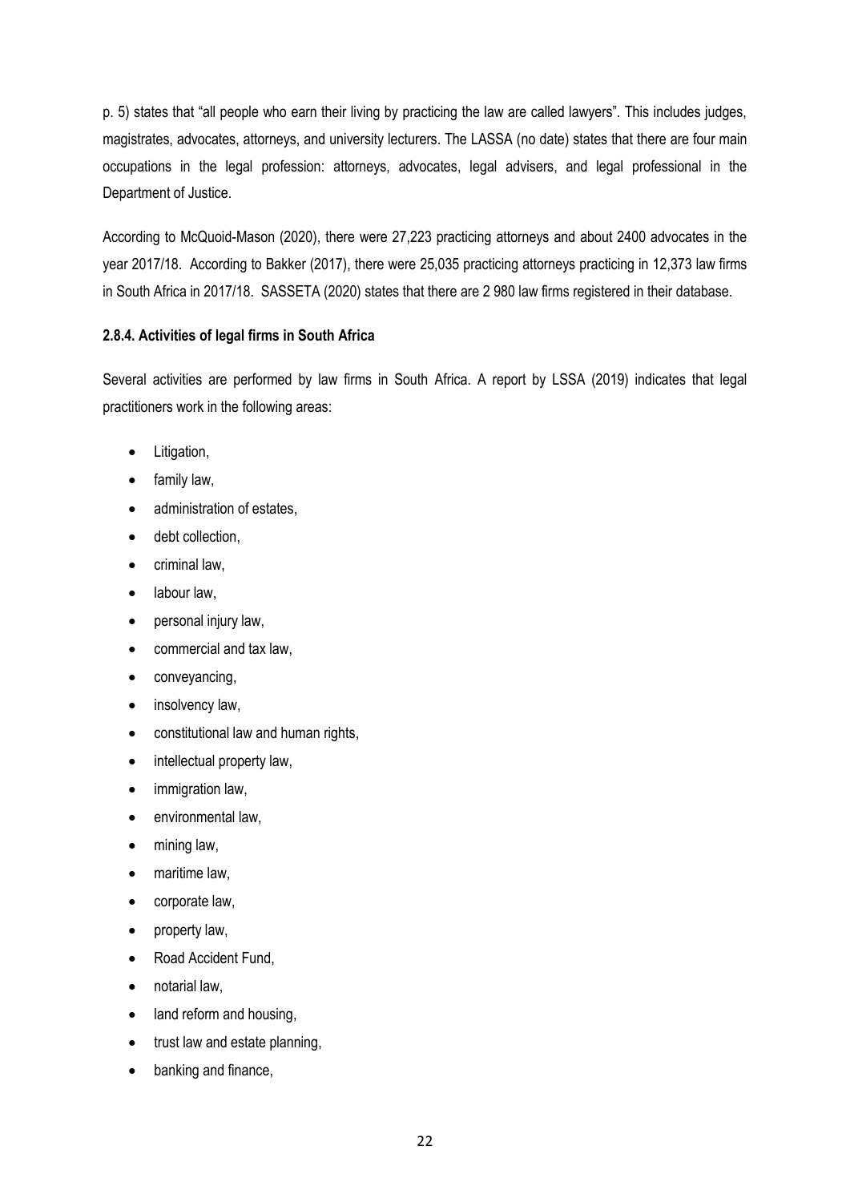p. 5) states that "all people who earn their living by practicing the law are called lawyers". This includes judges, magistrates, advocates, attorneys, and university lecturers. The LASSA (no date) states that there are four main occupations in the legal profession: attorneys, advocates, legal advisers, and legal professional in the Department of Justice.

According to McQuoid-Mason (2020), there were 27,223 practicing attorneys and about 2400 advocates in the year 2017/18. According to Bakker (2017), there were 25,035 practicing attorneys practicing in 12,373 law firms in South Africa in 2017/18. SASSETA (2020) states that there are 2 980 law firms registered in their database.

#### 2.8.4. Activities of legal firms in South Africa

Several activities are performed by law firms in South Africa. A report by LSSA (2019) indicates that legal practitioners work in the following areas:

- Litigation,
- family law,
- administration of estates,
- debt collection,
- criminal law,
- labour law,
- personal injury law,
- commercial and tax law,
- conveyancing,
- insolvency law,
- constitutional law and human rights,
- intellectual property law,
- immigration law,
- environmental law,
- mining law,
- maritime law,
- corporate law,
- property law,
- Road Accident Fund,
- notarial law,
- land reform and housing,
- trust law and estate planning,
- banking and finance,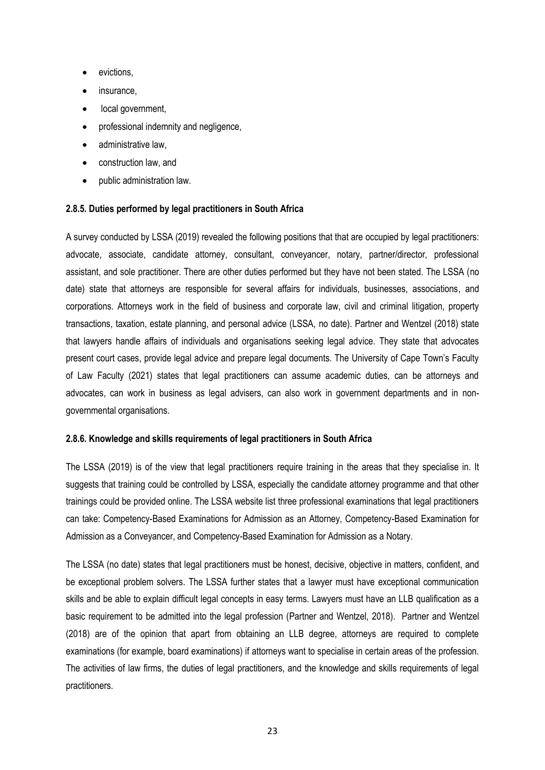- evictions,
- insurance,
- local government,
- professional indemnity and negligence,
- administrative law,
- construction law, and
- public administration law.

#### 2.8.5. Duties performed by legal practitioners in South Africa

A survey conducted by LSSA (2019) revealed the following positions that that are occupied by legal practitioners: advocate, associate, candidate attorney, consultant, conveyancer, notary, partner/director, professional assistant, and sole practitioner. There are other duties performed but they have not been stated. The LSSA (no date) state that attorneys are responsible for several affairs for individuals, businesses, associations, and corporations. Attorneys work in the field of business and corporate law, civil and criminal litigation, property transactions, taxation, estate planning, and personal advice (LSSA, no date). Partner and Wentzel (2018) state that lawyers handle affairs of individuals and organisations seeking legal advice. They state that advocates present court cases, provide legal advice and prepare legal documents. The University of Cape Town's Faculty of Law Faculty (2021) states that legal practitioners can assume academic duties, can be attorneys and advocates, can work in business as legal advisers, can also work in government departments and in non-governmental organisations.

#### 2.8.6. Knowledge and skills requirements of legal practitioners in South Africa

The LSSA (2019) is of the view that legal practitioners require training in the areas that they specialise in. It suggests that training could be controlled by LSSA, especially the candidate attorney programme and that other trainings could be provided online. The LSSA website list three professional examinations that legal practitioners can take: Competency-Based Examinations for Admission as an Attorney, Competency-Based Examination for Admission as a Conveyancer, and Competency-Based Examination for Admission as a Notary.

The LSSA (no date) states that legal practitioners must be honest, decisive, objective in matters, confident, and be exceptional problem solvers. The LSSA further states that a lawyer must have exceptional communication skills and be able to explain difficult legal concepts in easy terms. Lawyers must have an LLB qualification as a basic requirement to be admitted into the legal profession (Partner and Wentzel, 2018). Partner and Wentzel (2018) are of the opinion that apart from obtaining an LLB degree, attorneys are required to complete examinations (for example, board examinations) if attorneys want to specialise in certain areas of the profession. The activities of law firms, the duties of legal practitioners, and the knowledge and skills requirements of legal practitioners.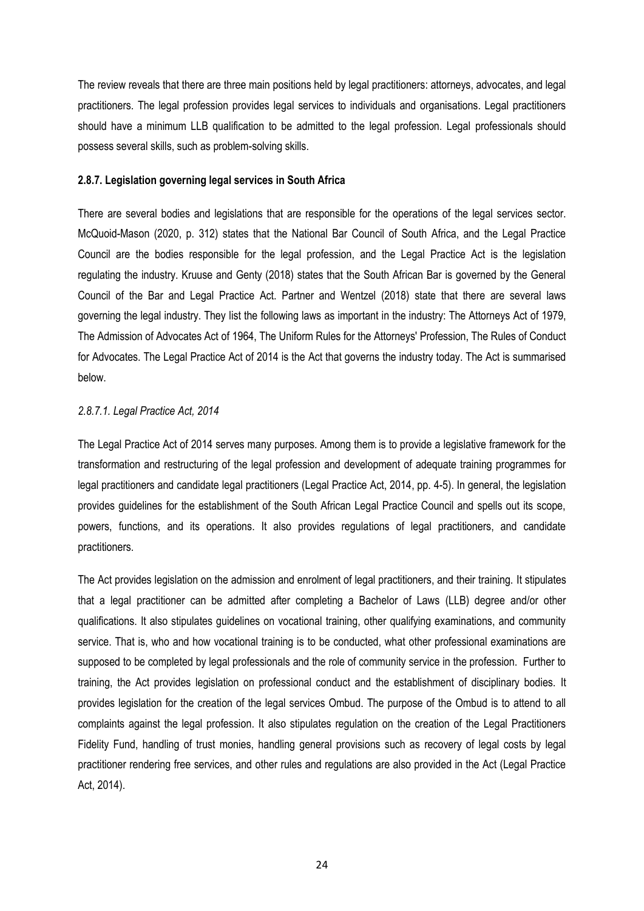The review reveals that there are three main positions held by legal practitioners: attorneys, advocates, and legal practitioners. The legal profession provides legal services to individuals and organisations. Legal practitioners should have a minimum LLB qualification to be admitted to the legal profession. Legal professionals should possess several skills, such as problem-solving skills.

#### 2.8.7. Legislation governing legal services in South Africa

There are several bodies and legislations that are responsible for the operations of the legal services sector. McQuoid-Mason (2020, p. 312) states that the National Bar Council of South Africa, and the Legal Practice Council are the bodies responsible for the legal profession, and the Legal Practice Act is the legislation regulating the industry. Kruuse and Genty (2018) states that the South African Bar is governed by the General Council of the Bar and Legal Practice Act. Partner and Wentzel (2018) state that there are several laws governing the legal industry. They list the following laws as important in the industry: The Attorneys Act of 1979, The Admission of Advocates Act of 1964, The Uniform Rules for the Attorneys' Profession, The Rules of Conduct for Advocates. The Legal Practice Act of 2014 is the Act that governs the industry today. The Act is summarised below.

##### *2.8.7.1. Legal Practice Act, 2014*

The Legal Practice Act of 2014 serves many purposes. Among them is to provide a legislative framework for the transformation and restructuring of the legal profession and development of adequate training programmes for legal practitioners and candidate legal practitioners (Legal Practice Act, 2014, pp. 4-5). In general, the legislation provides guidelines for the establishment of the South African Legal Practice Council and spells out its scope, powers, functions, and its operations. It also provides regulations of legal practitioners, and candidate practitioners.

The Act provides legislation on the admission and enrolment of legal practitioners, and their training. It stipulates that a legal practitioner can be admitted after completing a Bachelor of Laws (LLB) degree and/or other qualifications. It also stipulates guidelines on vocational training, other qualifying examinations, and community service. That is, who and how vocational training is to be conducted, what other professional examinations are supposed to be completed by legal professionals and the role of community service in the profession. Further to training, the Act provides legislation on professional conduct and the establishment of disciplinary bodies. It provides legislation for the creation of the legal services Ombud. The purpose of the Ombud is to attend to all complaints against the legal profession. It also stipulates regulation on the creation of the Legal Practitioners Fidelity Fund, handling of trust monies, handling general provisions such as recovery of legal costs by legal practitioner rendering free services, and other rules and regulations are also provided in the Act (Legal Practice Act, 2014).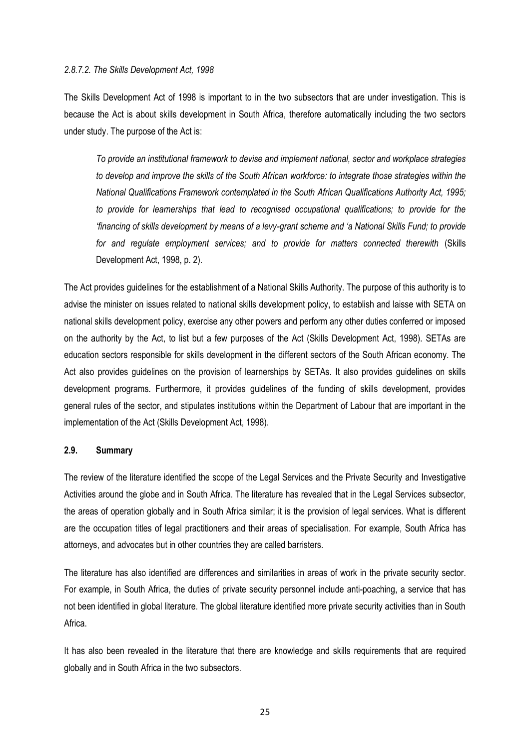#### *2.8.7.2. The Skills Development Act, 1998*

The Skills Development Act of 1998 is important to in the two subsectors that are under investigation. This is because the Act is about skills development in South Africa, therefore automatically including the two sectors under study. The purpose of the Act is:

> *To provide an institutional framework to devise and implement national, sector and workplace strategies to develop and improve the skills of the South African workforce: to integrate those strategies within the National Qualifications Framework contemplated in the South African Qualifications Authority Act, 1995; to provide for learnerships that lead to recognised occupational qualifications; to provide for the 'financing of skills development by means of a levy-grant scheme and 'a National Skills Fund; to provide for and regulate employment services; and to provide for matters connected therewith* (Skills Development Act, 1998, p. 2).

The Act provides guidelines for the establishment of a National Skills Authority. The purpose of this authority is to advise the minister on issues related to national skills development policy, to establish and laisse with SETA on national skills development policy, exercise any other powers and perform any other duties conferred or imposed on the authority by the Act, to list but a few purposes of the Act (Skills Development Act, 1998). SETAs are education sectors responsible for skills development in the different sectors of the South African economy. The Act also provides guidelines on the provision of learnerships by SETAs. It also provides guidelines on skills development programs. Furthermore, it provides guidelines of the funding of skills development, provides general rules of the sector, and stipulates institutions within the Department of Labour that are important in the implementation of the Act (Skills Development Act, 1998).

### **2.9. Summary**

The review of the literature identified the scope of the Legal Services and the Private Security and Investigative Activities around the globe and in South Africa. The literature has revealed that in the Legal Services subsector, the areas of operation globally and in South Africa similar; it is the provision of legal services. What is different are the occupation titles of legal practitioners and their areas of specialisation. For example, South Africa has attorneys, and advocates but in other countries they are called barristers.

The literature has also identified are differences and similarities in areas of work in the private security sector. For example, in South Africa, the duties of private security personnel include anti-poaching, a service that has not been identified in global literature. The global literature identified more private security activities than in South Africa.

It has also been revealed in the literature that there are knowledge and skills requirements that are required globally and in South Africa in the two subsectors.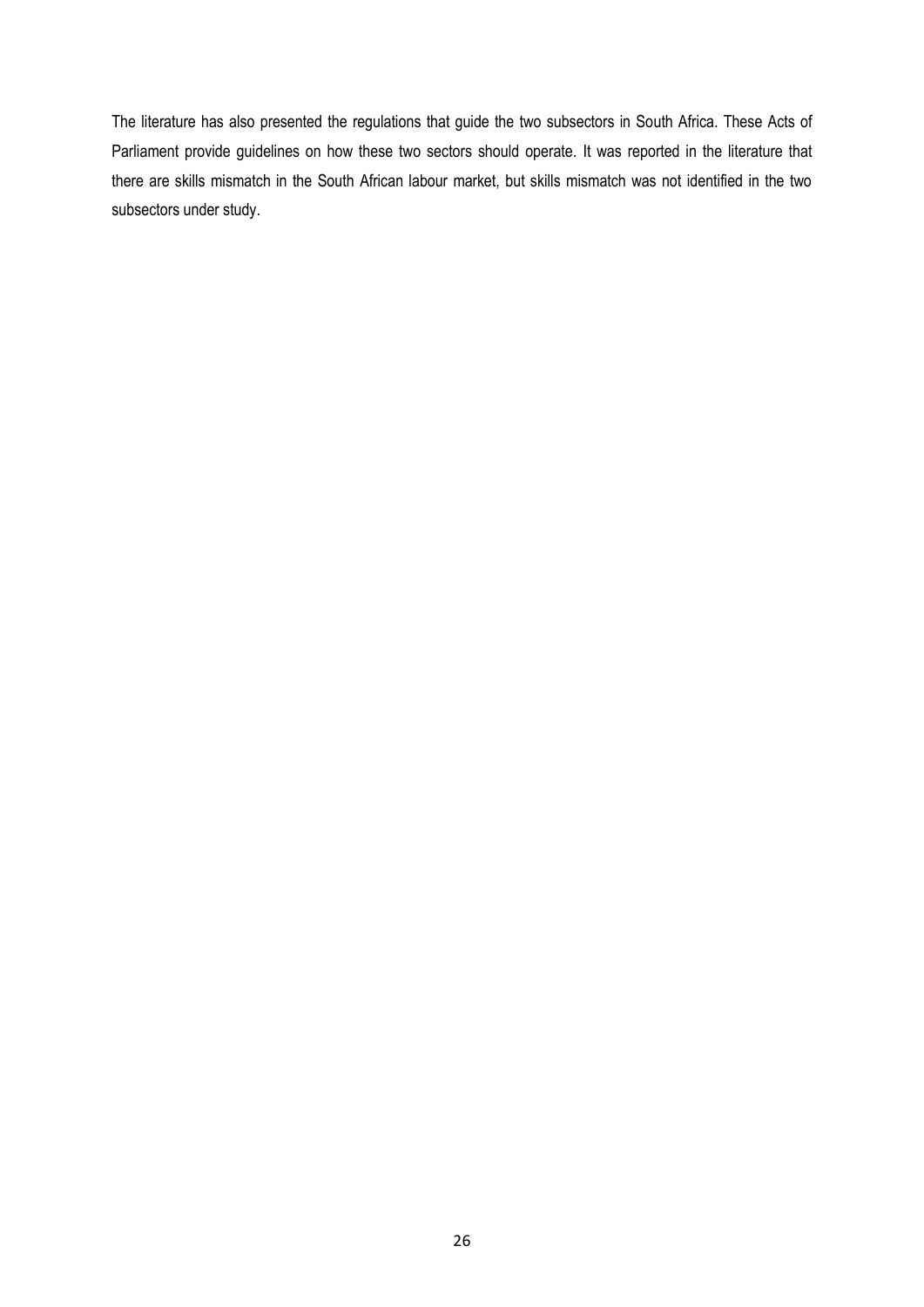The literature has also presented the regulations that guide the two subsectors in South Africa. These Acts of Parliament provide guidelines on how these two sectors should operate. It was reported in the literature that there are skills mismatch in the South African labour market, but skills mismatch was not identified in the two subsectors under study.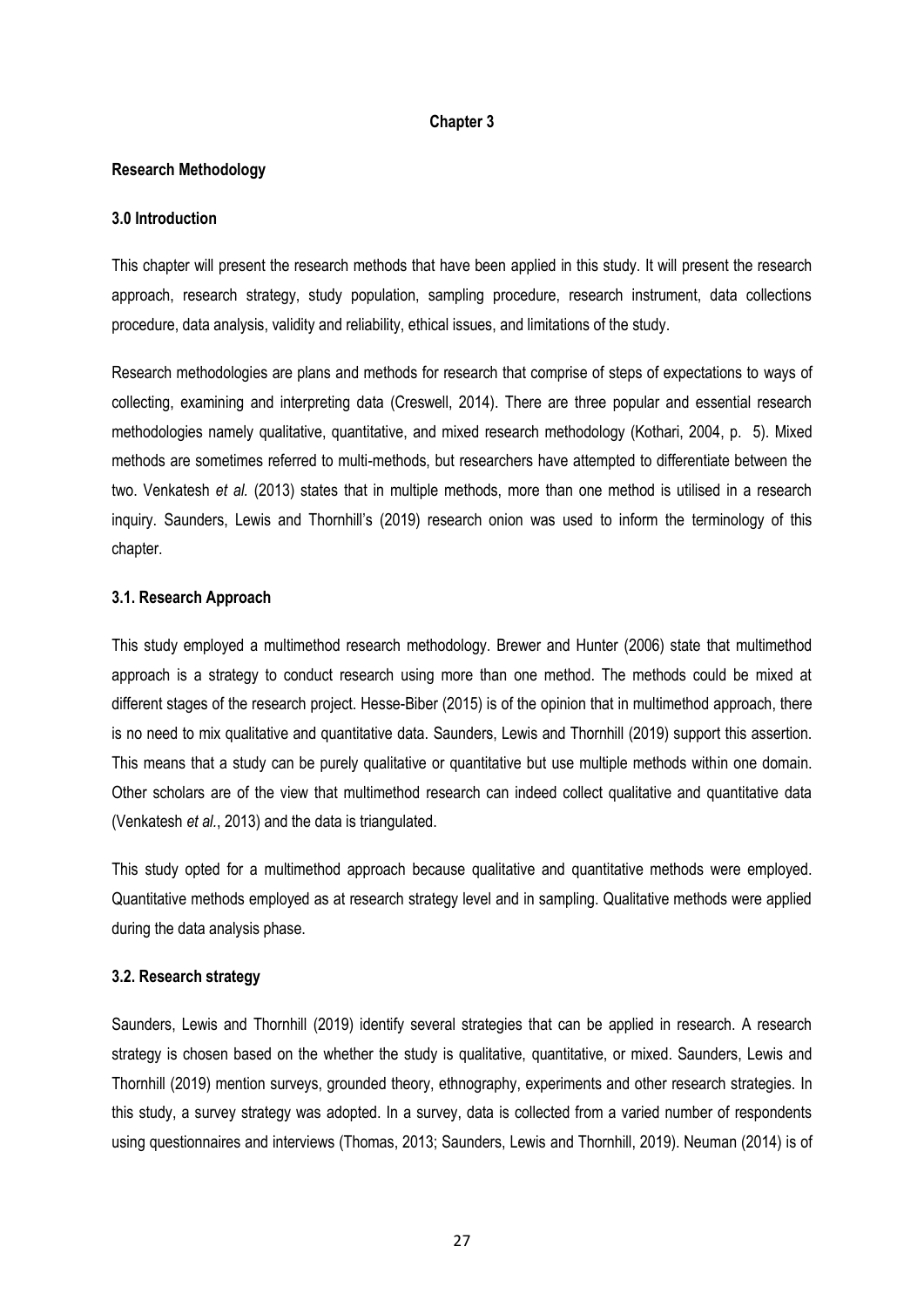**Chapter 3**

**Research Methodology**

**3.0 Introduction**

This chapter will present the research methods that have been applied in this study. It will present the research approach, research strategy, study population, sampling procedure, research instrument, data collections procedure, data analysis, validity and reliability, ethical issues, and limitations of the study.

Research methodologies are plans and methods for research that comprise of steps of expectations to ways of collecting, examining and interpreting data (Creswell, 2014). There are three popular and essential research methodologies namely qualitative, quantitative, and mixed research methodology (Kothari, 2004, p. 5). Mixed methods are sometimes referred to multi-methods, but researchers have attempted to differentiate between the two. Venkatesh *et al.* (2013) states that in multiple methods, more than one method is utilised in a research inquiry. Saunders, Lewis and Thornhill's (2019) research onion was used to inform the terminology of this chapter.

**3.1. Research Approach**

This study employed a multimethod research methodology. Brewer and Hunter (2006) state that multimethod approach is a strategy to conduct research using more than one method. The methods could be mixed at different stages of the research project. Hesse-Biber (2015) is of the opinion that in multimethod approach, there is no need to mix qualitative and quantitative data. Saunders, Lewis and Thornhill (2019) support this assertion. This means that a study can be purely qualitative or quantitative but use multiple methods within one domain. Other scholars are of the view that multimethod research can indeed collect qualitative and quantitative data (Venkatesh *et al.*, 2013) and the data is triangulated.

This study opted for a multimethod approach because qualitative and quantitative methods were employed. Quantitative methods employed as at research strategy level and in sampling. Qualitative methods were applied during the data analysis phase.

**3.2. Research strategy**

Saunders, Lewis and Thornhill (2019) identify several strategies that can be applied in research. A research strategy is chosen based on the whether the study is qualitative, quantitative, or mixed. Saunders, Lewis and Thornhill (2019) mention surveys, grounded theory, ethnography, experiments and other research strategies. In this study, a survey strategy was adopted. In a survey, data is collected from a varied number of respondents using questionnaires and interviews (Thomas, 2013; Saunders, Lewis and Thornhill, 2019). Neuman (2014) is of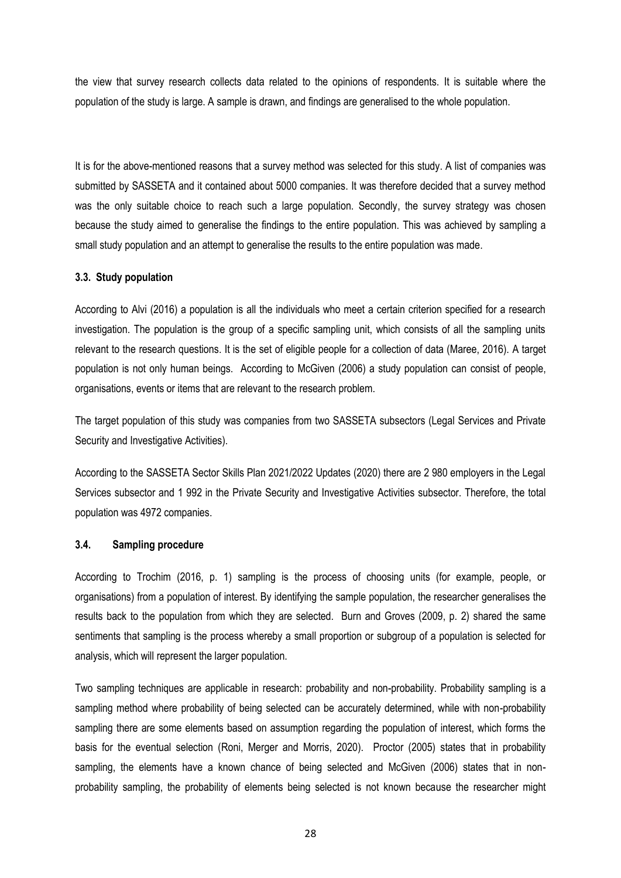the view that survey research collects data related to the opinions of respondents. It is suitable where the population of the study is large. A sample is drawn, and findings are generalised to the whole population.

It is for the above-mentioned reasons that a survey method was selected for this study. A list of companies was submitted by SASSETA and it contained about 5000 companies. It was therefore decided that a survey method was the only suitable choice to reach such a large population. Secondly, the survey strategy was chosen because the study aimed to generalise the findings to the entire population. This was achieved by sampling a small study population and an attempt to generalise the results to the entire population was made.

### 3.3. Study population

According to Alvi (2016) a population is all the individuals who meet a certain criterion specified for a research investigation. The population is the group of a specific sampling unit, which consists of all the sampling units relevant to the research questions. It is the set of eligible people for a collection of data (Maree, 2016). A target population is not only human beings. According to McGiven (2006) a study population can consist of people, organisations, events or items that are relevant to the research problem.

The target population of this study was companies from two SASSETA subsectors (Legal Services and Private Security and Investigative Activities).

According to the SASSETA Sector Skills Plan 2021/2022 Updates (2020) there are 2 980 employers in the Legal Services subsector and 1 992 in the Private Security and Investigative Activities subsector. Therefore, the total population was 4972 companies.

### 3.4. Sampling procedure

According to Trochim (2016, p. 1) sampling is the process of choosing units (for example, people, or organisations) from a population of interest. By identifying the sample population, the researcher generalises the results back to the population from which they are selected. Burn and Groves (2009, p. 2) shared the same sentiments that sampling is the process whereby a small proportion or subgroup of a population is selected for analysis, which will represent the larger population.

Two sampling techniques are applicable in research: probability and non-probability. Probability sampling is a sampling method where probability of being selected can be accurately determined, while with non-probability sampling there are some elements based on assumption regarding the population of interest, which forms the basis for the eventual selection (Roni, Merger and Morris, 2020). Proctor (2005) states that in probability sampling, the elements have a known chance of being selected and McGiven (2006) states that in non-probability sampling, the probability of elements being selected is not known because the researcher might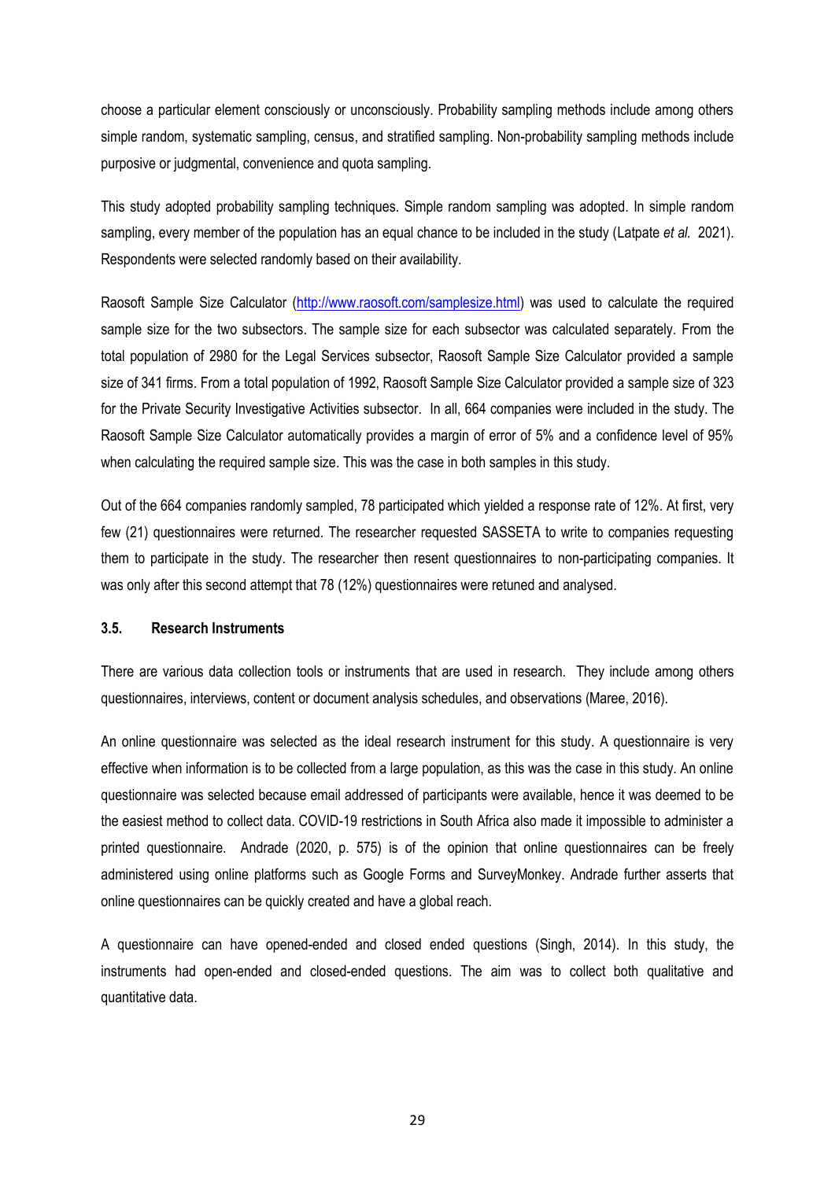choose a particular element consciously or unconsciously. Probability sampling methods include among others simple random, systematic sampling, census, and stratified sampling. Non-probability sampling methods include purposive or judgmental, convenience and quota sampling.

This study adopted probability sampling techniques. Simple random sampling was adopted. In simple random sampling, every member of the population has an equal chance to be included in the study (Latpate *et al.* 2021). Respondents were selected randomly based on their availability.

Raosoft Sample Size Calculator (http://www.raosoft.com/samplesize.html) was used to calculate the required sample size for the two subsectors. The sample size for each subsector was calculated separately. From the total population of 2980 for the Legal Services subsector, Raosoft Sample Size Calculator provided a sample size of 341 firms. From a total population of 1992, Raosoft Sample Size Calculator provided a sample size of 323 for the Private Security Investigative Activities subsector. In all, 664 companies were included in the study. The Raosoft Sample Size Calculator automatically provides a margin of error of 5% and a confidence level of 95% when calculating the required sample size. This was the case in both samples in this study.

Out of the 664 companies randomly sampled, 78 participated which yielded a response rate of 12%. At first, very few (21) questionnaires were returned. The researcher requested SASSETA to write to companies requesting them to participate in the study. The researcher then resent questionnaires to non-participating companies. It was only after this second attempt that 78 (12%) questionnaires were retuned and analysed.

### 3.5. Research Instruments

There are various data collection tools or instruments that are used in research. They include among others questionnaires, interviews, content or document analysis schedules, and observations (Maree, 2016).

An online questionnaire was selected as the ideal research instrument for this study. A questionnaire is very effective when information is to be collected from a large population, as this was the case in this study. An online questionnaire was selected because email addressed of participants were available, hence it was deemed to be the easiest method to collect data. COVID-19 restrictions in South Africa also made it impossible to administer a printed questionnaire. Andrade (2020, p. 575) is of the opinion that online questionnaires can be freely administered using online platforms such as Google Forms and SurveyMonkey. Andrade further asserts that online questionnaires can be quickly created and have a global reach.

A questionnaire can have opened-ended and closed ended questions (Singh, 2014). In this study, the instruments had open-ended and closed-ended questions. The aim was to collect both qualitative and quantitative data.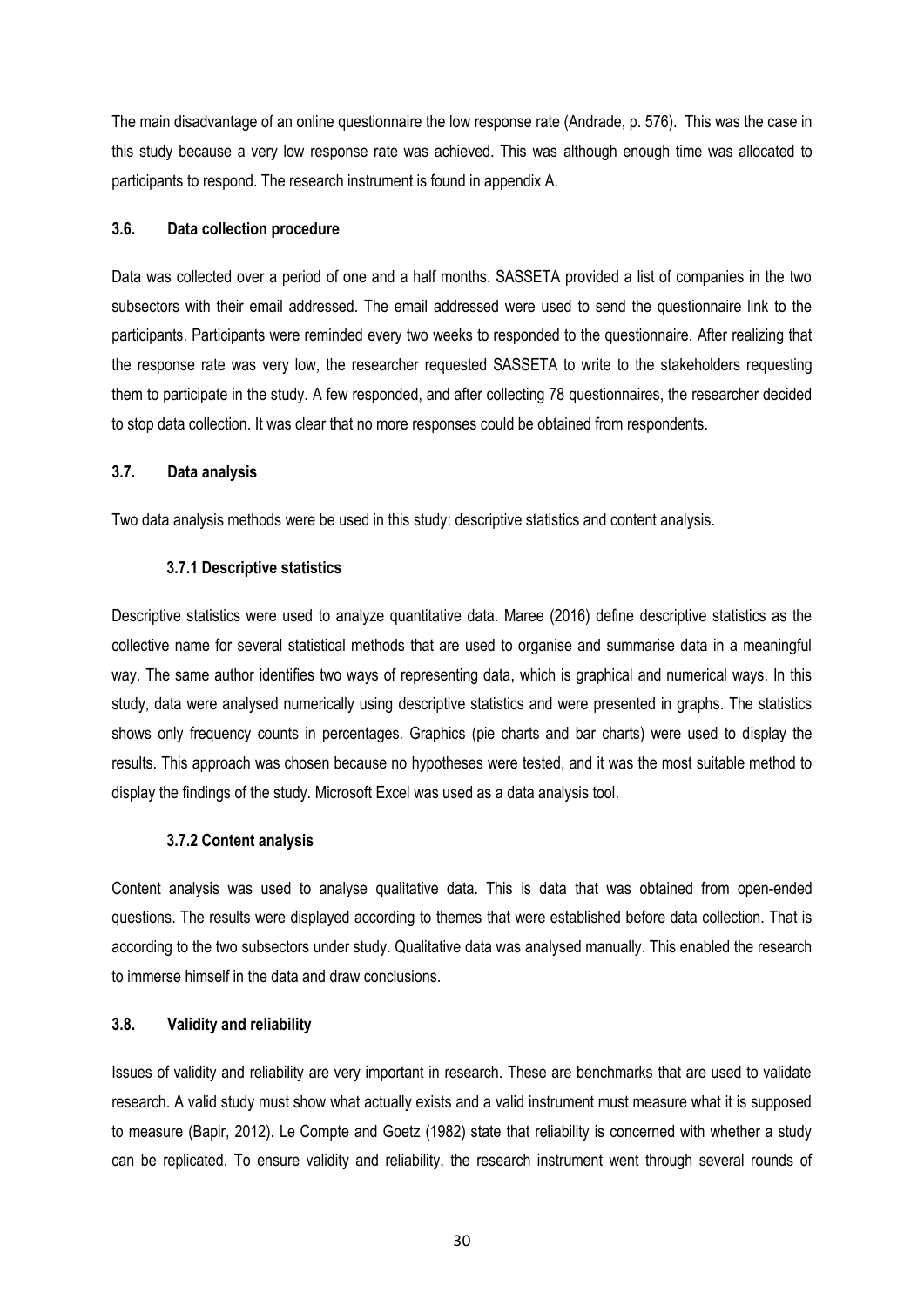The main disadvantage of an online questionnaire the low response rate (Andrade, p. 576). This was the case in this study because a very low response rate was achieved. This was although enough time was allocated to participants to respond. The research instrument is found in appendix A.

### 3.6. Data collection procedure

Data was collected over a period of one and a half months. SASSETA provided a list of companies in the two subsectors with their email addressed. The email addressed were used to send the questionnaire link to the participants. Participants were reminded every two weeks to responded to the questionnaire. After realizing that the response rate was very low, the researcher requested SASSETA to write to the stakeholders requesting them to participate in the study. A few responded, and after collecting 78 questionnaires, the researcher decided to stop data collection. It was clear that no more responses could be obtained from respondents.

### 3.7. Data analysis

Two data analysis methods were be used in this study: descriptive statistics and content analysis.

#### 3.7.1 Descriptive statistics

Descriptive statistics were used to analyze quantitative data. Maree (2016) define descriptive statistics as the collective name for several statistical methods that are used to organise and summarise data in a meaningful way. The same author identifies two ways of representing data, which is graphical and numerical ways. In this study, data were analysed numerically using descriptive statistics and were presented in graphs. The statistics shows only frequency counts in percentages. Graphics (pie charts and bar charts) were used to display the results. This approach was chosen because no hypotheses were tested, and it was the most suitable method to display the findings of the study. Microsoft Excel was used as a data analysis tool.

#### 3.7.2 Content analysis

Content analysis was used to analyse qualitative data. This is data that was obtained from open-ended questions. The results were displayed according to themes that were established before data collection. That is according to the two subsectors under study. Qualitative data was analysed manually. This enabled the research to immerse himself in the data and draw conclusions.

### 3.8. Validity and reliability

Issues of validity and reliability are very important in research. These are benchmarks that are used to validate research. A valid study must show what actually exists and a valid instrument must measure what it is supposed to measure (Bapir, 2012). Le Compte and Goetz (1982) state that reliability is concerned with whether a study can be replicated. To ensure validity and reliability, the research instrument went through several rounds of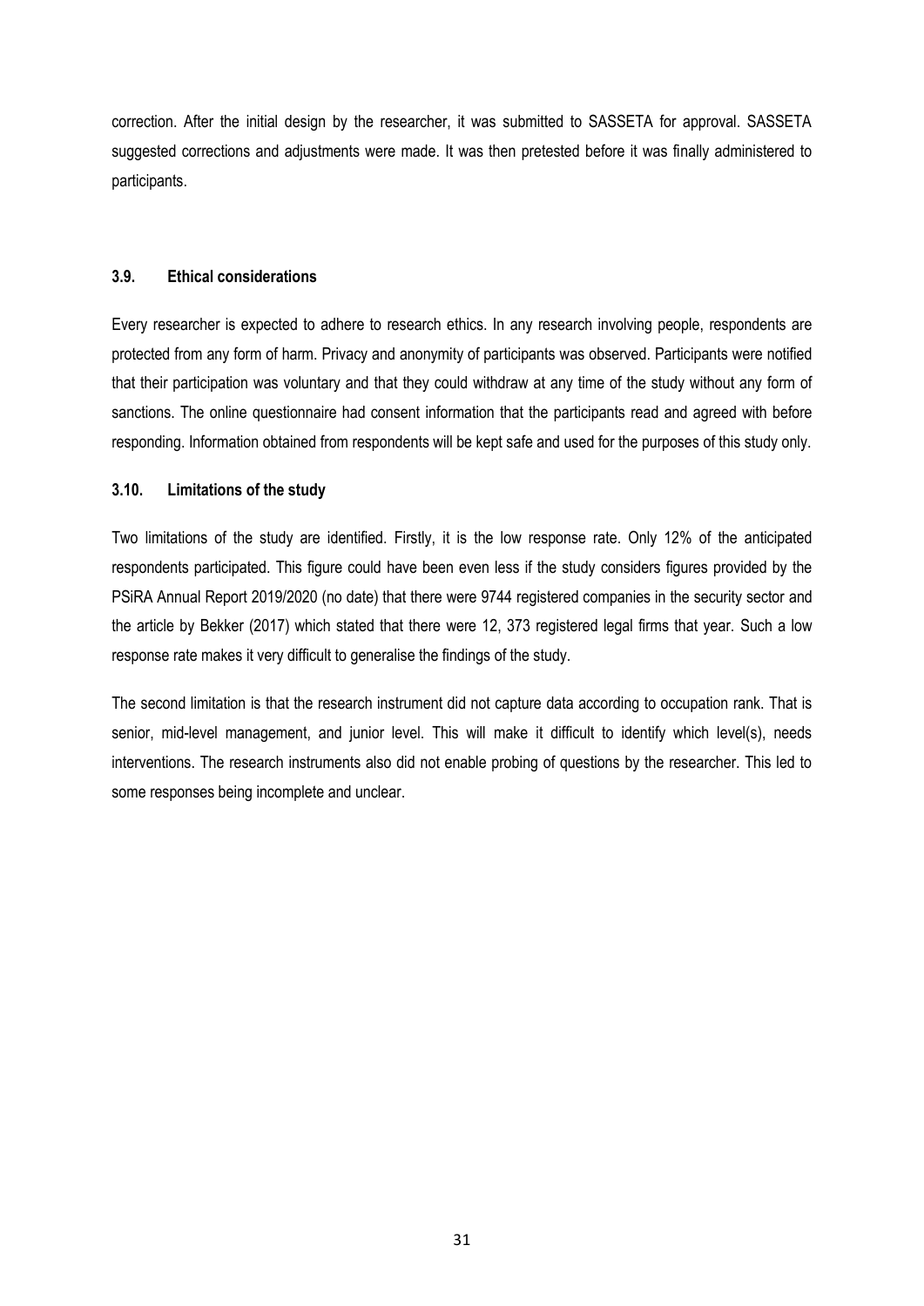correction. After the initial design by the researcher, it was submitted to SASSETA for approval. SASSETA suggested corrections and adjustments were made. It was then pretested before it was finally administered to participants.

### 3.9. Ethical considerations

Every researcher is expected to adhere to research ethics. In any research involving people, respondents are protected from any form of harm. Privacy and anonymity of participants was observed. Participants were notified that their participation was voluntary and that they could withdraw at any time of the study without any form of sanctions. The online questionnaire had consent information that the participants read and agreed with before responding. Information obtained from respondents will be kept safe and used for the purposes of this study only.

### 3.10. Limitations of the study

Two limitations of the study are identified. Firstly, it is the low response rate. Only 12% of the anticipated respondents participated. This figure could have been even less if the study considers figures provided by the PSiRA Annual Report 2019/2020 (no date) that there were 9744 registered companies in the security sector and the article by Bekker (2017) which stated that there were 12, 373 registered legal firms that year. Such a low response rate makes it very difficult to generalise the findings of the study.

The second limitation is that the research instrument did not capture data according to occupation rank. That is senior, mid-level management, and junior level. This will make it difficult to identify which level(s), needs interventions. The research instruments also did not enable probing of questions by the researcher. This led to some responses being incomplete and unclear.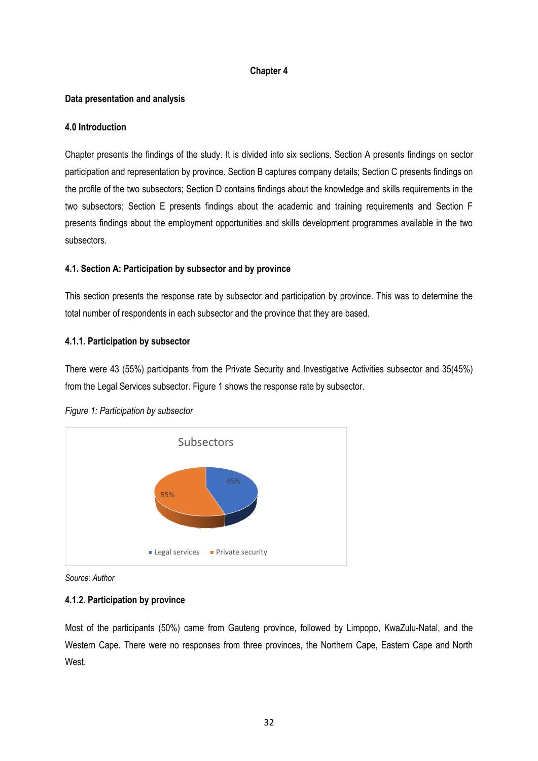# Chapter 4

## Data presentation and analysis

### 4.0 Introduction

Chapter presents the findings of the study. It is divided into six sections. Section A presents findings on sector participation and representation by province. Section B captures company details; Section C presents findings on the profile of the two subsectors; Section D contains findings about the knowledge and skills requirements in the two subsectors; Section E presents findings about the academic and training requirements and Section F presents findings about the employment opportunities and skills development programmes available in the two subsectors.

### 4.1. Section A: Participation by subsector and by province

This section presents the response rate by subsector and participation by province. This was to determine the total number of respondents in each subsector and the province that they are based.

#### 4.1.1. Participation by subsector

There were 43 (55%) participants from the Private Security and Investigative Activities subsector and 35(45%) from the Legal Services subsector. Figure 1 shows the response rate by subsector.

*Figure 1: Participation by subsector*

Subsectors

45%

55%

Legal services  Private security

*Source: Author*

#### 4.1.2. Participation by province

Most of the participants (50%) came from Gauteng province, followed by Limpopo, KwaZulu-Natal, and the Western Cape. There were no responses from three provinces, the Northern Cape, Eastern Cape and North West.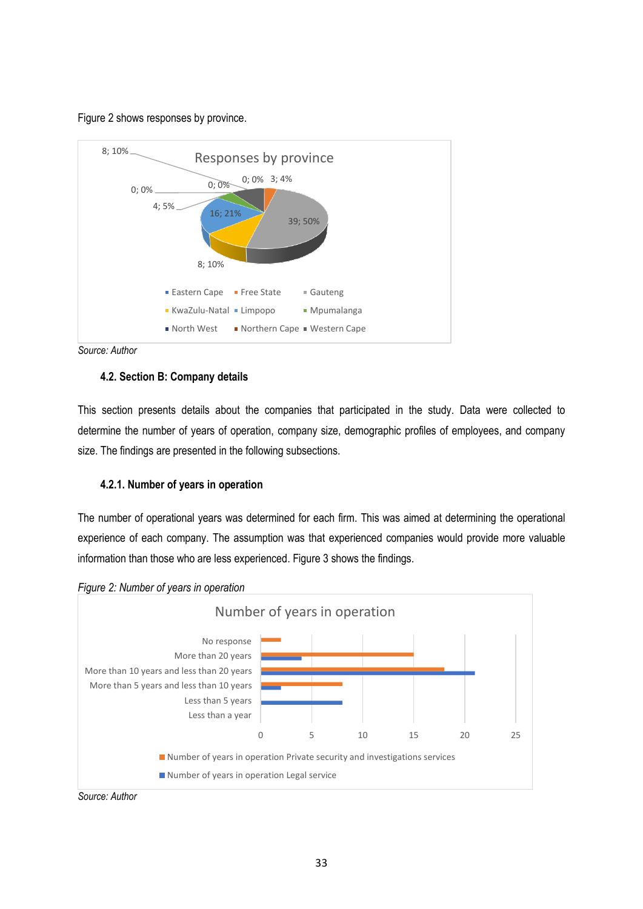Figure 2 shows responses by province.

Source: Author

### 4.2. Section B: Company details

This section presents details about the companies that participated in the study. Data were collected to determine the number of years of operation, company size, demographic profiles of employees, and company size. The findings are presented in the following subsections.

#### 4.2.1. Number of years in operation

The number of operational years was determined for each firm. This was aimed at determining the operational experience of each company. The assumption was that experienced companies would provide more valuable information than those who are less experienced. Figure 3 shows the findings.

*Figure 2: Number of years in operation*

Source: Author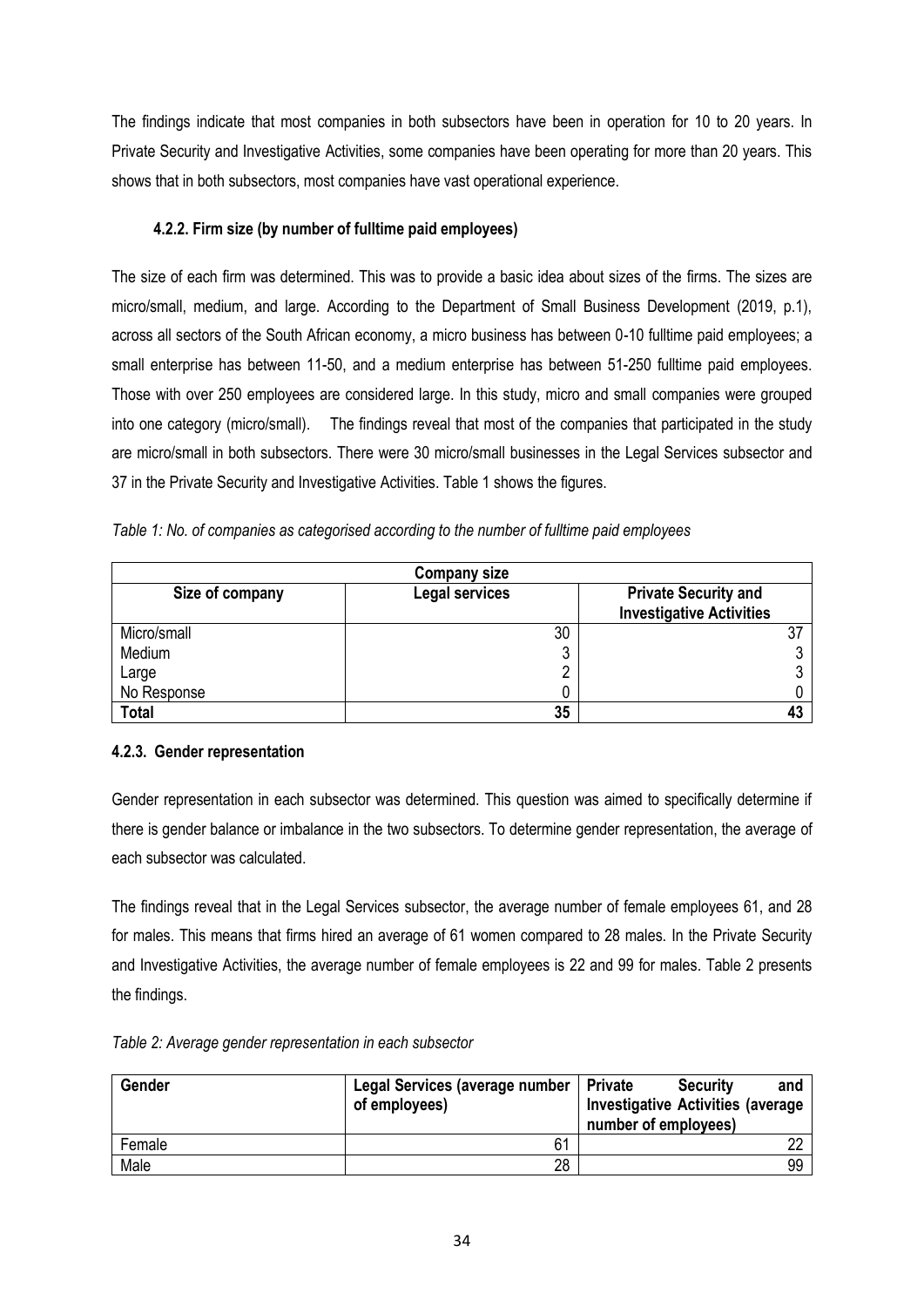The findings indicate that most companies in both subsectors have been in operation for 10 to 20 years. In Private Security and Investigative Activities, some companies have been operating for more than 20 years. This shows that in both subsectors, most companies have vast operational experience.

#### 4.2.2. Firm size (by number of fulltime paid employees)

The size of each firm was determined. This was to provide a basic idea about sizes of the firms. The sizes are micro/small, medium, and large. According to the Department of Small Business Development (2019, p.1), across all sectors of the South African economy, a micro business has between 0-10 fulltime paid employees; a small enterprise has between 11-50, and a medium enterprise has between 51-250 fulltime paid employees. Those with over 250 employees are considered large. In this study, micro and small companies were grouped into one category (micro/small). The findings reveal that most of the companies that participated in the study are micro/small in both subsectors. There were 30 micro/small businesses in the Legal Services subsector and 37 in the Private Security and Investigative Activities. Table 1 shows the figures.

*Table 1: No. of companies as categorised according to the number of fulltime paid employees*

| **Company size** | | |
|---|---|---|
| **Size of company** | **Legal services** | **Private Security and Investigative Activities** |
| Micro/small | 30 | 37 |
| Medium | 3 | 3 |
| Large | 2 | 3 |
| No Response | 0 | 0 |
| **Total** | **35** | **43** |

#### 4.2.3. Gender representation

Gender representation in each subsector was determined. This question was aimed to specifically determine if there is gender balance or imbalance in the two subsectors. To determine gender representation, the average of each subsector was calculated.

The findings reveal that in the Legal Services subsector, the average number of female employees 61, and 28 for males. This means that firms hired an average of 61 women compared to 28 males. In the Private Security and Investigative Activities, the average number of female employees is 22 and 99 for males. Table 2 presents the findings.

*Table 2: Average gender representation in each subsector*

| **Gender** | **Legal Services (average number of employees)** | **Private Security and Investigative Activities (average number of employees)** |
|---|---|---|
| Female | 61 | 22 |
| Male | 28 | 99 |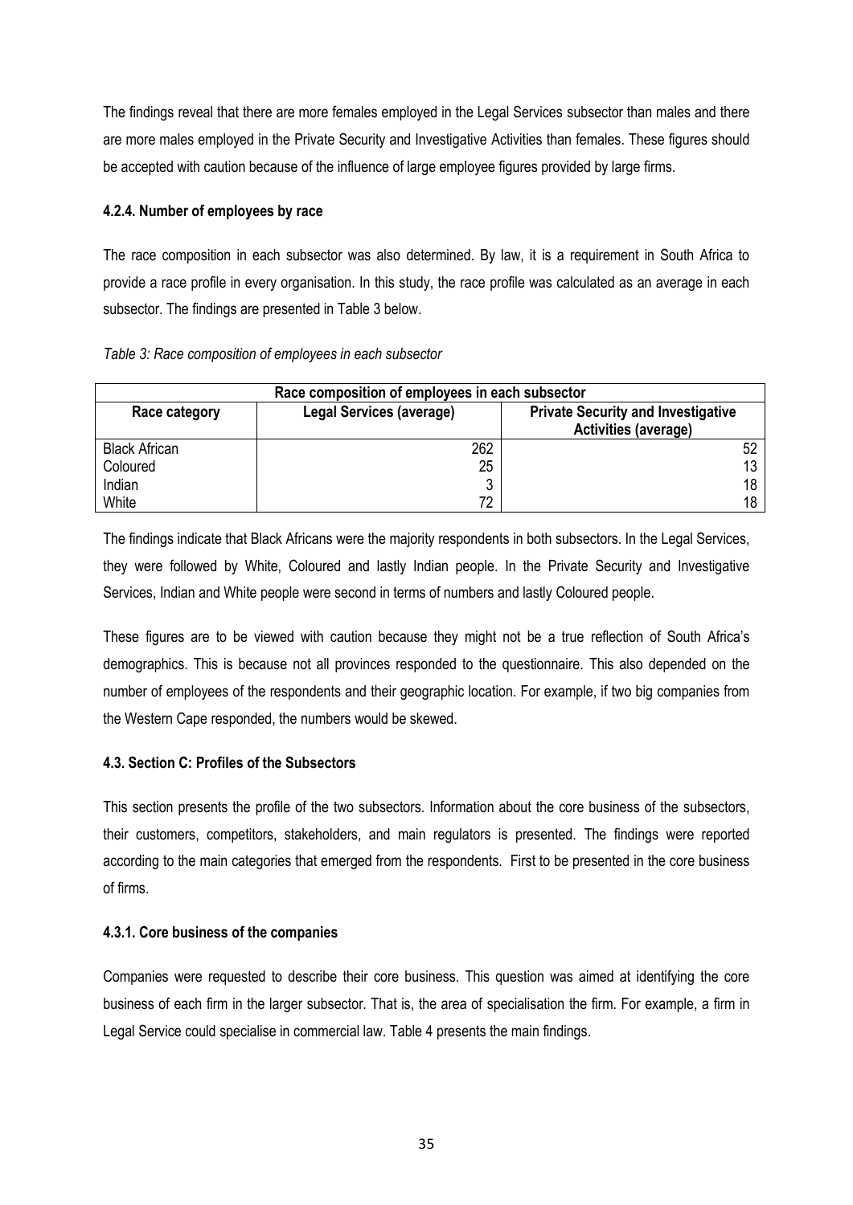The findings reveal that there are more females employed in the Legal Services subsector than males and there are more males employed in the Private Security and Investigative Activities than females. These figures should be accepted with caution because of the influence of large employee figures provided by large firms.

#### 4.2.4. Number of employees by race

The race composition in each subsector was also determined. By law, it is a requirement in South Africa to provide a race profile in every organisation. In this study, the race profile was calculated as an average in each subsector. The findings are presented in Table 3 below.

*Table 3: Race composition of employees in each subsector*

| Race composition of employees in each subsector | | |
|---|---|---|
| **Race category** | **Legal Services (average)** | **Private Security and Investigative Activities (average)** |
| Black African | 262 | 52 |
| Coloured | 25 | 13 |
| Indian | 3 | 18 |
| White | 72 | 18 |

The findings indicate that Black Africans were the majority respondents in both subsectors. In the Legal Services, they were followed by White, Coloured and lastly Indian people. In the Private Security and Investigative Services, Indian and White people were second in terms of numbers and lastly Coloured people.

These figures are to be viewed with caution because they might not be a true reflection of South Africa's demographics. This is because not all provinces responded to the questionnaire. This also depended on the number of employees of the respondents and their geographic location. For example, if two big companies from the Western Cape responded, the numbers would be skewed.

### 4.3. Section C: Profiles of the Subsectors

This section presents the profile of the two subsectors. Information about the core business of the subsectors, their customers, competitors, stakeholders, and main regulators is presented. The findings were reported according to the main categories that emerged from the respondents. First to be presented in the core business of firms.

#### 4.3.1. Core business of the companies

Companies were requested to describe their core business. This question was aimed at identifying the core business of each firm in the larger subsector. That is, the area of specialisation the firm. For example, a firm in Legal Service could specialise in commercial law. Table 4 presents the main findings.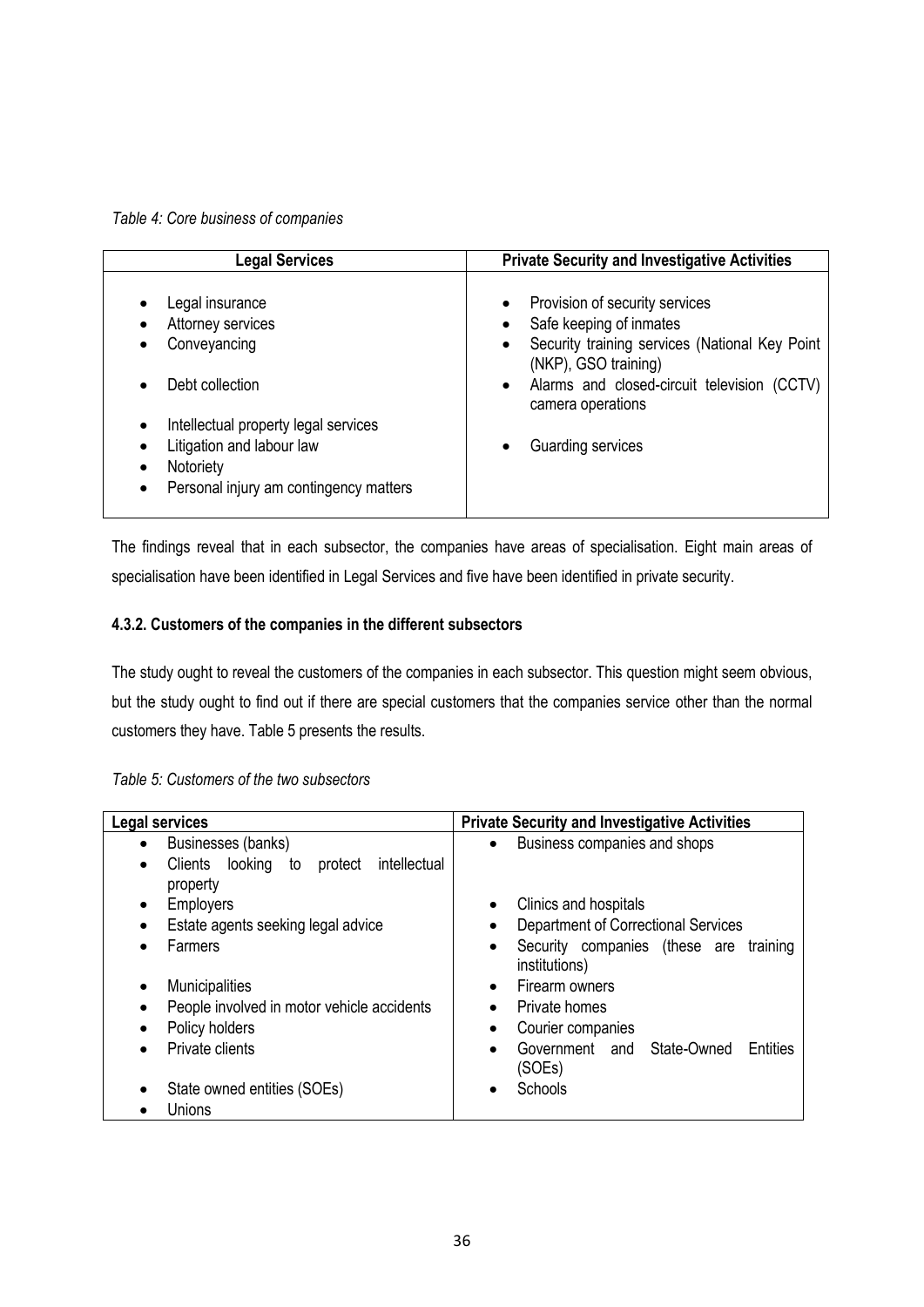*Table 4: Core business of companies*

| Legal Services | Private Security and Investigative Activities |
|---|---|
| • Legal insurance<br>• Attorney services<br>• Conveyancing<br>• Debt collection<br>• Intellectual property legal services<br>• Litigation and labour law<br>• Notoriety<br>• Personal injury am contingency matters | • Provision of security services<br>• Safe keeping of inmates<br>• Security training services (National Key Point (NKP), GSO training)<br>• Alarms and closed-circuit television (CCTV) camera operations<br>• Guarding services |

The findings reveal that in each subsector, the companies have areas of specialisation. Eight main areas of specialisation have been identified in Legal Services and five have been identified in private security.

#### 4.3.2. Customers of the companies in the different subsectors

The study ought to reveal the customers of the companies in each subsector. This question might seem obvious, but the study ought to find out if there are special customers that the companies service other than the normal customers they have. Table 5 presents the results.

*Table 5: Customers of the two subsectors*

| Legal services | Private Security and Investigative Activities |
|---|---|
| • Businesses (banks)<br>• Clients looking to protect intellectual property<br>• Employers<br>• Estate agents seeking legal advice<br>• Farmers<br>• Municipalities<br>• People involved in motor vehicle accidents<br>• Policy holders<br>• Private clients<br>• State owned entities (SOEs)<br>• Unions | • Business companies and shops<br>• Clinics and hospitals<br>• Department of Correctional Services<br>• Security companies (these are training institutions)<br>• Firearm owners<br>• Private homes<br>• Courier companies<br>• Government and State-Owned Entities (SOEs)<br>• Schools |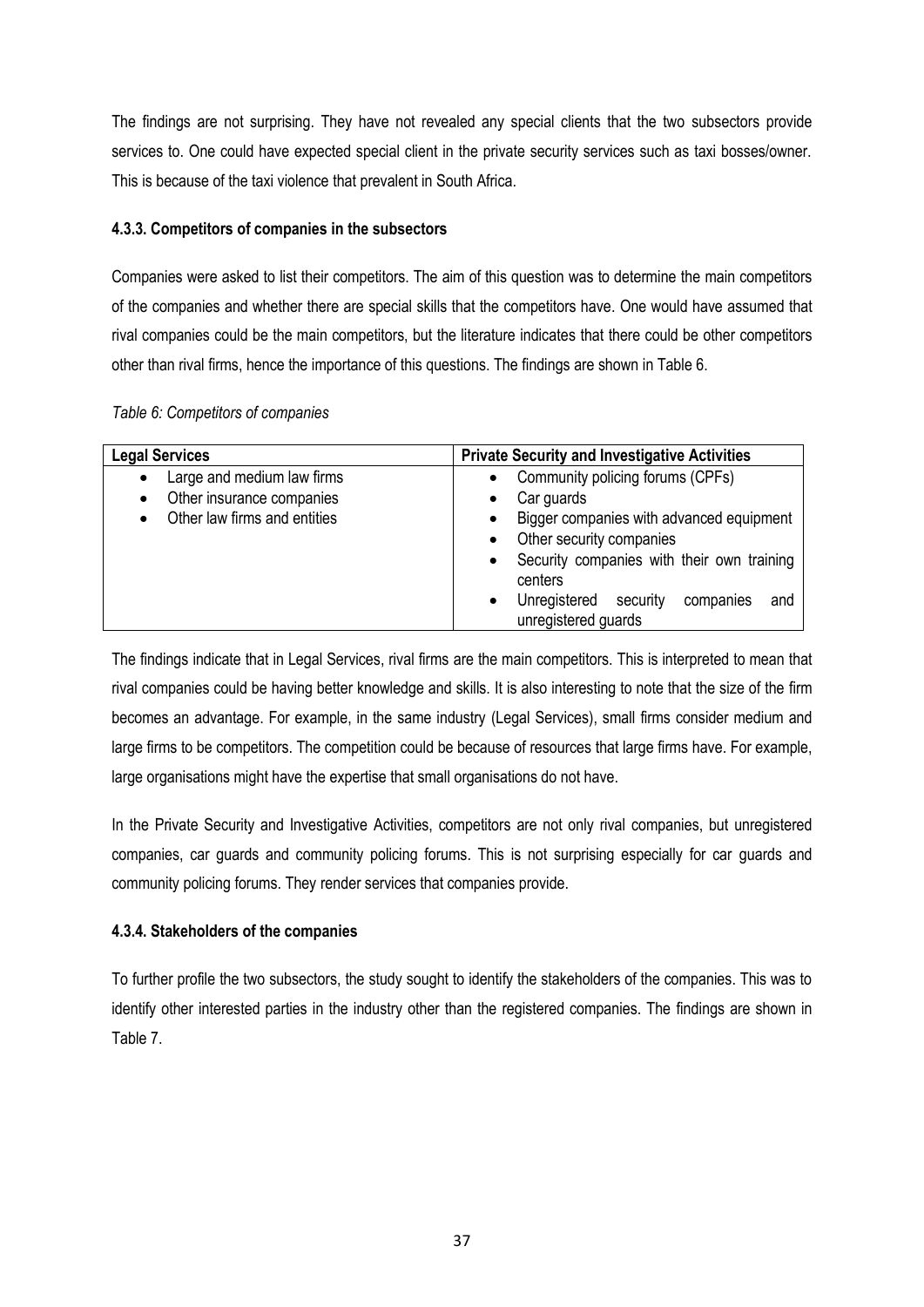The findings are not surprising. They have not revealed any special clients that the two subsectors provide services to. One could have expected special client in the private security services such as taxi bosses/owner. This is because of the taxi violence that prevalent in South Africa.

### 4.3.3. Competitors of companies in the subsectors

Companies were asked to list their competitors. The aim of this question was to determine the main competitors of the companies and whether there are special skills that the competitors have. One would have assumed that rival companies could be the main competitors, but the literature indicates that there could be other competitors other than rival firms, hence the importance of this questions. The findings are shown in Table 6.

*Table 6: Competitors of companies*

| Legal Services | Private Security and Investigative Activities |
|---|---|
| • Large and medium law firms<br>• Other insurance companies<br>• Other law firms and entities | • Community policing forums (CPFs)<br>• Car guards<br>• Bigger companies with advanced equipment<br>• Other security companies<br>• Security companies with their own training centers<br>• Unregistered security companies and unregistered guards |

The findings indicate that in Legal Services, rival firms are the main competitors. This is interpreted to mean that rival companies could be having better knowledge and skills. It is also interesting to note that the size of the firm becomes an advantage. For example, in the same industry (Legal Services), small firms consider medium and large firms to be competitors. The competition could be because of resources that large firms have. For example, large organisations might have the expertise that small organisations do not have.

In the Private Security and Investigative Activities, competitors are not only rival companies, but unregistered companies, car guards and community policing forums. This is not surprising especially for car guards and community policing forums. They render services that companies provide.

### 4.3.4. Stakeholders of the companies

To further profile the two subsectors, the study sought to identify the stakeholders of the companies. This was to identify other interested parties in the industry other than the registered companies. The findings are shown in Table 7.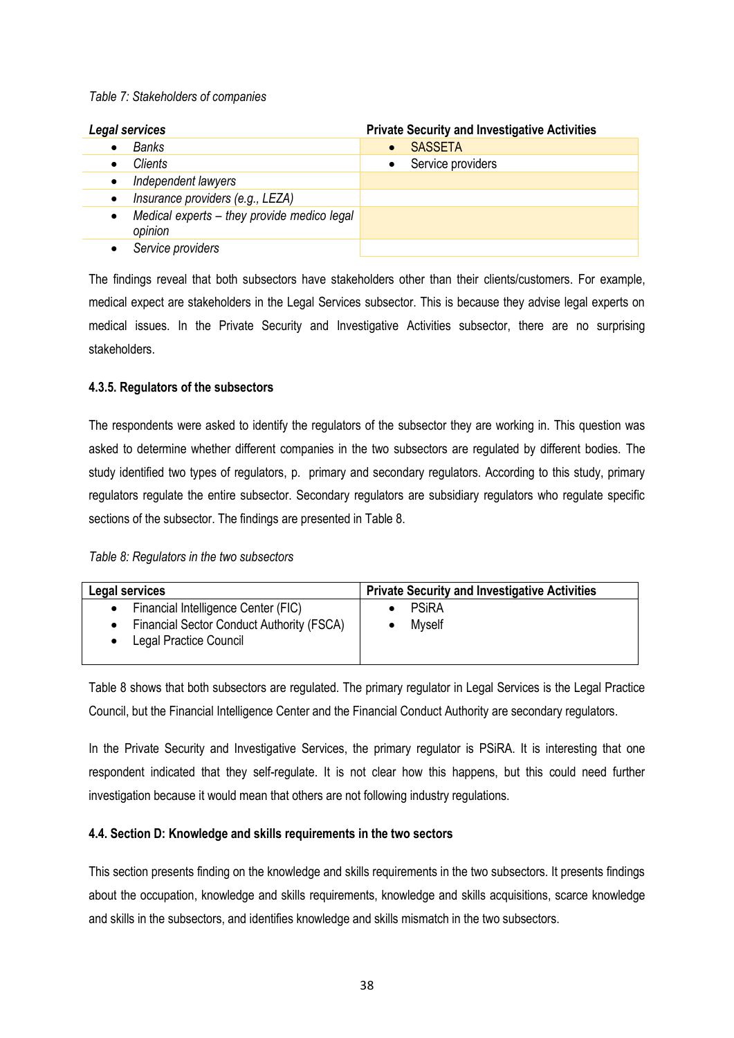*Table 7: Stakeholders of companies*

| *Legal services* | **Private Security and Investigative Activities** |
|---|---|
| • *Banks* | • SASSETA |
| • *Clients* | • Service providers |
| • *Independent lawyers* | |
| • *Insurance providers (e.g., LEZA)* | |
| • *Medical experts – they provide medico legal opinion* | |
| • *Service providers* | |

The findings reveal that both subsectors have stakeholders other than their clients/customers. For example, medical expect are stakeholders in the Legal Services subsector. This is because they advise legal experts on medical issues. In the Private Security and Investigative Activities subsector, there are no surprising stakeholders.

#### 4.3.5. Regulators of the subsectors

The respondents were asked to identify the regulators of the subsector they are working in. This question was asked to determine whether different companies in the two subsectors are regulated by different bodies. The study identified two types of regulators, p. primary and secondary regulators. According to this study, primary regulators regulate the entire subsector. Secondary regulators are subsidiary regulators who regulate specific sections of the subsector. The findings are presented in Table 8.

*Table 8: Regulators in the two subsectors*

| **Legal services** | **Private Security and Investigative Activities** |
|---|---|
| • Financial Intelligence Center (FIC)<br>• Financial Sector Conduct Authority (FSCA)<br>• Legal Practice Council | • PSiRA<br>• Myself |

Table 8 shows that both subsectors are regulated. The primary regulator in Legal Services is the Legal Practice Council, but the Financial Intelligence Center and the Financial Conduct Authority are secondary regulators.

In the Private Security and Investigative Services, the primary regulator is PSiRA. It is interesting that one respondent indicated that they self-regulate. It is not clear how this happens, but this could need further investigation because it would mean that others are not following industry regulations.

### 4.4. Section D: Knowledge and skills requirements in the two sectors

This section presents finding on the knowledge and skills requirements in the two subsectors. It presents findings about the occupation, knowledge and skills requirements, knowledge and skills acquisitions, scarce knowledge and skills in the subsectors, and identifies knowledge and skills mismatch in the two subsectors.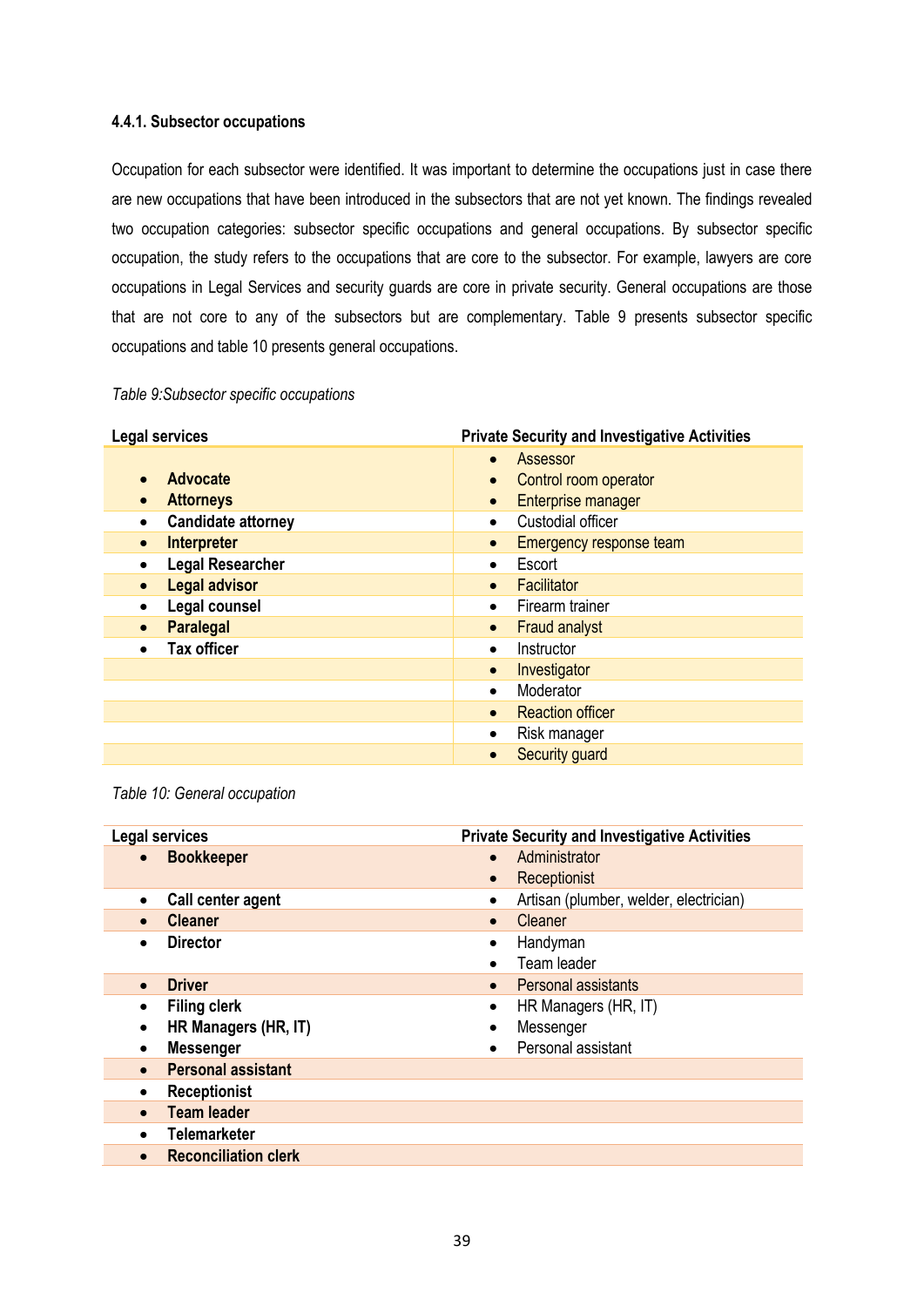#### 4.4.1. Subsector occupations

Occupation for each subsector were identified. It was important to determine the occupations just in case there are new occupations that have been introduced in the subsectors that are not yet known. The findings revealed two occupation categories: subsector specific occupations and general occupations. By subsector specific occupation, the study refers to the occupations that are core to the subsector. For example, lawyers are core occupations in Legal Services and security guards are core in private security. General occupations are those that are not core to any of the subsectors but are complementary. Table 9 presents subsector specific occupations and table 10 presents general occupations.

*Table 9:Subsector specific occupations*

| Legal services | Private Security and Investigative Activities |
|---|---|
| • **Advocate**<br>• **Attorneys** | • Assessor<br>• Control room operator<br>• Enterprise manager |
| • **Candidate attorney** | • Custodial officer |
| • **Interpreter** | • Emergency response team |
| • **Legal Researcher** | • Escort |
| • **Legal advisor** | • Facilitator |
| • **Legal counsel** | • Firearm trainer |
| • **Paralegal** | • Fraud analyst |
| • **Tax officer** | • Instructor |
| | • Investigator |
| | • Moderator |
| | • Reaction officer |
| | • Risk manager |
| | • Security guard |

*Table 10: General occupation*

| Legal services | Private Security and Investigative Activities |
|---|---|
| • **Bookkeeper** | • Administrator<br>• Receptionist |
| • **Call center agent** | • Artisan (plumber, welder, electrician) |
| • **Cleaner** | • Cleaner |
| • **Director** | • Handyman<br>• Team leader |
| • **Driver** | • Personal assistants |
| • **Filing clerk**<br>• **HR Managers (HR, IT)**<br>• **Messenger** | • HR Managers (HR, IT)<br>• Messenger<br>• Personal assistant |
| • **Personal assistant** | |
| • **Receptionist** | |
| • **Team leader** | |
| • **Telemarketer** | |
| • **Reconciliation clerk** | |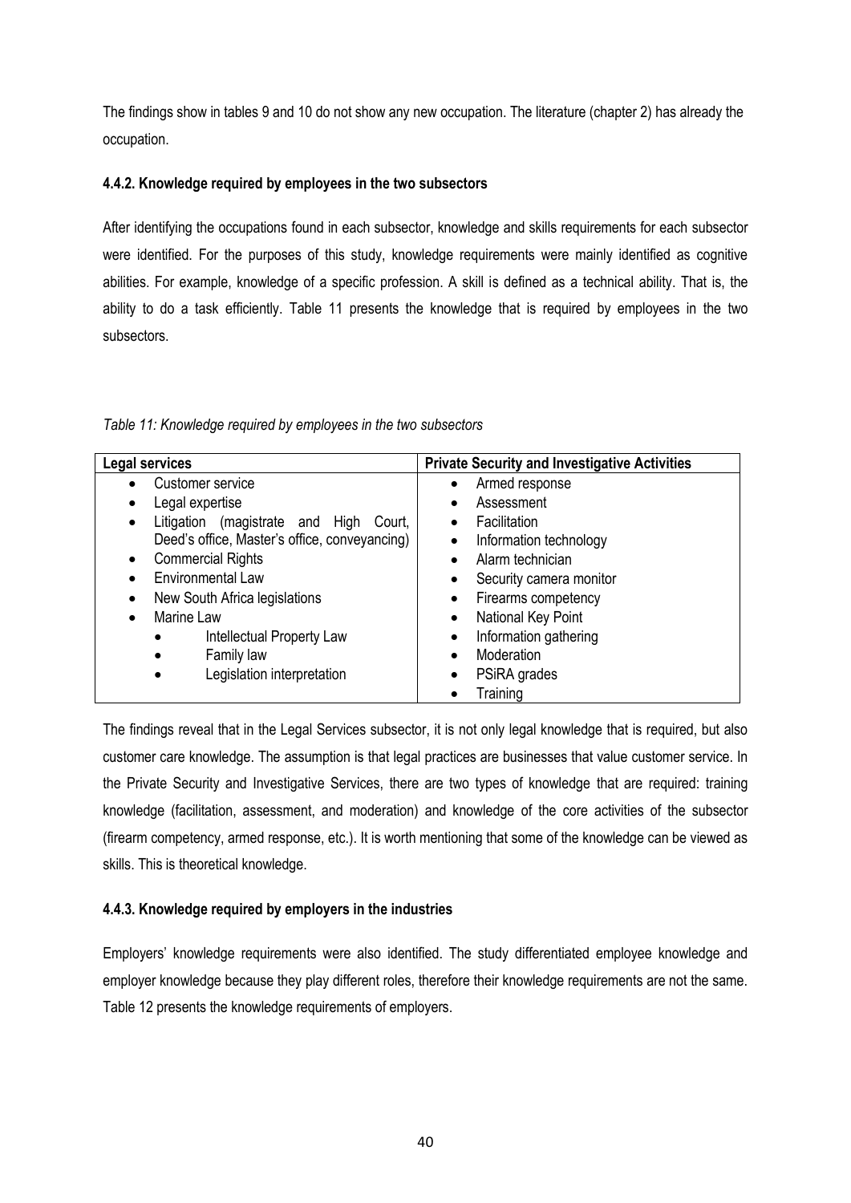The findings show in tables 9 and 10 do not show any new occupation. The literature (chapter 2) has already the occupation.

### 4.4.2. Knowledge required by employees in the two subsectors

After identifying the occupations found in each subsector, knowledge and skills requirements for each subsector were identified. For the purposes of this study, knowledge requirements were mainly identified as cognitive abilities. For example, knowledge of a specific profession. A skill is defined as a technical ability. That is, the ability to do a task efficiently. Table 11 presents the knowledge that is required by employees in the two subsectors.

*Table 11: Knowledge required by employees in the two subsectors*

| Legal services | Private Security and Investigative Activities |
|---|---|
| • Customer service<br>• Legal expertise<br>• Litigation (magistrate and High Court, Deed's office, Master's office, conveyancing)<br>• Commercial Rights<br>• Environmental Law<br>• New South Africa legislations<br>• Marine Law<br>• Intellectual Property Law<br>• Family law<br>• Legislation interpretation | • Armed response<br>• Assessment<br>• Facilitation<br>• Information technology<br>• Alarm technician<br>• Security camera monitor<br>• Firearms competency<br>• National Key Point<br>• Information gathering<br>• Moderation<br>• PSiRA grades<br>• Training |

The findings reveal that in the Legal Services subsector, it is not only legal knowledge that is required, but also customer care knowledge. The assumption is that legal practices are businesses that value customer service. In the Private Security and Investigative Services, there are two types of knowledge that are required: training knowledge (facilitation, assessment, and moderation) and knowledge of the core activities of the subsector (firearm competency, armed response, etc.). It is worth mentioning that some of the knowledge can be viewed as skills. This is theoretical knowledge.

### 4.4.3. Knowledge required by employers in the industries

Employers' knowledge requirements were also identified. The study differentiated employee knowledge and employer knowledge because they play different roles, therefore their knowledge requirements are not the same. Table 12 presents the knowledge requirements of employers.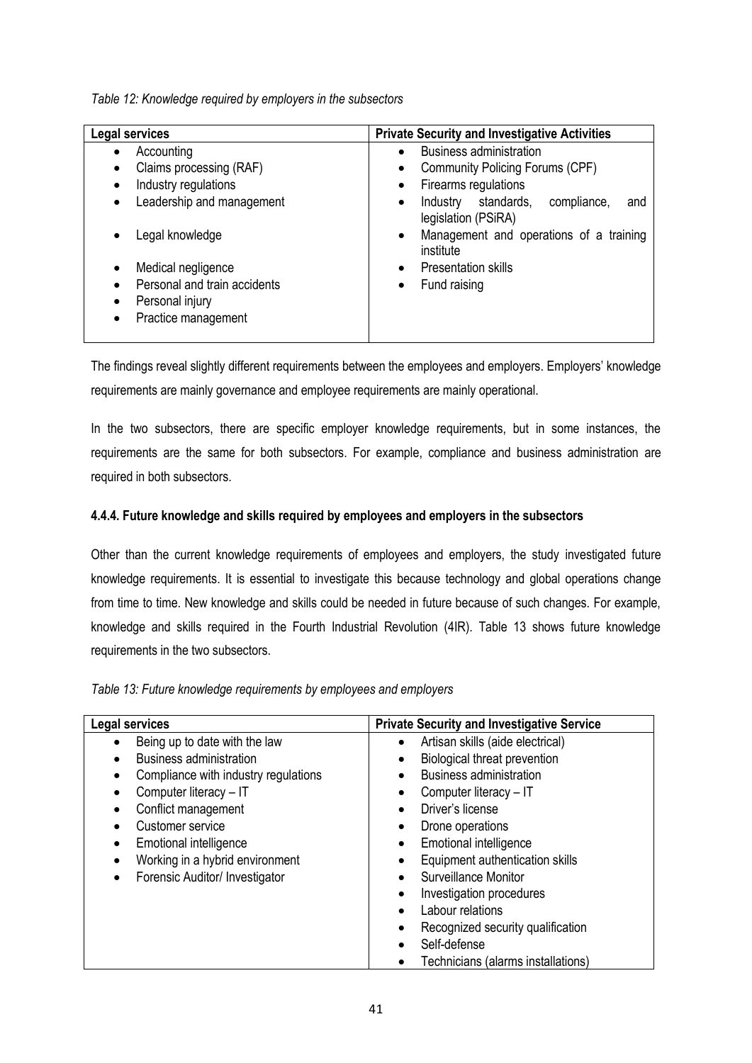*Table 12: Knowledge required by employers in the subsectors*

| Legal services | Private Security and Investigative Activities |
|---|---|
| • Accounting | • Business administration |
| • Claims processing (RAF) | • Community Policing Forums (CPF) |
| • Industry regulations | • Firearms regulations |
| • Leadership and management | • Industry standards, compliance, and legislation (PSiRA) |
| • Legal knowledge | • Management and operations of a training institute |
| • Medical negligence | • Presentation skills |
| • Personal and train accidents | • Fund raising |
| • Personal injury | |
| • Practice management | |

The findings reveal slightly different requirements between the employees and employers. Employers' knowledge requirements are mainly governance and employee requirements are mainly operational.

In the two subsectors, there are specific employer knowledge requirements, but in some instances, the requirements are the same for both subsectors. For example, compliance and business administration are required in both subsectors.

### 4.4.4. Future knowledge and skills required by employees and employers in the subsectors

Other than the current knowledge requirements of employees and employers, the study investigated future knowledge requirements. It is essential to investigate this because technology and global operations change from time to time. New knowledge and skills could be needed in future because of such changes. For example, knowledge and skills required in the Fourth Industrial Revolution (4IR). Table 13 shows future knowledge requirements in the two subsectors.

*Table 13: Future knowledge requirements by employees and employers*

| Legal services | Private Security and Investigative Service |
|---|---|
| • Being up to date with the law | • Artisan skills (aide electrical) |
| • Business administration | • Biological threat prevention |
| • Compliance with industry regulations | • Business administration |
| • Computer literacy – IT | • Computer literacy – IT |
| • Conflict management | • Driver's license |
| • Customer service | • Drone operations |
| • Emotional intelligence | • Emotional intelligence |
| • Working in a hybrid environment | • Equipment authentication skills |
| • Forensic Auditor/ Investigator | • Surveillance Monitor |
| | • Investigation procedures |
| | • Labour relations |
| | • Recognized security qualification |
| | • Self-defense |
| | • Technicians (alarms installations) |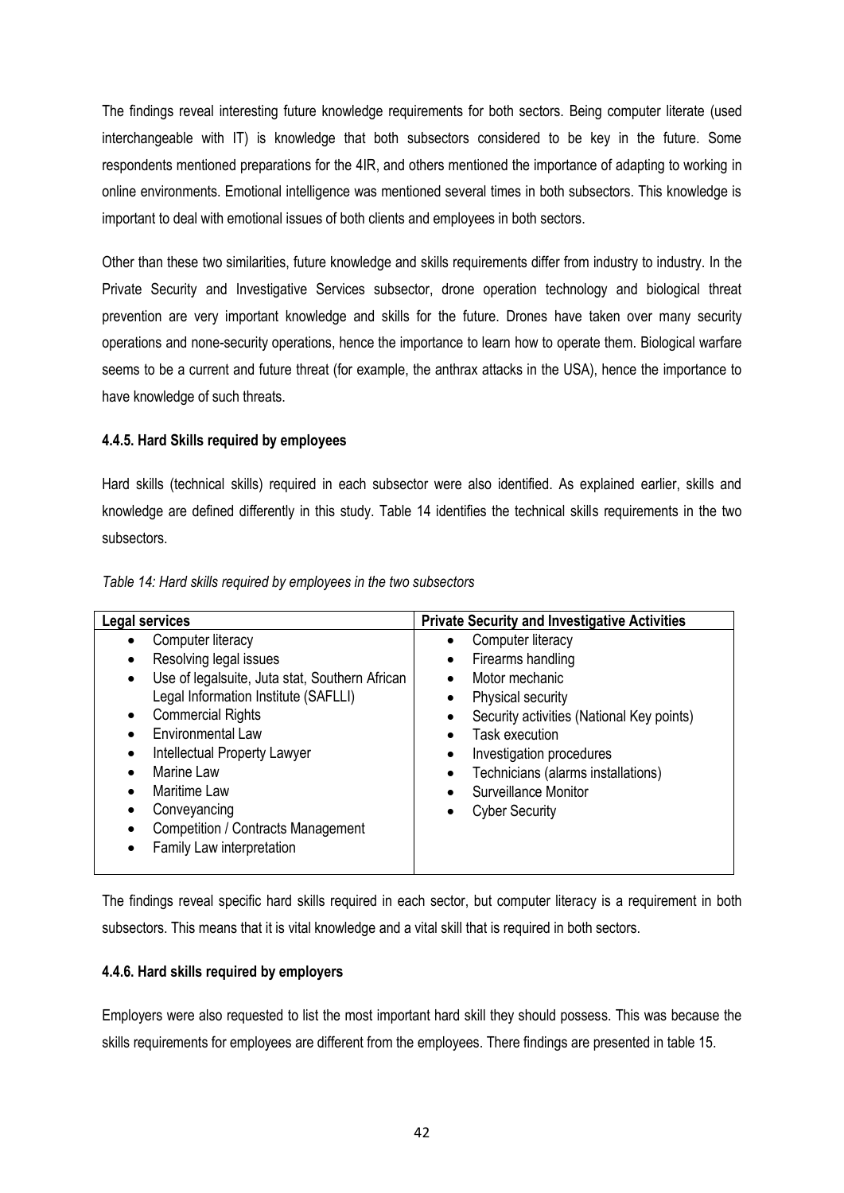The findings reveal interesting future knowledge requirements for both sectors. Being computer literate (used interchangeable with IT) is knowledge that both subsectors considered to be key in the future. Some respondents mentioned preparations for the 4IR, and others mentioned the importance of adapting to working in online environments. Emotional intelligence was mentioned several times in both subsectors. This knowledge is important to deal with emotional issues of both clients and employees in both sectors.

Other than these two similarities, future knowledge and skills requirements differ from industry to industry. In the Private Security and Investigative Services subsector, drone operation technology and biological threat prevention are very important knowledge and skills for the future. Drones have taken over many security operations and none-security operations, hence the importance to learn how to operate them. Biological warfare seems to be a current and future threat (for example, the anthrax attacks in the USA), hence the importance to have knowledge of such threats.

#### 4.4.5. Hard Skills required by employees

Hard skills (technical skills) required in each subsector were also identified. As explained earlier, skills and knowledge are defined differently in this study. Table 14 identifies the technical skills requirements in the two subsectors.

*Table 14: Hard skills required by employees in the two subsectors*

| Legal services | Private Security and Investigative Activities |
|---|---|
| • Computer literacy<br>• Resolving legal issues<br>• Use of legalsuite, Juta stat, Southern African Legal Information Institute (SAFLLI)<br>• Commercial Rights<br>• Environmental Law<br>• Intellectual Property Lawyer<br>• Marine Law<br>• Maritime Law<br>• Conveyancing<br>• Competition / Contracts Management<br>• Family Law interpretation | • Computer literacy<br>• Firearms handling<br>• Motor mechanic<br>• Physical security<br>• Security activities (National Key points)<br>• Task execution<br>• Investigation procedures<br>• Technicians (alarms installations)<br>• Surveillance Monitor<br>• Cyber Security |

The findings reveal specific hard skills required in each sector, but computer literacy is a requirement in both subsectors. This means that it is vital knowledge and a vital skill that is required in both sectors.

#### 4.4.6. Hard skills required by employers

Employers were also requested to list the most important hard skill they should possess. This was because the skills requirements for employees are different from the employees. There findings are presented in table 15.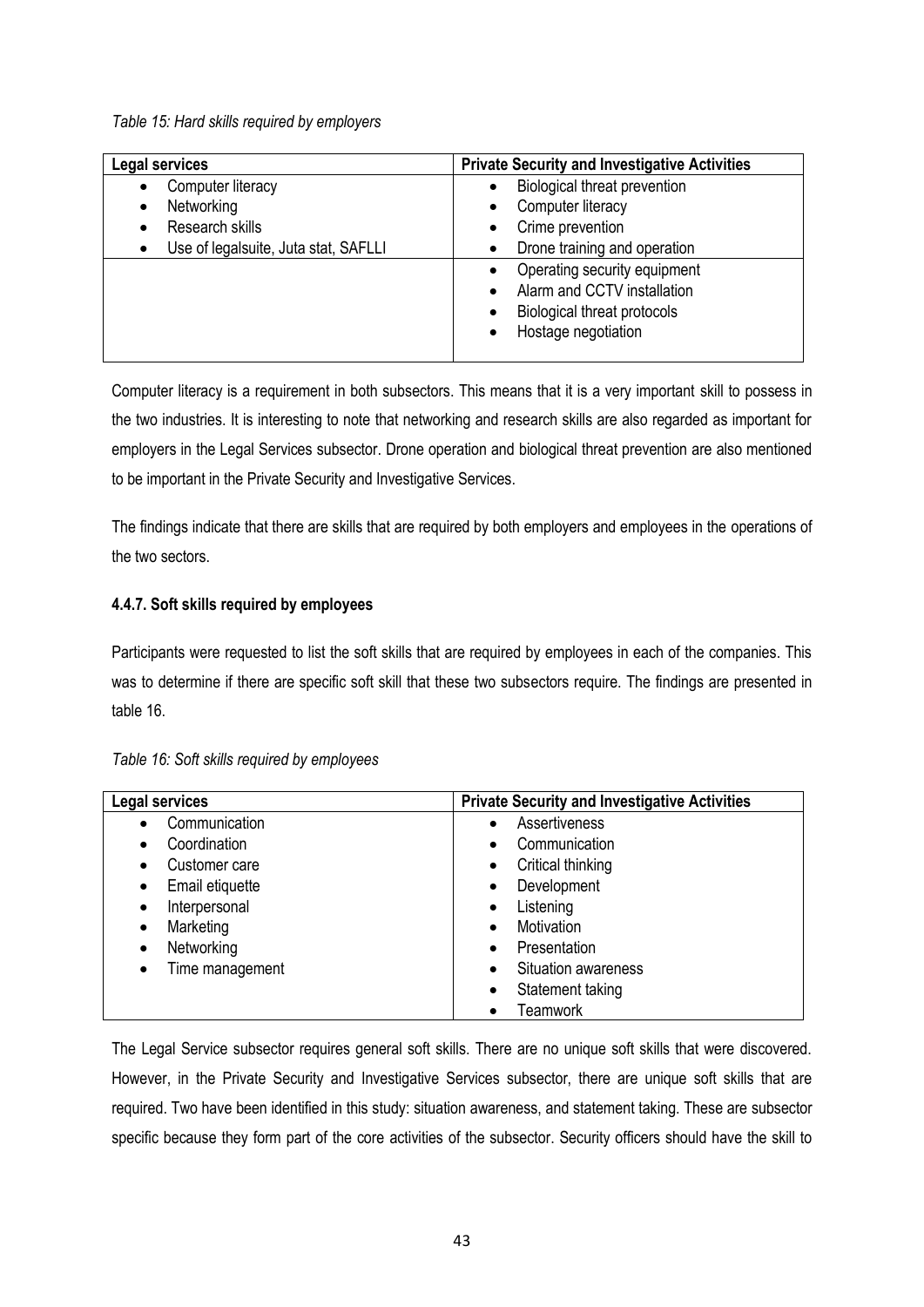*Table 15: Hard skills required by employers*

| Legal services | Private Security and Investigative Activities |
|---|---|
| • Computer literacy<br>• Networking<br>• Research skills<br>• Use of legalsuite, Juta stat, SAFLLI | • Biological threat prevention<br>• Computer literacy<br>• Crime prevention<br>• Drone training and operation |
| | • Operating security equipment<br>• Alarm and CCTV installation<br>• Biological threat protocols<br>• Hostage negotiation |

Computer literacy is a requirement in both subsectors. This means that it is a very important skill to possess in the two industries. It is interesting to note that networking and research skills are also regarded as important for employers in the Legal Services subsector. Drone operation and biological threat prevention are also mentioned to be important in the Private Security and Investigative Services.

The findings indicate that there are skills that are required by both employers and employees in the operations of the two sectors.

### 4.4.7. Soft skills required by employees

Participants were requested to list the soft skills that are required by employees in each of the companies. This was to determine if there are specific soft skill that these two subsectors require. The findings are presented in table 16.

*Table 16: Soft skills required by employees*

| Legal services | Private Security and Investigative Activities |
|---|---|
| • Communication<br>• Coordination<br>• Customer care<br>• Email etiquette<br>• Interpersonal<br>• Marketing<br>• Networking<br>• Time management | • Assertiveness<br>• Communication<br>• Critical thinking<br>• Development<br>• Listening<br>• Motivation<br>• Presentation<br>• Situation awareness<br>• Statement taking<br>• Teamwork |

The Legal Service subsector requires general soft skills. There are no unique soft skills that were discovered. However, in the Private Security and Investigative Services subsector, there are unique soft skills that are required. Two have been identified in this study: situation awareness, and statement taking. These are subsector specific because they form part of the core activities of the subsector. Security officers should have the skill to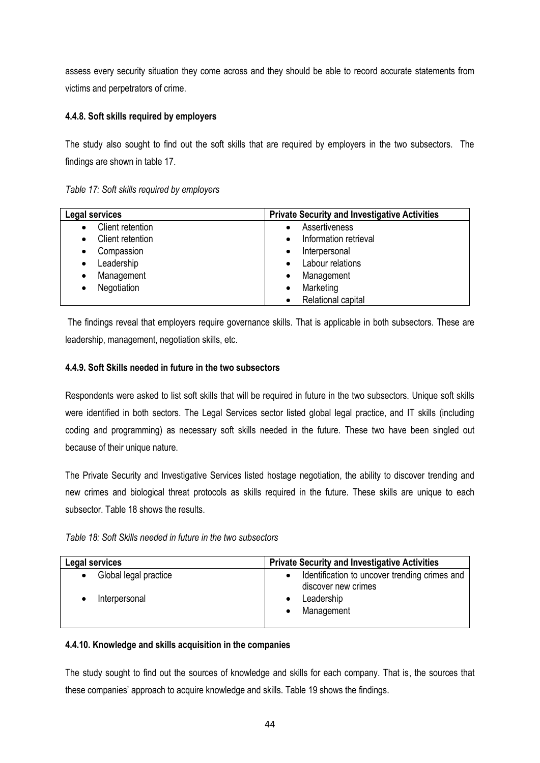assess every security situation they come across and they should be able to record accurate statements from victims and perpetrators of crime.

### 4.4.8. Soft skills required by employers

The study also sought to find out the soft skills that are required by employers in the two subsectors. The findings are shown in table 17.

*Table 17: Soft skills required by employers*

| Legal services | Private Security and Investigative Activities |
|---|---|
| • Client retention | • Assertiveness |
| • Client retention | • Information retrieval |
| • Compassion | • Interpersonal |
| • Leadership | • Labour relations |
| • Management | • Management |
| • Negotiation | • Marketing |
| | • Relational capital |

The findings reveal that employers require governance skills. That is applicable in both subsectors. These are leadership, management, negotiation skills, etc.

### 4.4.9. Soft Skills needed in future in the two subsectors

Respondents were asked to list soft skills that will be required in future in the two subsectors. Unique soft skills were identified in both sectors. The Legal Services sector listed global legal practice, and IT skills (including coding and programming) as necessary soft skills needed in the future. These two have been singled out because of their unique nature.

The Private Security and Investigative Services listed hostage negotiation, the ability to discover trending and new crimes and biological threat protocols as skills required in the future. These skills are unique to each subsector. Table 18 shows the results.

*Table 18: Soft Skills needed in future in the two subsectors*

| Legal services | Private Security and Investigative Activities |
|---|---|
| • Global legal practice | • Identification to uncover trending crimes and discover new crimes |
| • Interpersonal | • Leadership |
| | • Management |

### 4.4.10. Knowledge and skills acquisition in the companies

The study sought to find out the sources of knowledge and skills for each company. That is, the sources that these companies' approach to acquire knowledge and skills. Table 19 shows the findings.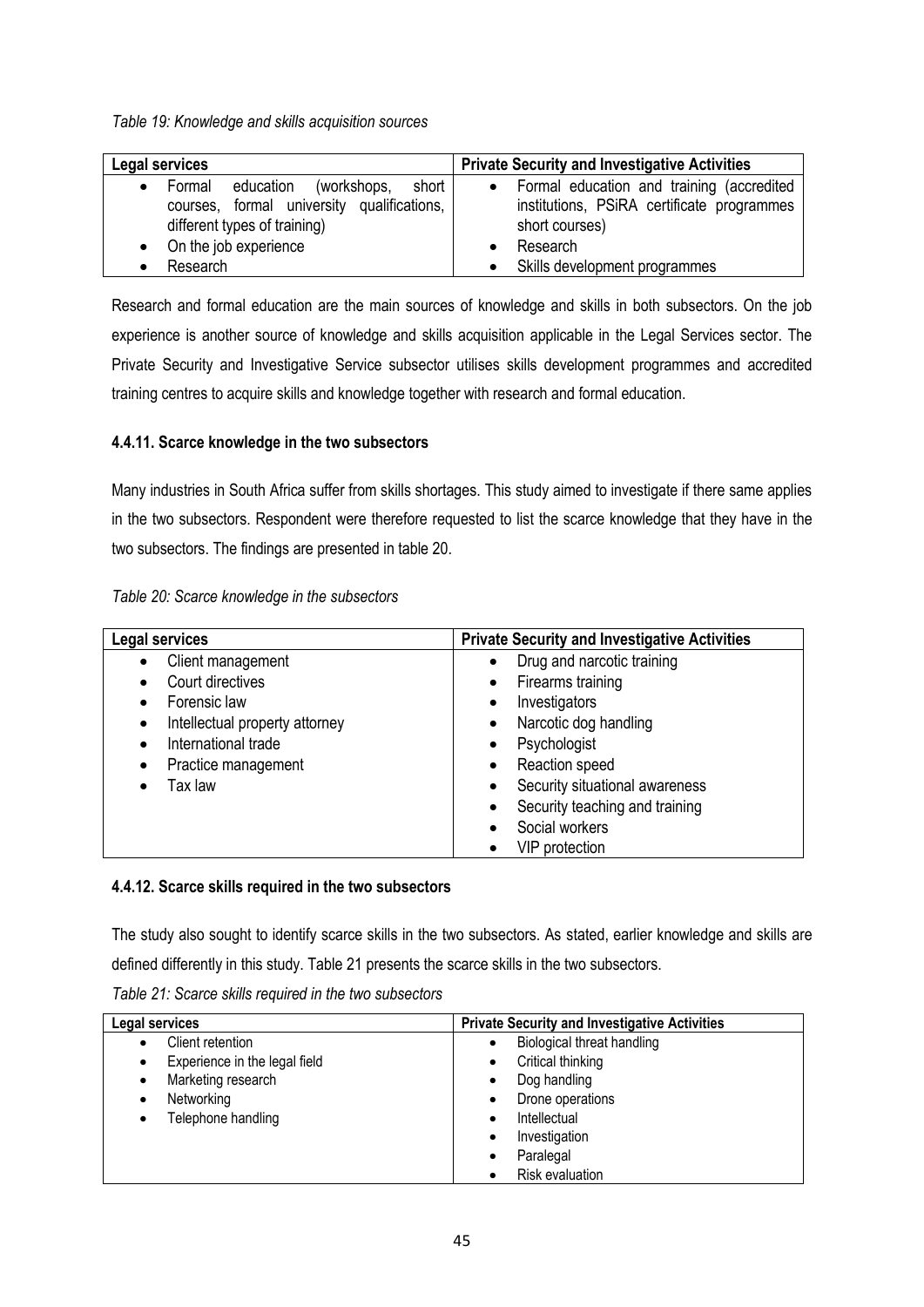*Table 19: Knowledge and skills acquisition sources*

| Legal services | Private Security and Investigative Activities |
|---|---|
| • Formal education (workshops, short courses, formal university qualifications, different types of training)<br>• On the job experience<br>• Research | • Formal education and training (accredited institutions, PSiRA certificate programmes short courses)<br>• Research<br>• Skills development programmes |

Research and formal education are the main sources of knowledge and skills in both subsectors. On the job experience is another source of knowledge and skills acquisition applicable in the Legal Services sector. The Private Security and Investigative Service subsector utilises skills development programmes and accredited training centres to acquire skills and knowledge together with research and formal education.

### 4.4.11. Scarce knowledge in the two subsectors

Many industries in South Africa suffer from skills shortages. This study aimed to investigate if there same applies in the two subsectors. Respondent were therefore requested to list the scarce knowledge that they have in the two subsectors. The findings are presented in table 20.

*Table 20: Scarce knowledge in the subsectors*

| Legal services | Private Security and Investigative Activities |
|---|---|
| • Client management<br>• Court directives<br>• Forensic law<br>• Intellectual property attorney<br>• International trade<br>• Practice management<br>• Tax law | • Drug and narcotic training<br>• Firearms training<br>• Investigators<br>• Narcotic dog handling<br>• Psychologist<br>• Reaction speed<br>• Security situational awareness<br>• Security teaching and training<br>• Social workers<br>• VIP protection |

### 4.4.12. Scarce skills required in the two subsectors

The study also sought to identify scarce skills in the two subsectors. As stated, earlier knowledge and skills are defined differently in this study. Table 21 presents the scarce skills in the two subsectors.

*Table 21: Scarce skills required in the two subsectors*

| Legal services | Private Security and Investigative Activities |
|---|---|
| • Client retention<br>• Experience in the legal field<br>• Marketing research<br>• Networking<br>• Telephone handling | • Biological threat handling<br>• Critical thinking<br>• Dog handling<br>• Drone operations<br>• Intellectual<br>• Investigation<br>• Paralegal<br>• Risk evaluation |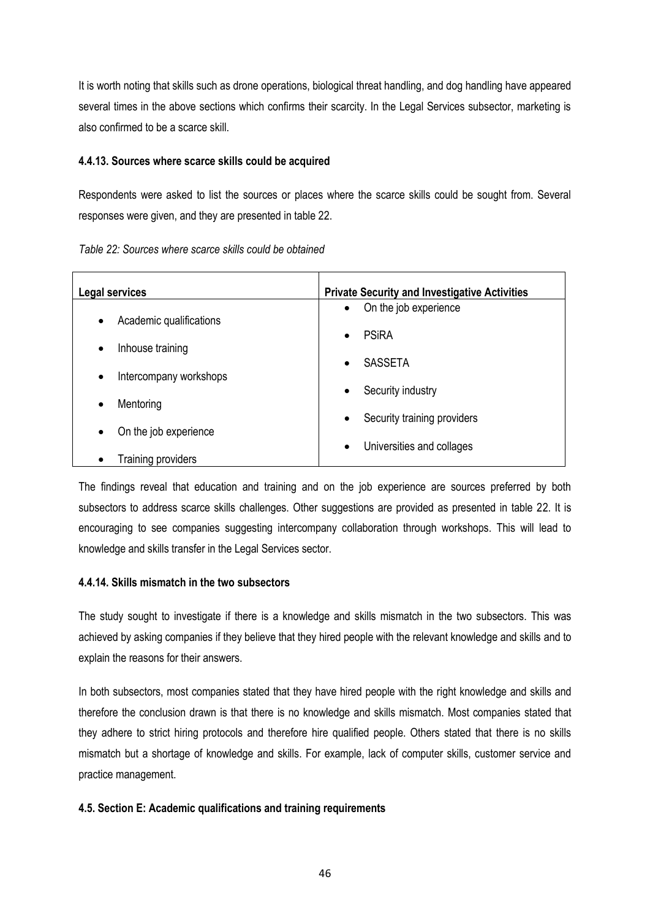It is worth noting that skills such as drone operations, biological threat handling, and dog handling have appeared several times in the above sections which confirms their scarcity. In the Legal Services subsector, marketing is also confirmed to be a scarce skill.

#### 4.4.13. Sources where scarce skills could be acquired

Respondents were asked to list the sources or places where the scarce skills could be sought from. Several responses were given, and they are presented in table 22.

*Table 22: Sources where scarce skills could be obtained*

| Legal services | Private Security and Investigative Activities |
|---|---|
| • Academic qualifications<br>• Inhouse training<br>• Intercompany workshops<br>• Mentoring<br>• On the job experience<br>• Training providers | • On the job experience<br>• PSiRA<br>• SASSETA<br>• Security industry<br>• Security training providers<br>• Universities and collages |

The findings reveal that education and training and on the job experience are sources preferred by both subsectors to address scarce skills challenges. Other suggestions are provided as presented in table 22. It is encouraging to see companies suggesting intercompany collaboration through workshops. This will lead to knowledge and skills transfer in the Legal Services sector.

#### 4.4.14. Skills mismatch in the two subsectors

The study sought to investigate if there is a knowledge and skills mismatch in the two subsectors. This was achieved by asking companies if they believe that they hired people with the relevant knowledge and skills and to explain the reasons for their answers.

In both subsectors, most companies stated that they have hired people with the right knowledge and skills and therefore the conclusion drawn is that there is no knowledge and skills mismatch. Most companies stated that they adhere to strict hiring protocols and therefore hire qualified people. Others stated that there is no skills mismatch but a shortage of knowledge and skills. For example, lack of computer skills, customer service and practice management.

### 4.5. Section E: Academic qualifications and training requirements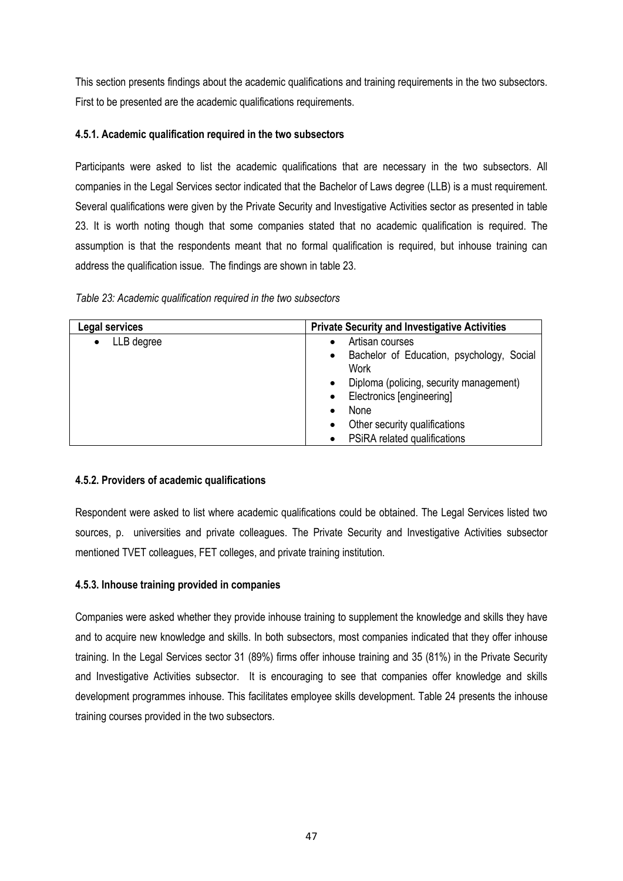This section presents findings about the academic qualifications and training requirements in the two subsectors. First to be presented are the academic qualifications requirements.

### 4.5.1. Academic qualification required in the two subsectors

Participants were asked to list the academic qualifications that are necessary in the two subsectors. All companies in the Legal Services sector indicated that the Bachelor of Laws degree (LLB) is a must requirement. Several qualifications were given by the Private Security and Investigative Activities sector as presented in table 23. It is worth noting though that some companies stated that no academic qualification is required. The assumption is that the respondents meant that no formal qualification is required, but inhouse training can address the qualification issue. The findings are shown in table 23.

*Table 23: Academic qualification required in the two subsectors*

| Legal services | Private Security and Investigative Activities |
|---|---|
| • LLB degree | • Artisan courses<br>• Bachelor of Education, psychology, Social Work<br>• Diploma (policing, security management)<br>• Electronics [engineering]<br>• None<br>• Other security qualifications<br>• PSiRA related qualifications |

### 4.5.2. Providers of academic qualifications

Respondent were asked to list where academic qualifications could be obtained. The Legal Services listed two sources, p. universities and private colleagues. The Private Security and Investigative Activities subsector mentioned TVET colleagues, FET colleges, and private training institution.

### 4.5.3. Inhouse training provided in companies

Companies were asked whether they provide inhouse training to supplement the knowledge and skills they have and to acquire new knowledge and skills. In both subsectors, most companies indicated that they offer inhouse training. In the Legal Services sector 31 (89%) firms offer inhouse training and 35 (81%) in the Private Security and Investigative Activities subsector. It is encouraging to see that companies offer knowledge and skills development programmes inhouse. This facilitates employee skills development. Table 24 presents the inhouse training courses provided in the two subsectors.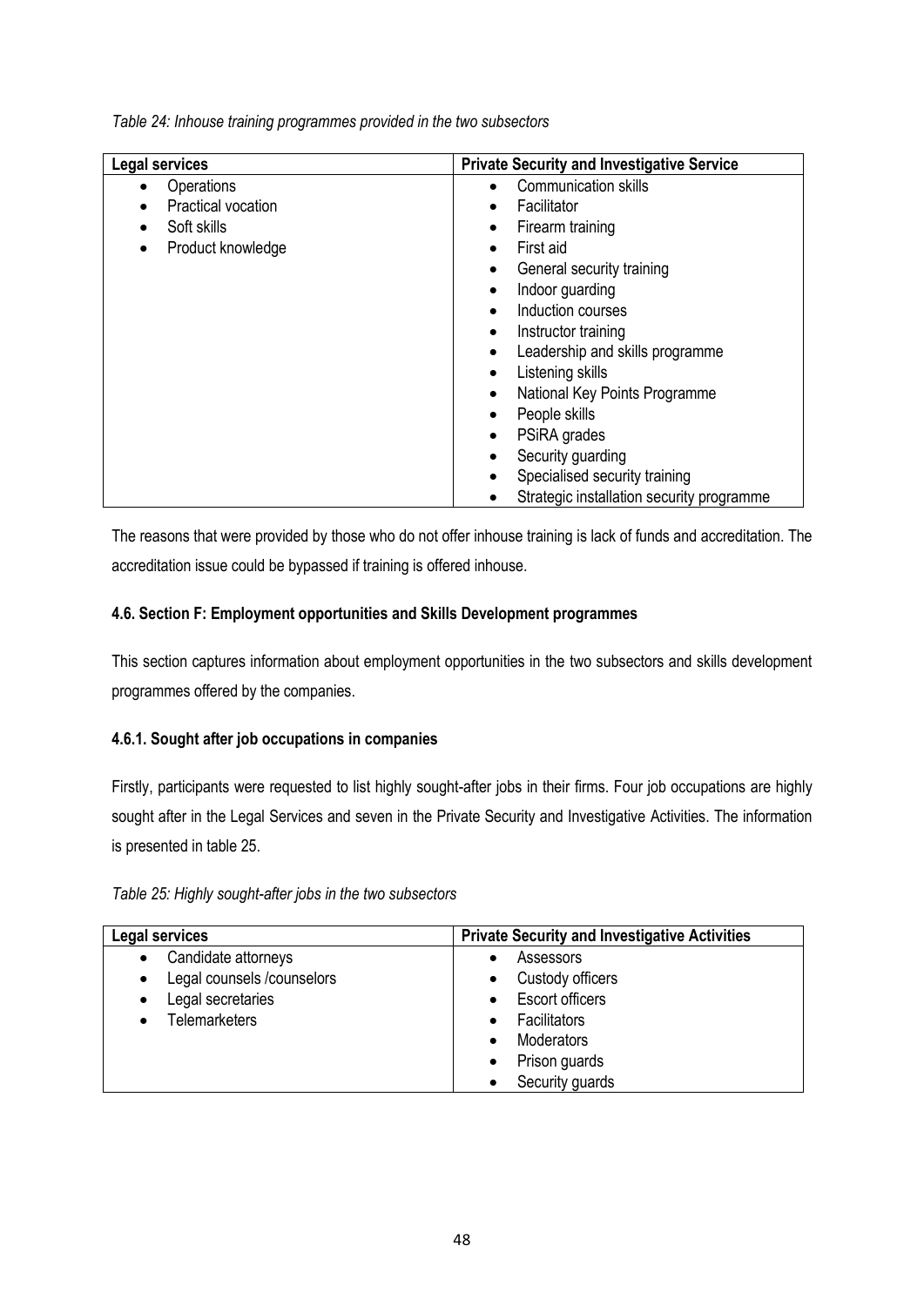*Table 24: Inhouse training programmes provided in the two subsectors*

| Legal services | Private Security and Investigative Service |
|---|---|
| • Operations<br>• Practical vocation<br>• Soft skills<br>• Product knowledge | • Communication skills<br>• Facilitator<br>• Firearm training<br>• First aid<br>• General security training<br>• Indoor guarding<br>• Induction courses<br>• Instructor training<br>• Leadership and skills programme<br>• Listening skills<br>• National Key Points Programme<br>• People skills<br>• PSiRA grades<br>• Security guarding<br>• Specialised security training<br>• Strategic installation security programme |

The reasons that were provided by those who do not offer inhouse training is lack of funds and accreditation. The accreditation issue could be bypassed if training is offered inhouse.

### 4.6. Section F: Employment opportunities and Skills Development programmes

This section captures information about employment opportunities in the two subsectors and skills development programmes offered by the companies.

#### 4.6.1. Sought after job occupations in companies

Firstly, participants were requested to list highly sought-after jobs in their firms. Four job occupations are highly sought after in the Legal Services and seven in the Private Security and Investigative Activities. The information is presented in table 25.

*Table 25: Highly sought-after jobs in the two subsectors*

| Legal services | Private Security and Investigative Activities |
|---|---|
| • Candidate attorneys<br>• Legal counsels /counselors<br>• Legal secretaries<br>• Telemarketers | • Assessors<br>• Custody officers<br>• Escort officers<br>• Facilitators<br>• Moderators<br>• Prison guards<br>• Security guards |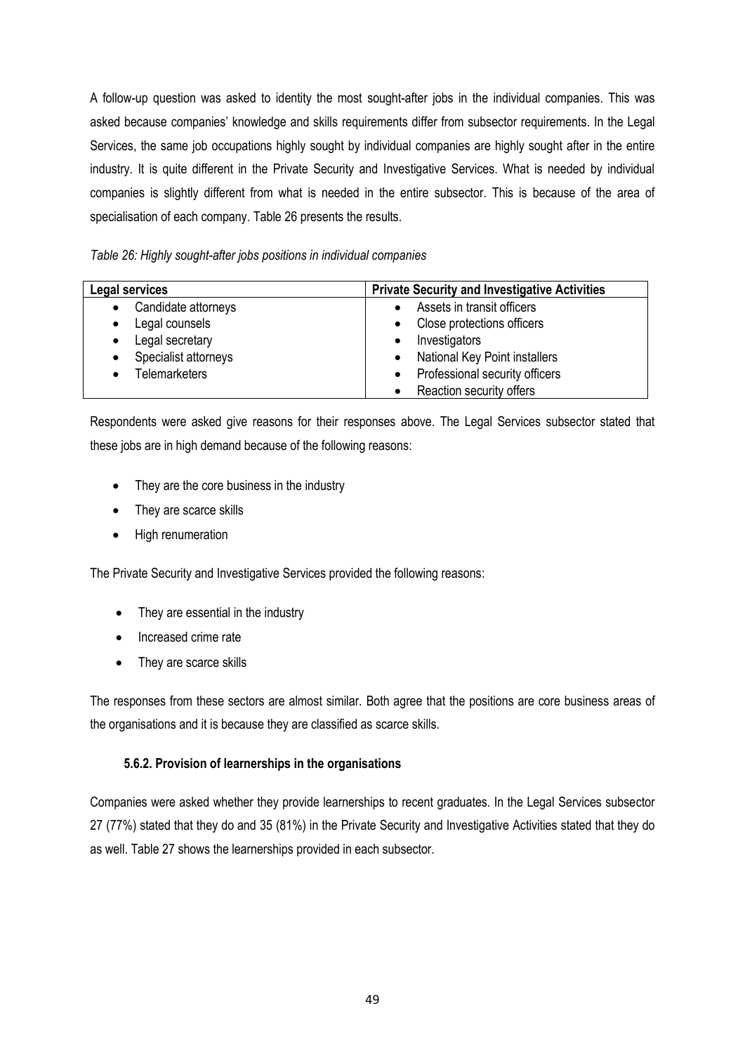A follow-up question was asked to identity the most sought-after jobs in the individual companies. This was asked because companies' knowledge and skills requirements differ from subsector requirements. In the Legal Services, the same job occupations highly sought by individual companies are highly sought after in the entire industry. It is quite different in the Private Security and Investigative Services. What is needed by individual companies is slightly different from what is needed in the entire subsector. This is because of the area of specialisation of each company. Table 26 presents the results.

*Table 26: Highly sought-after jobs positions in individual companies*

| Legal services | Private Security and Investigative Activities |
|---|---|
| • Candidate attorneys<br>• Legal counsels<br>• Legal secretary<br>• Specialist attorneys<br>• Telemarketers | • Assets in transit officers<br>• Close protections officers<br>• Investigators<br>• National Key Point installers<br>• Professional security officers<br>• Reaction security offers |

Respondents were asked give reasons for their responses above. The Legal Services subsector stated that these jobs are in high demand because of the following reasons:

- They are the core business in the industry
- They are scarce skills
- High renumeration

The Private Security and Investigative Services provided the following reasons:

- They are essential in the industry
- Increased crime rate
- They are scarce skills

The responses from these sectors are almost similar. Both agree that the positions are core business areas of the organisations and it is because they are classified as scarce skills.

### 5.6.2. Provision of learnerships in the organisations

Companies were asked whether they provide learnerships to recent graduates. In the Legal Services subsector 27 (77%) stated that they do and 35 (81%) in the Private Security and Investigative Activities stated that they do as well. Table 27 shows the learnerships provided in each subsector.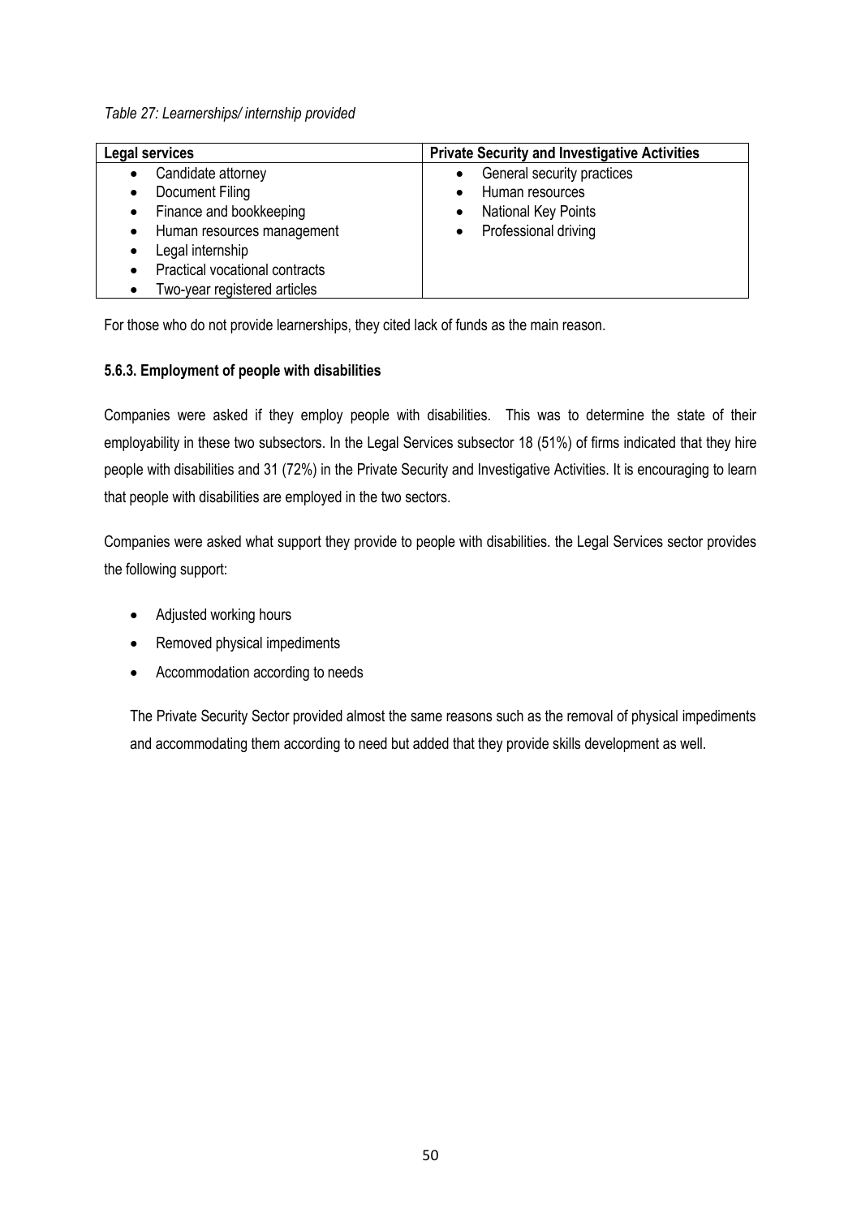*Table 27: Learnerships/ internship provided*

| Legal services | Private Security and Investigative Activities |
|---|---|
| • Candidate attorney<br>• Document Filing<br>• Finance and bookkeeping<br>• Human resources management<br>• Legal internship<br>• Practical vocational contracts<br>• Two-year registered articles | • General security practices<br>• Human resources<br>• National Key Points<br>• Professional driving |

For those who do not provide learnerships, they cited lack of funds as the main reason.

#### 5.6.3. Employment of people with disabilities

Companies were asked if they employ people with disabilities. This was to determine the state of their employability in these two subsectors. In the Legal Services subsector 18 (51%) of firms indicated that they hire people with disabilities and 31 (72%) in the Private Security and Investigative Activities. It is encouraging to learn that people with disabilities are employed in the two sectors.

Companies were asked what support they provide to people with disabilities. the Legal Services sector provides the following support:

- Adjusted working hours
- Removed physical impediments
- Accommodation according to needs

The Private Security Sector provided almost the same reasons such as the removal of physical impediments and accommodating them according to need but added that they provide skills development as well.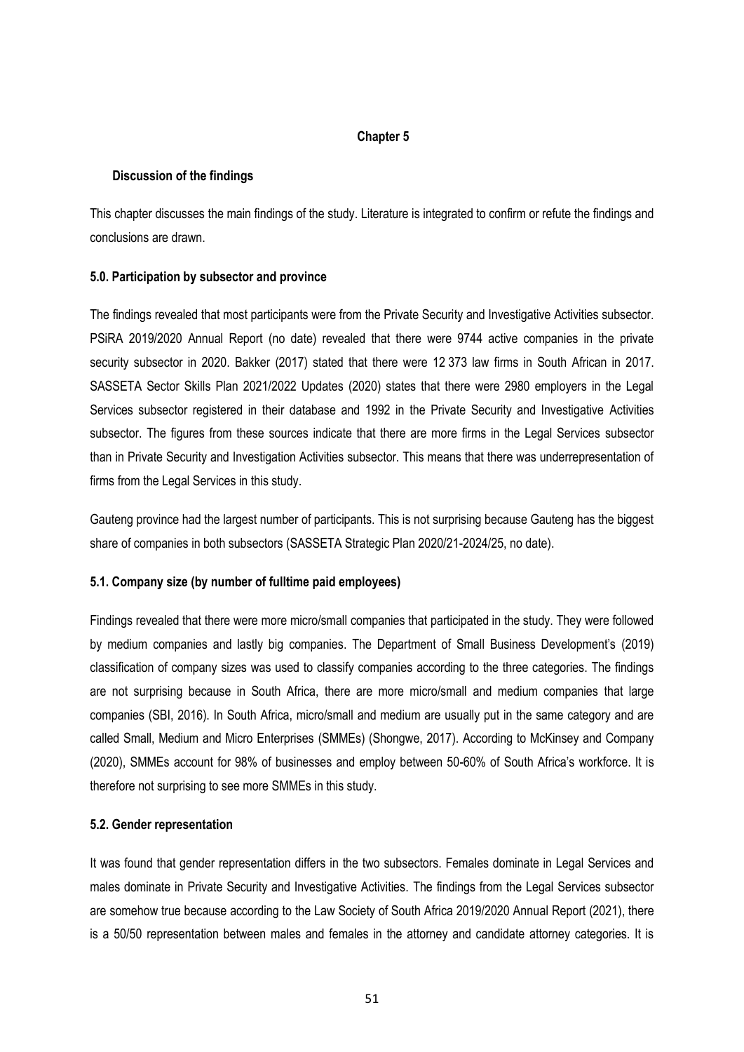**Chapter 5**

## Discussion of the findings

This chapter discusses the main findings of the study. Literature is integrated to confirm or refute the findings and conclusions are drawn.

### 5.0. Participation by subsector and province

The findings revealed that most participants were from the Private Security and Investigative Activities subsector. PSiRA 2019/2020 Annual Report (no date) revealed that there were 9744 active companies in the private security subsector in 2020. Bakker (2017) stated that there were 12 373 law firms in South African in 2017. SASSETA Sector Skills Plan 2021/2022 Updates (2020) states that there were 2980 employers in the Legal Services subsector registered in their database and 1992 in the Private Security and Investigative Activities subsector. The figures from these sources indicate that there are more firms in the Legal Services subsector than in Private Security and Investigation Activities subsector. This means that there was underrepresentation of firms from the Legal Services in this study.

Gauteng province had the largest number of participants. This is not surprising because Gauteng has the biggest share of companies in both subsectors (SASSETA Strategic Plan 2020/21-2024/25, no date).

### 5.1. Company size (by number of fulltime paid employees)

Findings revealed that there were more micro/small companies that participated in the study. They were followed by medium companies and lastly big companies. The Department of Small Business Development's (2019) classification of company sizes was used to classify companies according to the three categories. The findings are not surprising because in South Africa, there are more micro/small and medium companies that large companies (SBI, 2016). In South Africa, micro/small and medium are usually put in the same category and are called Small, Medium and Micro Enterprises (SMMEs) (Shongwe, 2017). According to McKinsey and Company (2020), SMMEs account for 98% of businesses and employ between 50-60% of South Africa's workforce. It is therefore not surprising to see more SMMEs in this study.

### 5.2. Gender representation

It was found that gender representation differs in the two subsectors. Females dominate in Legal Services and males dominate in Private Security and Investigative Activities. The findings from the Legal Services subsector are somehow true because according to the Law Society of South Africa 2019/2020 Annual Report (2021), there is a 50/50 representation between males and females in the attorney and candidate attorney categories. It is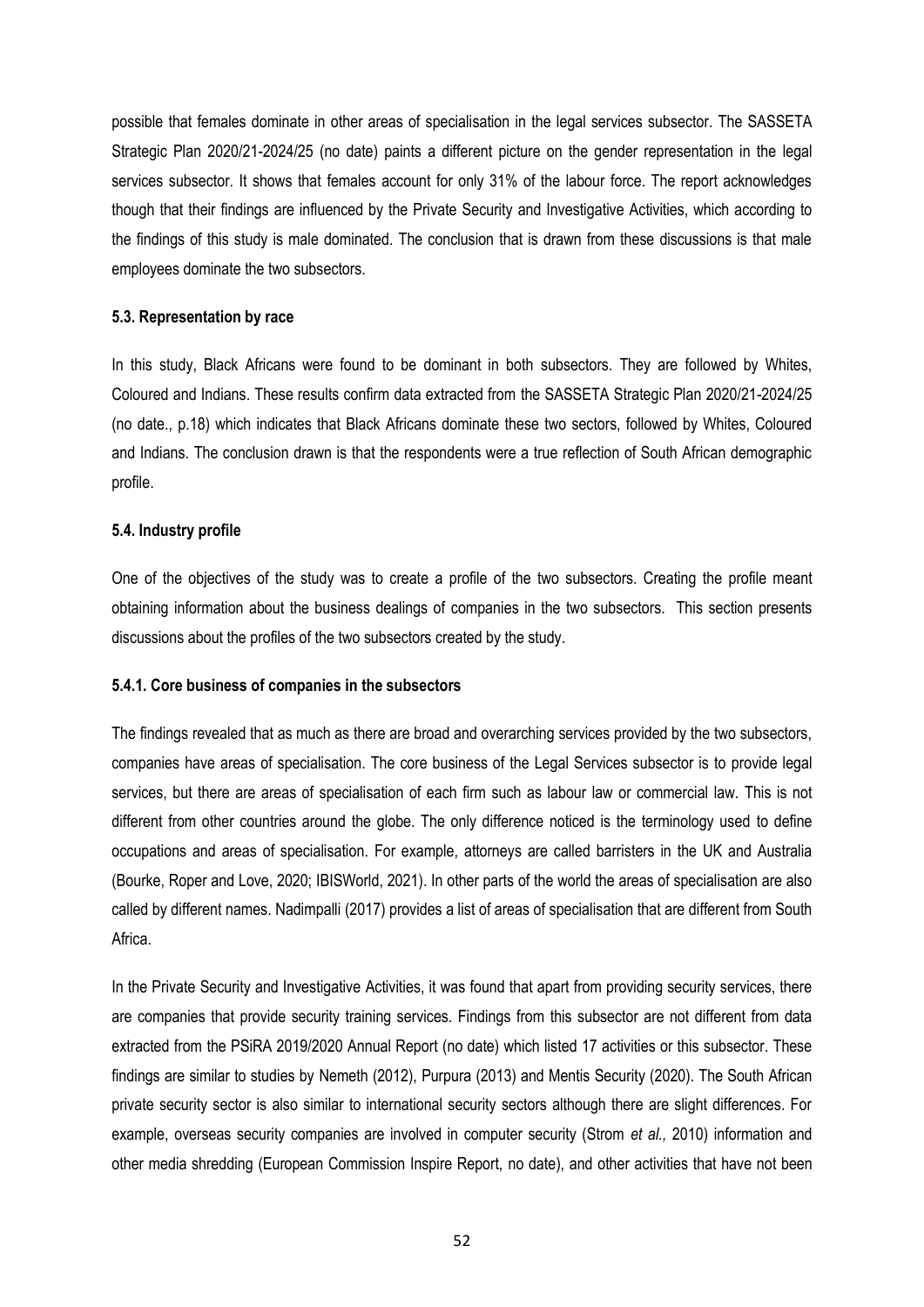possible that females dominate in other areas of specialisation in the legal services subsector. The SASSETA Strategic Plan 2020/21-2024/25 (no date) paints a different picture on the gender representation in the legal services subsector. It shows that females account for only 31% of the labour force. The report acknowledges though that their findings are influenced by the Private Security and Investigative Activities, which according to the findings of this study is male dominated. The conclusion that is drawn from these discussions is that male employees dominate the two subsectors.

### 5.3. Representation by race

In this study, Black Africans were found to be dominant in both subsectors. They are followed by Whites, Coloured and Indians. These results confirm data extracted from the SASSETA Strategic Plan 2020/21-2024/25 (no date., p.18) which indicates that Black Africans dominate these two sectors, followed by Whites, Coloured and Indians. The conclusion drawn is that the respondents were a true reflection of South African demographic profile.

### 5.4. Industry profile

One of the objectives of the study was to create a profile of the two subsectors. Creating the profile meant obtaining information about the business dealings of companies in the two subsectors. This section presents discussions about the profiles of the two subsectors created by the study.

#### 5.4.1. Core business of companies in the subsectors

The findings revealed that as much as there are broad and overarching services provided by the two subsectors, companies have areas of specialisation. The core business of the Legal Services subsector is to provide legal services, but there are areas of specialisation of each firm such as labour law or commercial law. This is not different from other countries around the globe. The only difference noticed is the terminology used to define occupations and areas of specialisation. For example, attorneys are called barristers in the UK and Australia (Bourke, Roper and Love, 2020; IBISWorld, 2021). In other parts of the world the areas of specialisation are also called by different names. Nadimpalli (2017) provides a list of areas of specialisation that are different from South Africa.

In the Private Security and Investigative Activities, it was found that apart from providing security services, there are companies that provide security training services. Findings from this subsector are not different from data extracted from the PSiRA 2019/2020 Annual Report (no date) which listed 17 activities or this subsector. These findings are similar to studies by Nemeth (2012), Purpura (2013) and Mentis Security (2020). The South African private security sector is also similar to international security sectors although there are slight differences. For example, overseas security companies are involved in computer security (Strom *et al.,* 2010) information and other media shredding (European Commission Inspire Report, no date), and other activities that have not been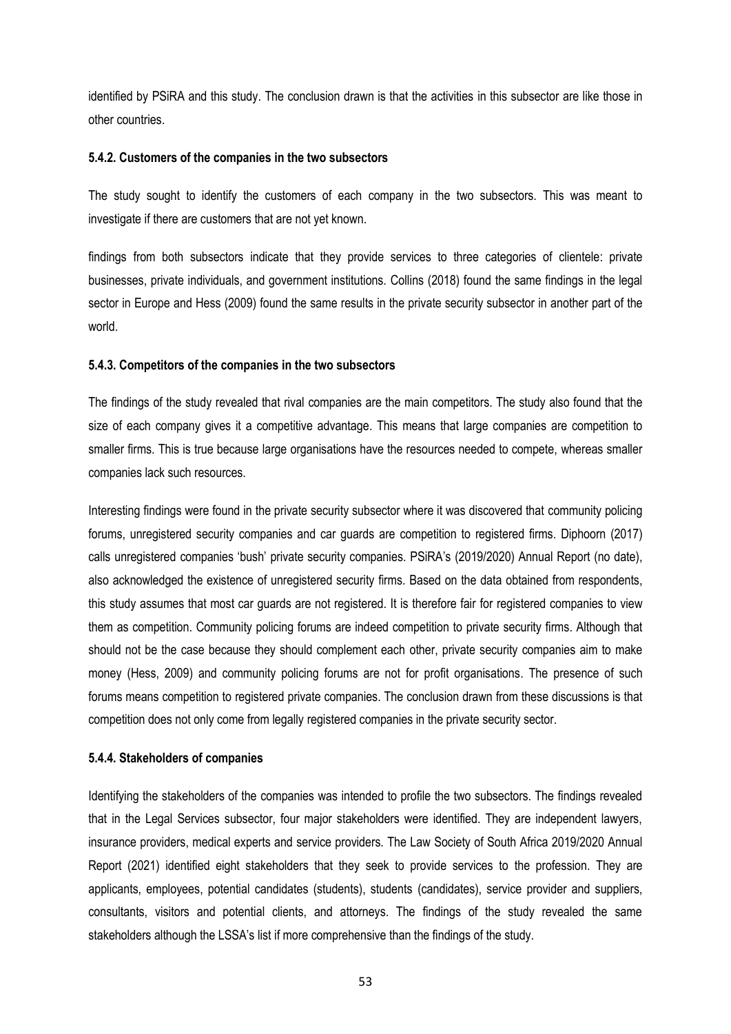identified by PSiRA and this study. The conclusion drawn is that the activities in this subsector are like those in other countries.

#### 5.4.2. Customers of the companies in the two subsectors

The study sought to identify the customers of each company in the two subsectors. This was meant to investigate if there are customers that are not yet known.

findings from both subsectors indicate that they provide services to three categories of clientele: private businesses, private individuals, and government institutions. Collins (2018) found the same findings in the legal sector in Europe and Hess (2009) found the same results in the private security subsector in another part of the world.

#### 5.4.3. Competitors of the companies in the two subsectors

The findings of the study revealed that rival companies are the main competitors. The study also found that the size of each company gives it a competitive advantage. This means that large companies are competition to smaller firms. This is true because large organisations have the resources needed to compete, whereas smaller companies lack such resources.

Interesting findings were found in the private security subsector where it was discovered that community policing forums, unregistered security companies and car guards are competition to registered firms. Diphoorn (2017) calls unregistered companies 'bush' private security companies. PSiRA's (2019/2020) Annual Report (no date), also acknowledged the existence of unregistered security firms. Based on the data obtained from respondents, this study assumes that most car guards are not registered. It is therefore fair for registered companies to view them as competition. Community policing forums are indeed competition to private security firms. Although that should not be the case because they should complement each other, private security companies aim to make money (Hess, 2009) and community policing forums are not for profit organisations. The presence of such forums means competition to registered private companies. The conclusion drawn from these discussions is that competition does not only come from legally registered companies in the private security sector.

#### 5.4.4. Stakeholders of companies

Identifying the stakeholders of the companies was intended to profile the two subsectors. The findings revealed that in the Legal Services subsector, four major stakeholders were identified. They are independent lawyers, insurance providers, medical experts and service providers. The Law Society of South Africa 2019/2020 Annual Report (2021) identified eight stakeholders that they seek to provide services to the profession. They are applicants, employees, potential candidates (students), students (candidates), service provider and suppliers, consultants, visitors and potential clients, and attorneys. The findings of the study revealed the same stakeholders although the LSSA's list if more comprehensive than the findings of the study.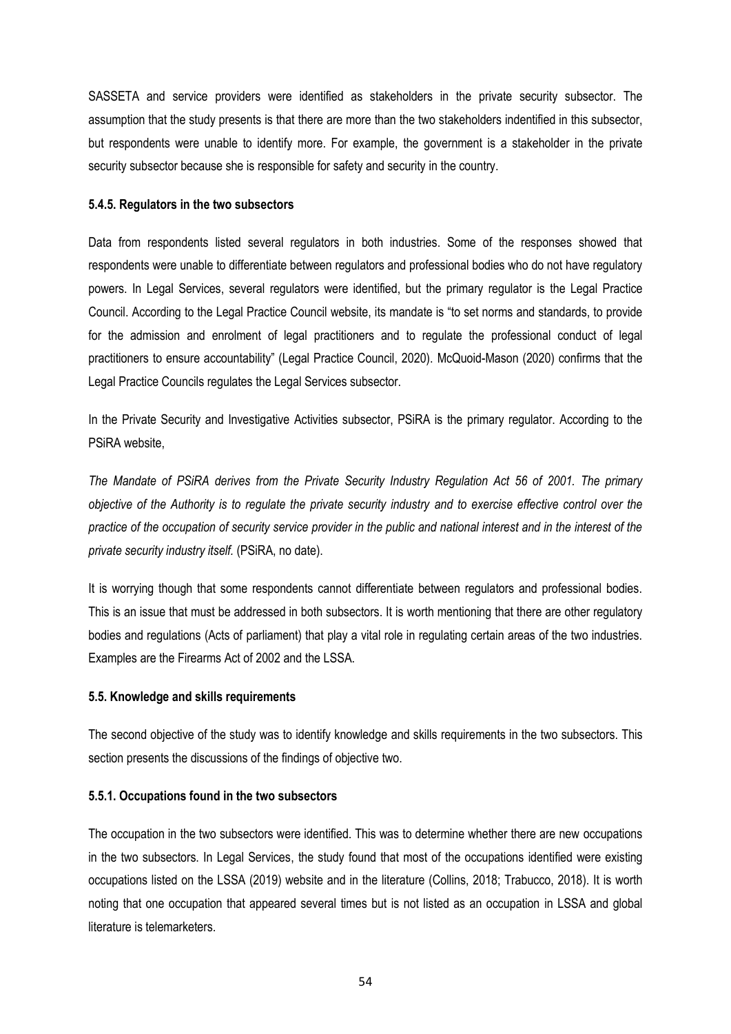SASSETA and service providers were identified as stakeholders in the private security subsector. The assumption that the study presents is that there are more than the two stakeholders indentified in this subsector, but respondents were unable to identify more. For example, the government is a stakeholder in the private security subsector because she is responsible for safety and security in the country.

#### 5.4.5. Regulators in the two subsectors

Data from respondents listed several regulators in both industries. Some of the responses showed that respondents were unable to differentiate between regulators and professional bodies who do not have regulatory powers. In Legal Services, several regulators were identified, but the primary regulator is the Legal Practice Council. According to the Legal Practice Council website, its mandate is "to set norms and standards, to provide for the admission and enrolment of legal practitioners and to regulate the professional conduct of legal practitioners to ensure accountability" (Legal Practice Council, 2020). McQuoid-Mason (2020) confirms that the Legal Practice Councils regulates the Legal Services subsector.

In the Private Security and Investigative Activities subsector, PSiRA is the primary regulator. According to the PSiRA website,

*The Mandate of PSiRA derives from the Private Security Industry Regulation Act 56 of 2001. The primary objective of the Authority is to regulate the private security industry and to exercise effective control over the practice of the occupation of security service provider in the public and national interest and in the interest of the private security industry itself.* (PSiRA, no date).

It is worrying though that some respondents cannot differentiate between regulators and professional bodies. This is an issue that must be addressed in both subsectors. It is worth mentioning that there are other regulatory bodies and regulations (Acts of parliament) that play a vital role in regulating certain areas of the two industries. Examples are the Firearms Act of 2002 and the LSSA.

### 5.5. Knowledge and skills requirements

The second objective of the study was to identify knowledge and skills requirements in the two subsectors. This section presents the discussions of the findings of objective two.

#### 5.5.1. Occupations found in the two subsectors

The occupation in the two subsectors were identified. This was to determine whether there are new occupations in the two subsectors. In Legal Services, the study found that most of the occupations identified were existing occupations listed on the LSSA (2019) website and in the literature (Collins, 2018; Trabucco, 2018). It is worth noting that one occupation that appeared several times but is not listed as an occupation in LSSA and global literature is telemarketers.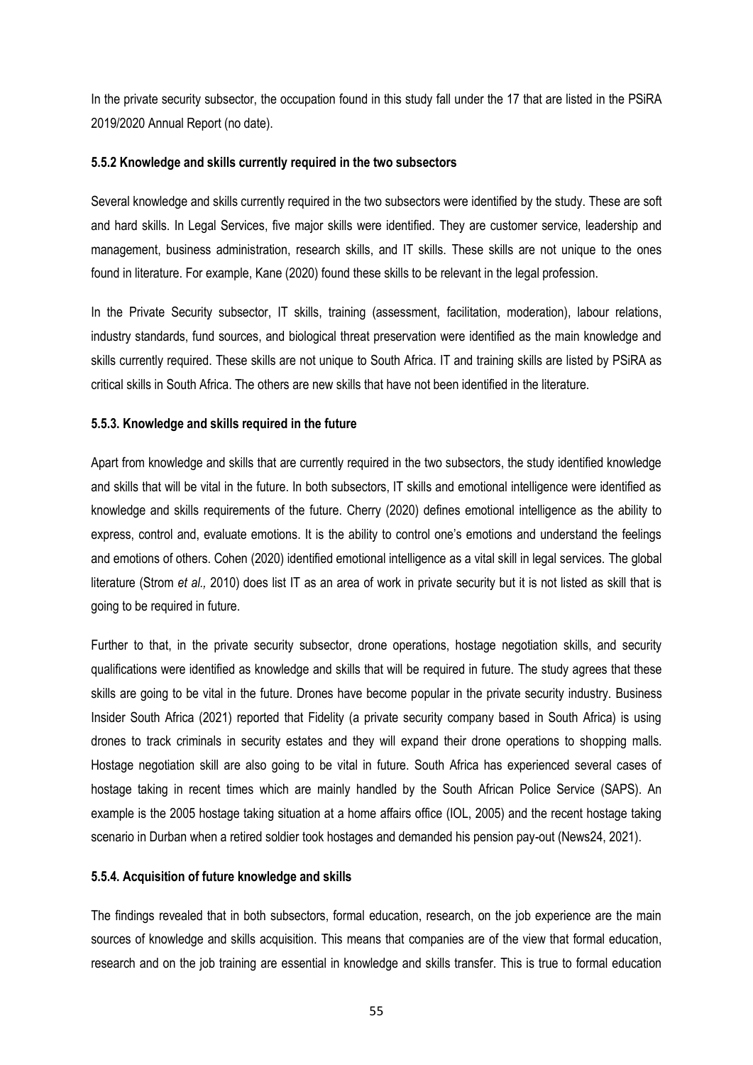In the private security subsector, the occupation found in this study fall under the 17 that are listed in the PSiRA 2019/2020 Annual Report (no date).

#### 5.5.2 Knowledge and skills currently required in the two subsectors

Several knowledge and skills currently required in the two subsectors were identified by the study. These are soft and hard skills. In Legal Services, five major skills were identified. They are customer service, leadership and management, business administration, research skills, and IT skills. These skills are not unique to the ones found in literature. For example, Kane (2020) found these skills to be relevant in the legal profession.

In the Private Security subsector, IT skills, training (assessment, facilitation, moderation), labour relations, industry standards, fund sources, and biological threat preservation were identified as the main knowledge and skills currently required. These skills are not unique to South Africa. IT and training skills are listed by PSiRA as critical skills in South Africa. The others are new skills that have not been identified in the literature.

#### 5.5.3. Knowledge and skills required in the future

Apart from knowledge and skills that are currently required in the two subsectors, the study identified knowledge and skills that will be vital in the future. In both subsectors, IT skills and emotional intelligence were identified as knowledge and skills requirements of the future. Cherry (2020) defines emotional intelligence as the ability to express, control and, evaluate emotions. It is the ability to control one's emotions and understand the feelings and emotions of others. Cohen (2020) identified emotional intelligence as a vital skill in legal services. The global literature (Strom *et al.,* 2010) does list IT as an area of work in private security but it is not listed as skill that is going to be required in future.

Further to that, in the private security subsector, drone operations, hostage negotiation skills, and security qualifications were identified as knowledge and skills that will be required in future. The study agrees that these skills are going to be vital in the future. Drones have become popular in the private security industry. Business Insider South Africa (2021) reported that Fidelity (a private security company based in South Africa) is using drones to track criminals in security estates and they will expand their drone operations to shopping malls. Hostage negotiation skill are also going to be vital in future. South Africa has experienced several cases of hostage taking in recent times which are mainly handled by the South African Police Service (SAPS). An example is the 2005 hostage taking situation at a home affairs office (IOL, 2005) and the recent hostage taking scenario in Durban when a retired soldier took hostages and demanded his pension pay-out (News24, 2021).

#### 5.5.4. Acquisition of future knowledge and skills

The findings revealed that in both subsectors, formal education, research, on the job experience are the main sources of knowledge and skills acquisition. This means that companies are of the view that formal education, research and on the job training are essential in knowledge and skills transfer. This is true to formal education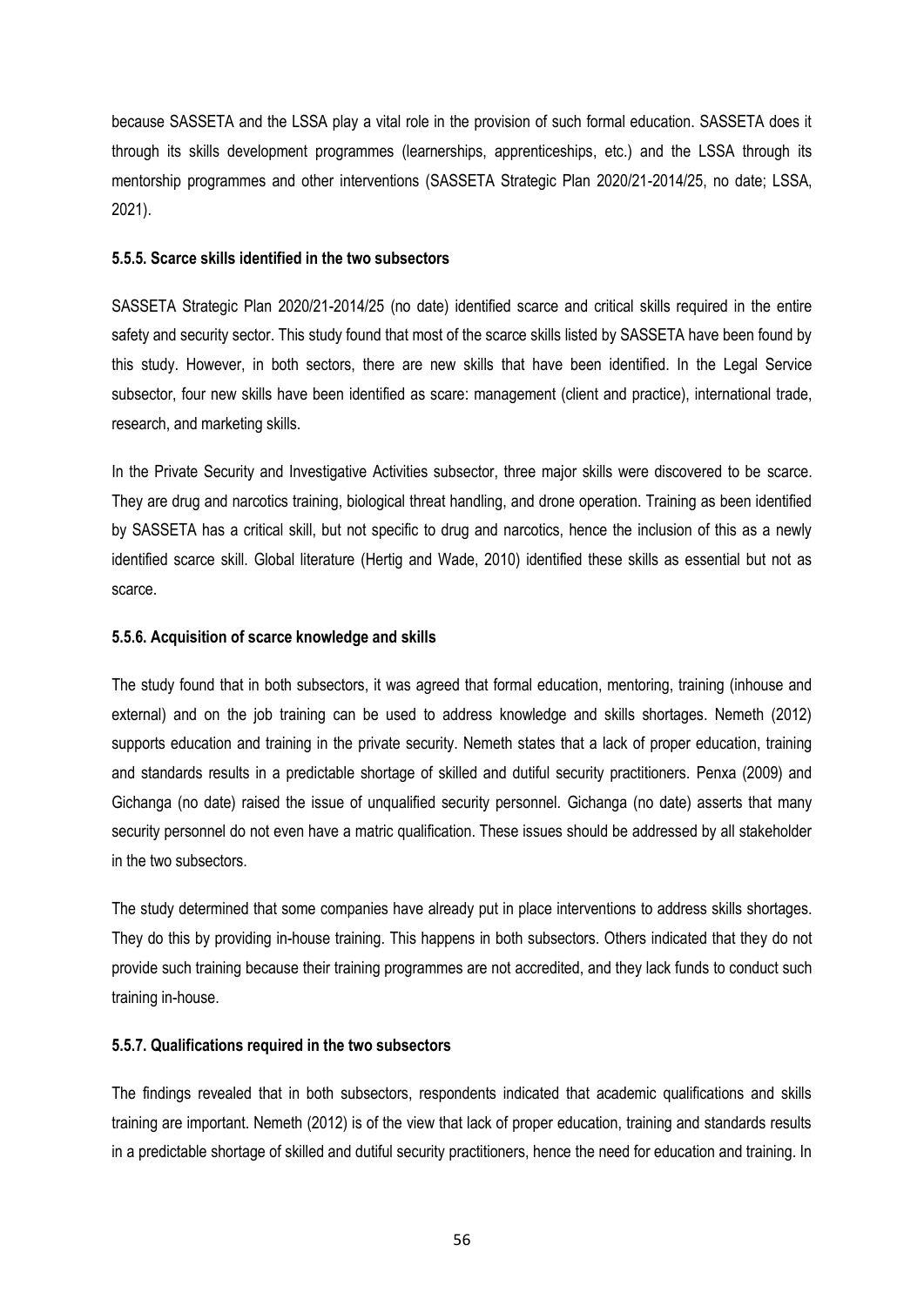because SASSETA and the LSSA play a vital role in the provision of such formal education. SASSETA does it through its skills development programmes (learnerships, apprenticeships, etc.) and the LSSA through its mentorship programmes and other interventions (SASSETA Strategic Plan 2020/21-2014/25, no date; LSSA, 2021).

#### 5.5.5. Scarce skills identified in the two subsectors

SASSETA Strategic Plan 2020/21-2014/25 (no date) identified scarce and critical skills required in the entire safety and security sector. This study found that most of the scarce skills listed by SASSETA have been found by this study. However, in both sectors, there are new skills that have been identified. In the Legal Service subsector, four new skills have been identified as scare: management (client and practice), international trade, research, and marketing skills.

In the Private Security and Investigative Activities subsector, three major skills were discovered to be scarce. They are drug and narcotics training, biological threat handling, and drone operation. Training as been identified by SASSETA has a critical skill, but not specific to drug and narcotics, hence the inclusion of this as a newly identified scarce skill. Global literature (Hertig and Wade, 2010) identified these skills as essential but not as scarce.

#### 5.5.6. Acquisition of scarce knowledge and skills

The study found that in both subsectors, it was agreed that formal education, mentoring, training (inhouse and external) and on the job training can be used to address knowledge and skills shortages. Nemeth (2012) supports education and training in the private security. Nemeth states that a lack of proper education, training and standards results in a predictable shortage of skilled and dutiful security practitioners. Penxa (2009) and Gichanga (no date) raised the issue of unqualified security personnel. Gichanga (no date) asserts that many security personnel do not even have a matric qualification. These issues should be addressed by all stakeholder in the two subsectors.

The study determined that some companies have already put in place interventions to address skills shortages. They do this by providing in-house training. This happens in both subsectors. Others indicated that they do not provide such training because their training programmes are not accredited, and they lack funds to conduct such training in-house.

#### 5.5.7. Qualifications required in the two subsectors

The findings revealed that in both subsectors, respondents indicated that academic qualifications and skills training are important. Nemeth (2012) is of the view that lack of proper education, training and standards results in a predictable shortage of skilled and dutiful security practitioners, hence the need for education and training. In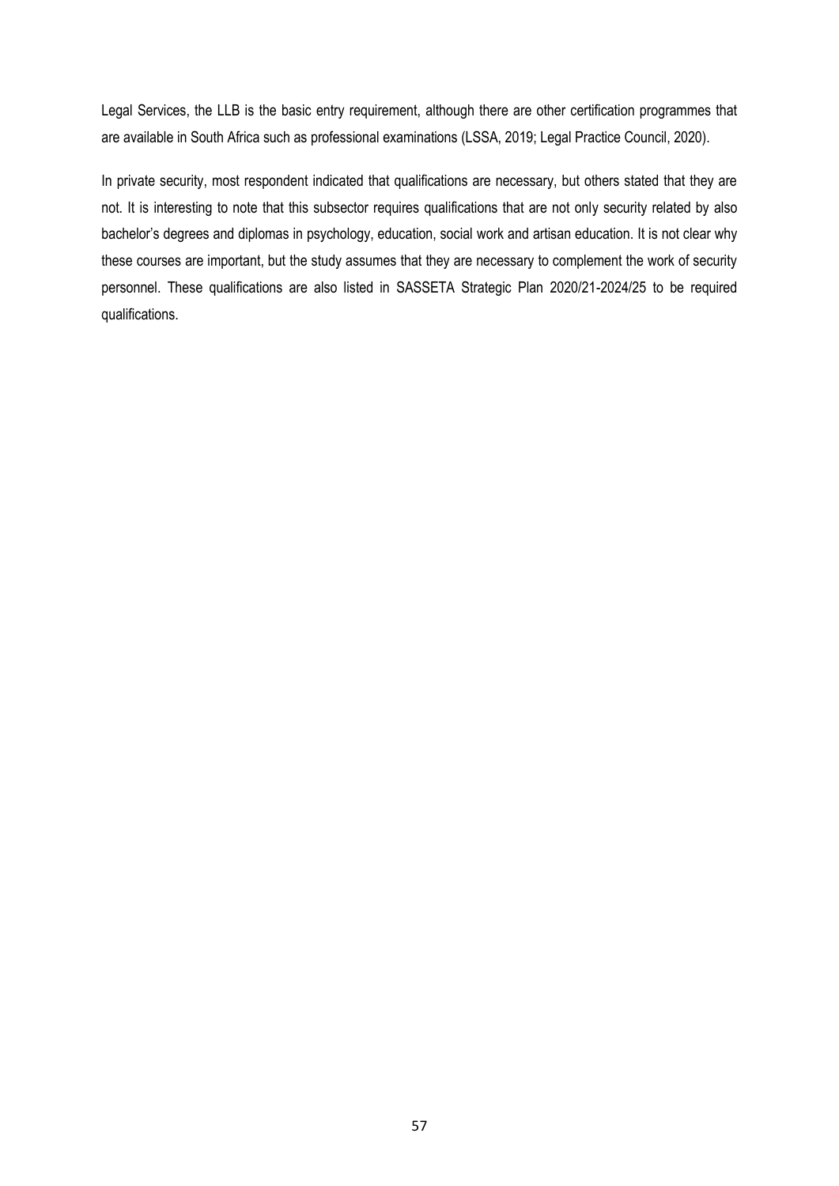Legal Services, the LLB is the basic entry requirement, although there are other certification programmes that are available in South Africa such as professional examinations (LSSA, 2019; Legal Practice Council, 2020).

In private security, most respondent indicated that qualifications are necessary, but others stated that they are not. It is interesting to note that this subsector requires qualifications that are not only security related by also bachelor's degrees and diplomas in psychology, education, social work and artisan education. It is not clear why these courses are important, but the study assumes that they are necessary to complement the work of security personnel. These qualifications are also listed in SASSETA Strategic Plan 2020/21-2024/25 to be required qualifications.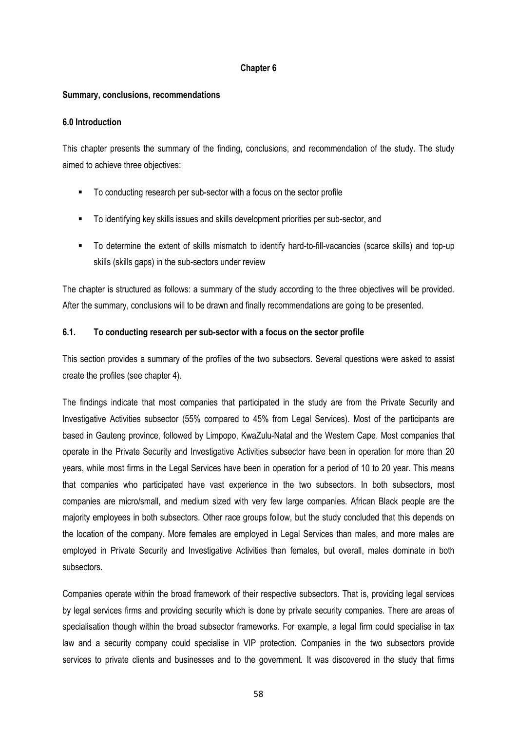# Chapter 6

## Summary, conclusions, recommendations

### 6.0 Introduction

This chapter presents the summary of the finding, conclusions, and recommendation of the study. The study aimed to achieve three objectives:

- To conducting research per sub-sector with a focus on the sector profile
- To identifying key skills issues and skills development priorities per sub-sector, and
- To determine the extent of skills mismatch to identify hard-to-fill-vacancies (scarce skills) and top-up skills (skills gaps) in the sub-sectors under review

The chapter is structured as follows: a summary of the study according to the three objectives will be provided. After the summary, conclusions will to be drawn and finally recommendations are going to be presented.

### 6.1. To conducting research per sub-sector with a focus on the sector profile

This section provides a summary of the profiles of the two subsectors. Several questions were asked to assist create the profiles (see chapter 4).

The findings indicate that most companies that participated in the study are from the Private Security and Investigative Activities subsector (55% compared to 45% from Legal Services). Most of the participants are based in Gauteng province, followed by Limpopo, KwaZulu-Natal and the Western Cape. Most companies that operate in the Private Security and Investigative Activities subsector have been in operation for more than 20 years, while most firms in the Legal Services have been in operation for a period of 10 to 20 year. This means that companies who participated have vast experience in the two subsectors. In both subsectors, most companies are micro/small, and medium sized with very few large companies. African Black people are the majority employees in both subsectors. Other race groups follow, but the study concluded that this depends on the location of the company. More females are employed in Legal Services than males, and more males are employed in Private Security and Investigative Activities than females, but overall, males dominate in both subsectors.

Companies operate within the broad framework of their respective subsectors. That is, providing legal services by legal services firms and providing security which is done by private security companies. There are areas of specialisation though within the broad subsector frameworks. For example, a legal firm could specialise in tax law and a security company could specialise in VIP protection. Companies in the two subsectors provide services to private clients and businesses and to the government. It was discovered in the study that firms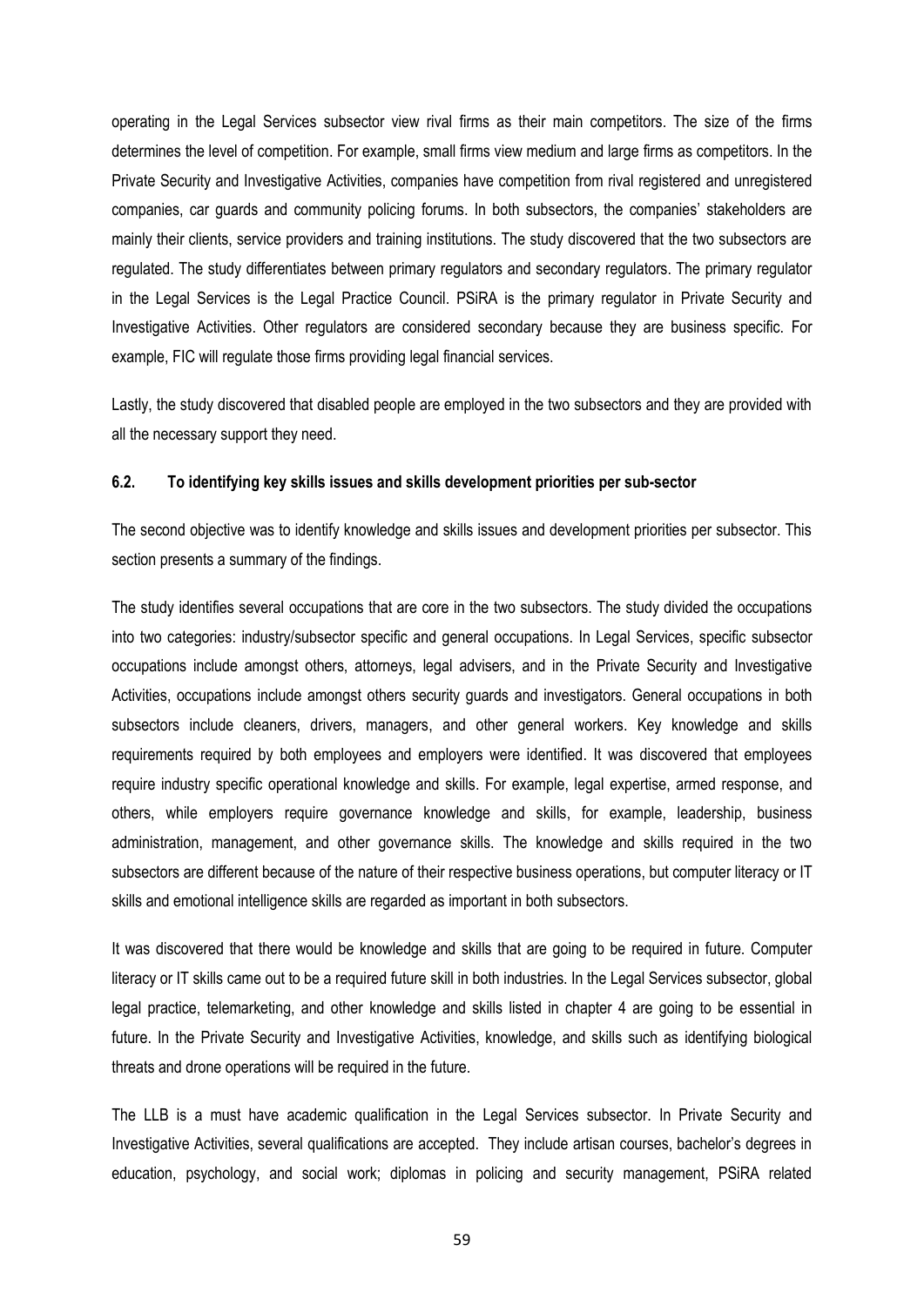operating in the Legal Services subsector view rival firms as their main competitors. The size of the firms determines the level of competition. For example, small firms view medium and large firms as competitors. In the Private Security and Investigative Activities, companies have competition from rival registered and unregistered companies, car guards and community policing forums. In both subsectors, the companies' stakeholders are mainly their clients, service providers and training institutions. The study discovered that the two subsectors are regulated. The study differentiates between primary regulators and secondary regulators. The primary regulator in the Legal Services is the Legal Practice Council. PSiRA is the primary regulator in Private Security and Investigative Activities. Other regulators are considered secondary because they are business specific. For example, FIC will regulate those firms providing legal financial services.

Lastly, the study discovered that disabled people are employed in the two subsectors and they are provided with all the necessary support they need.

### 6.2. To identifying key skills issues and skills development priorities per sub-sector

The second objective was to identify knowledge and skills issues and development priorities per subsector. This section presents a summary of the findings.

The study identifies several occupations that are core in the two subsectors. The study divided the occupations into two categories: industry/subsector specific and general occupations. In Legal Services, specific subsector occupations include amongst others, attorneys, legal advisers, and in the Private Security and Investigative Activities, occupations include amongst others security guards and investigators. General occupations in both subsectors include cleaners, drivers, managers, and other general workers. Key knowledge and skills requirements required by both employees and employers were identified. It was discovered that employees require industry specific operational knowledge and skills. For example, legal expertise, armed response, and others, while employers require governance knowledge and skills, for example, leadership, business administration, management, and other governance skills. The knowledge and skills required in the two subsectors are different because of the nature of their respective business operations, but computer literacy or IT skills and emotional intelligence skills are regarded as important in both subsectors.

It was discovered that there would be knowledge and skills that are going to be required in future. Computer literacy or IT skills came out to be a required future skill in both industries. In the Legal Services subsector, global legal practice, telemarketing, and other knowledge and skills listed in chapter 4 are going to be essential in future. In the Private Security and Investigative Activities, knowledge, and skills such as identifying biological threats and drone operations will be required in the future.

The LLB is a must have academic qualification in the Legal Services subsector. In Private Security and Investigative Activities, several qualifications are accepted. They include artisan courses, bachelor's degrees in education, psychology, and social work; diplomas in policing and security management, PSiRA related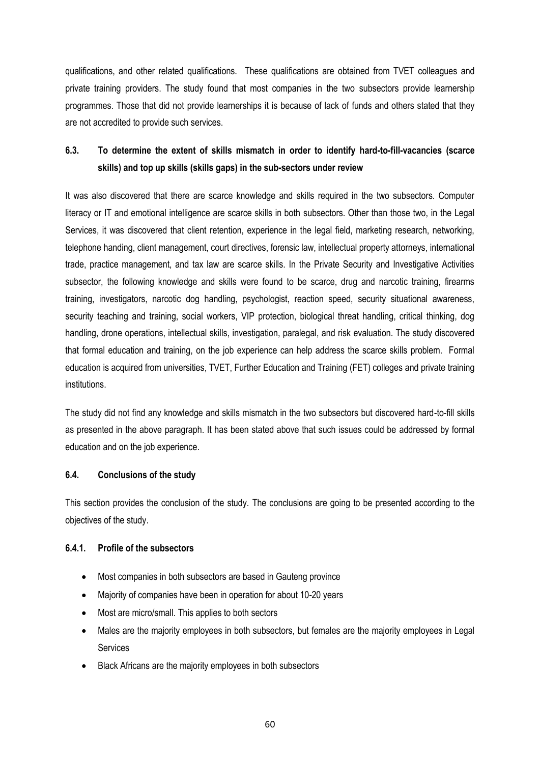qualifications, and other related qualifications. These qualifications are obtained from TVET colleagues and private training providers. The study found that most companies in the two subsectors provide learnership programmes. Those that did not provide learnerships it is because of lack of funds and others stated that they are not accredited to provide such services.

### 6.3. To determine the extent of skills mismatch in order to identify hard-to-fill-vacancies (scarce skills) and top up skills (skills gaps) in the sub-sectors under review

It was also discovered that there are scarce knowledge and skills required in the two subsectors. Computer literacy or IT and emotional intelligence are scarce skills in both subsectors. Other than those two, in the Legal Services, it was discovered that client retention, experience in the legal field, marketing research, networking, telephone handing, client management, court directives, forensic law, intellectual property attorneys, international trade, practice management, and tax law are scarce skills. In the Private Security and Investigative Activities subsector, the following knowledge and skills were found to be scarce, drug and narcotic training, firearms training, investigators, narcotic dog handling, psychologist, reaction speed, security situational awareness, security teaching and training, social workers, VIP protection, biological threat handling, critical thinking, dog handling, drone operations, intellectual skills, investigation, paralegal, and risk evaluation. The study discovered that formal education and training, on the job experience can help address the scarce skills problem. Formal education is acquired from universities, TVET, Further Education and Training (FET) colleges and private training institutions.

The study did not find any knowledge and skills mismatch in the two subsectors but discovered hard-to-fill skills as presented in the above paragraph. It has been stated above that such issues could be addressed by formal education and on the job experience.

### 6.4. Conclusions of the study

This section provides the conclusion of the study. The conclusions are going to be presented according to the objectives of the study.

#### 6.4.1. Profile of the subsectors

- Most companies in both subsectors are based in Gauteng province
- Majority of companies have been in operation for about 10-20 years
- Most are micro/small. This applies to both sectors
- Males are the majority employees in both subsectors, but females are the majority employees in Legal Services
- Black Africans are the majority employees in both subsectors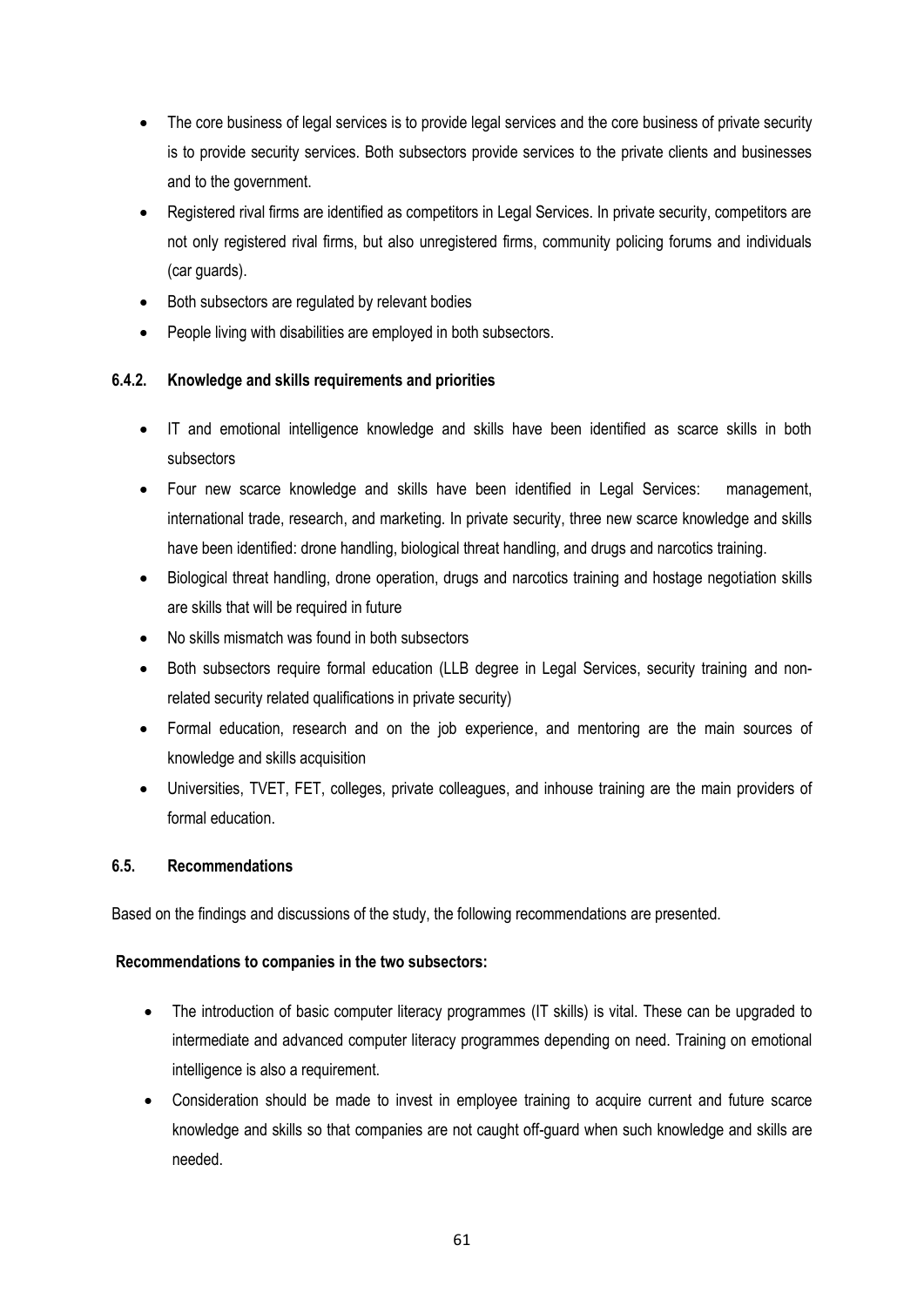- The core business of legal services is to provide legal services and the core business of private security is to provide security services. Both subsectors provide services to the private clients and businesses and to the government.
- Registered rival firms are identified as competitors in Legal Services. In private security, competitors are not only registered rival firms, but also unregistered firms, community policing forums and individuals (car guards).
- Both subsectors are regulated by relevant bodies
- People living with disabilities are employed in both subsectors.

### 6.4.2. Knowledge and skills requirements and priorities

- IT and emotional intelligence knowledge and skills have been identified as scarce skills in both subsectors
- Four new scarce knowledge and skills have been identified in Legal Services: management, international trade, research, and marketing. In private security, three new scarce knowledge and skills have been identified: drone handling, biological threat handling, and drugs and narcotics training.
- Biological threat handling, drone operation, drugs and narcotics training and hostage negotiation skills are skills that will be required in future
- No skills mismatch was found in both subsectors
- Both subsectors require formal education (LLB degree in Legal Services, security training and non-related security related qualifications in private security)
- Formal education, research and on the job experience, and mentoring are the main sources of knowledge and skills acquisition
- Universities, TVET, FET, colleges, private colleagues, and inhouse training are the main providers of formal education.

## 6.5. Recommendations

Based on the findings and discussions of the study, the following recommendations are presented.

**Recommendations to companies in the two subsectors:**

- The introduction of basic computer literacy programmes (IT skills) is vital. These can be upgraded to intermediate and advanced computer literacy programmes depending on need. Training on emotional intelligence is also a requirement.
- Consideration should be made to invest in employee training to acquire current and future scarce knowledge and skills so that companies are not caught off-guard when such knowledge and skills are needed.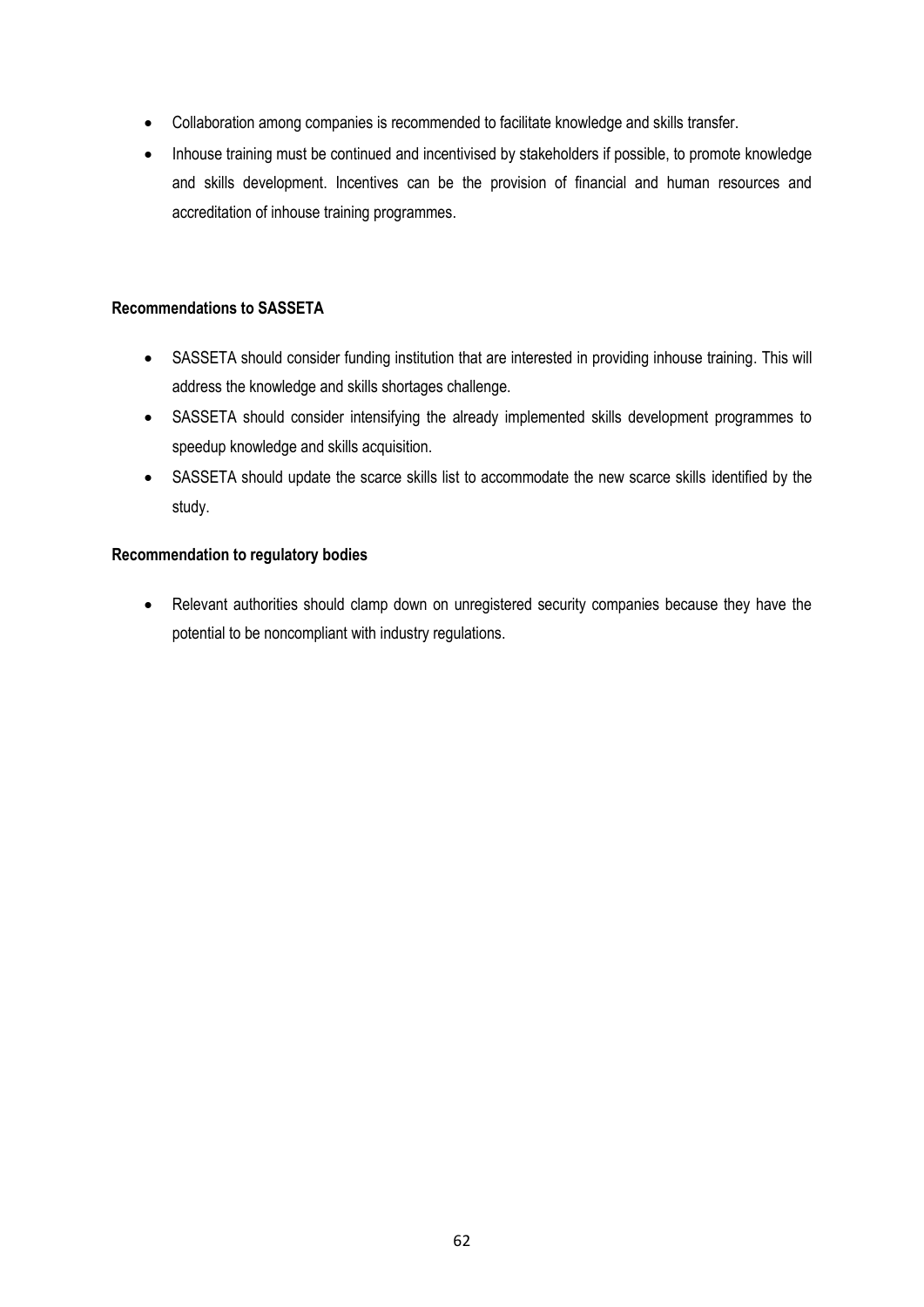- Collaboration among companies is recommended to facilitate knowledge and skills transfer.
- Inhouse training must be continued and incentivised by stakeholders if possible, to promote knowledge and skills development. Incentives can be the provision of financial and human resources and accreditation of inhouse training programmes.

**Recommendations to SASSETA**

- SASSETA should consider funding institution that are interested in providing inhouse training. This will address the knowledge and skills shortages challenge.
- SASSETA should consider intensifying the already implemented skills development programmes to speedup knowledge and skills acquisition.
- SASSETA should update the scarce skills list to accommodate the new scarce skills identified by the study.

**Recommendation to regulatory bodies**

- Relevant authorities should clamp down on unregistered security companies because they have the potential to be noncompliant with industry regulations.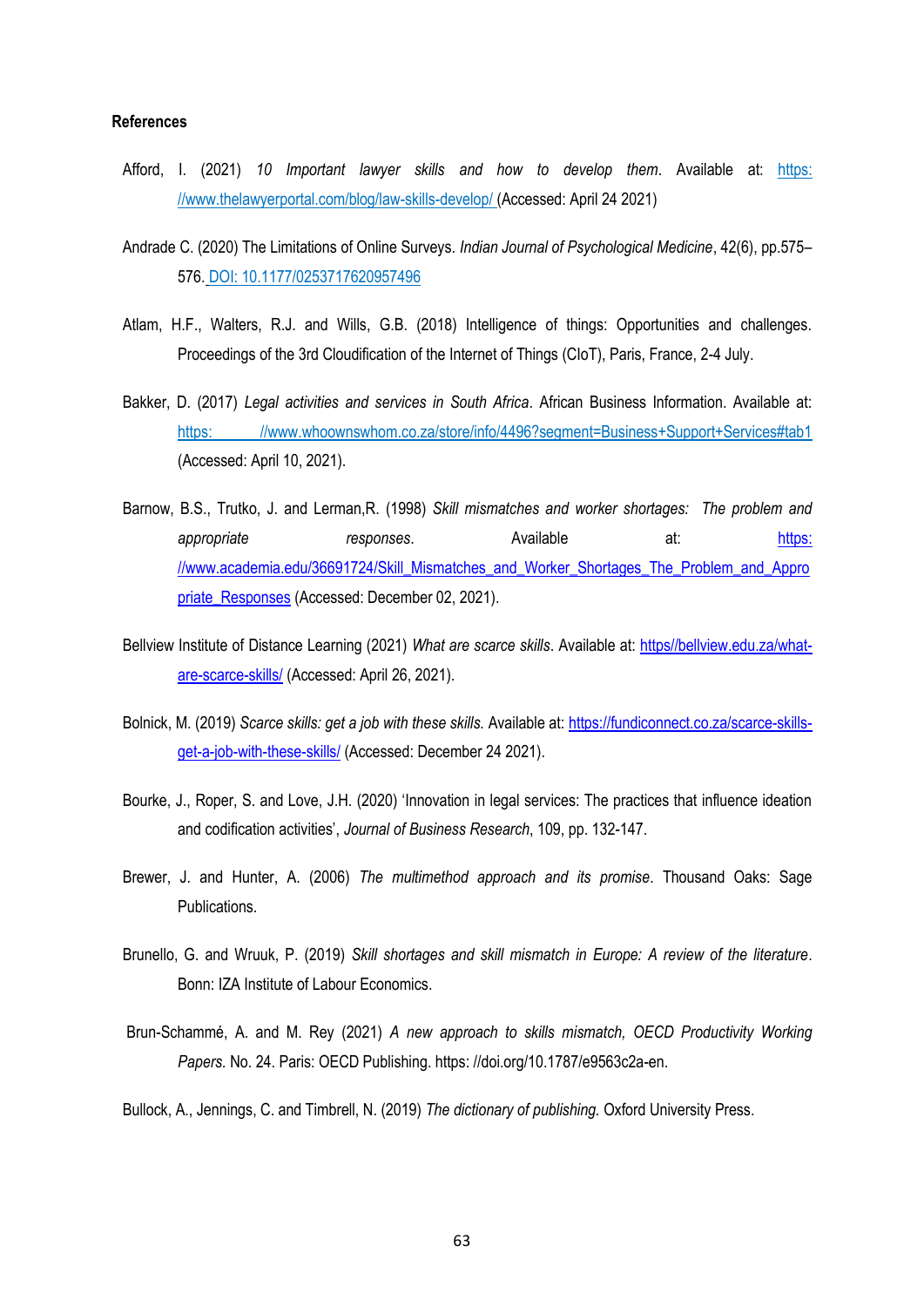**References**

Afford, I. (2021) *10 Important lawyer skills and how to develop them*. Available at: https: //www.thelawyerportal.com/blog/law-skills-develop/ (Accessed: April 24 2021)

Andrade C. (2020) The Limitations of Online Surveys. *Indian Journal of Psychological Medicine*, 42(6), pp.575–576. DOI: 10.1177/0253717620957496

Atlam, H.F., Walters, R.J. and Wills, G.B. (2018) Intelligence of things: Opportunities and challenges. Proceedings of the 3rd Cloudification of the Internet of Things (CIoT), Paris, France, 2-4 July.

Bakker, D. (2017) *Legal activities and services in South Africa*. African Business Information. Available at: https: //www.whoownswhom.co.za/store/info/4496?segment=Business+Support+Services#tab1 (Accessed: April 10, 2021).

Barnow, B.S., Trutko, J. and Lerman,R. (1998) *Skill mismatches and worker shortages: The problem and appropriate responses*. Available at: https: //www.academia.edu/36691724/Skill_Mismatches_and_Worker_Shortages_The_Problem_and_Appropriate_Responses (Accessed: December 02, 2021).

Bellview Institute of Distance Learning (2021) *What are scarce skills*. Available at: https//bellview.edu.za/what-are-scarce-skills/ (Accessed: April 26, 2021).

Bolnick, M. (2019) *Scarce skills: get a job with these skills.* Available at: https://fundiconnect.co.za/scarce-skills-get-a-job-with-these-skills/ (Accessed: December 24 2021).

Bourke, J., Roper, S. and Love, J.H. (2020) 'Innovation in legal services: The practices that influence ideation and codification activities', *Journal of Business Research*, 109, pp. 132-147.

Brewer, J. and Hunter, A. (2006) *The multimethod approach and its promise*. Thousand Oaks: Sage Publications.

Brunello, G. and Wruuk, P. (2019) *Skill shortages and skill mismatch in Europe: A review of the literature*. Bonn: IZA Institute of Labour Economics.

Brun-Schammé, A. and M. Rey (2021) *A new approach to skills mismatch, OECD Productivity Working Papers.* No. 24. Paris: OECD Publishing. https: //doi.org/10.1787/e9563c2a-en.

Bullock, A., Jennings, C. and Timbrell, N. (2019) *The dictionary of publishing.* Oxford University Press.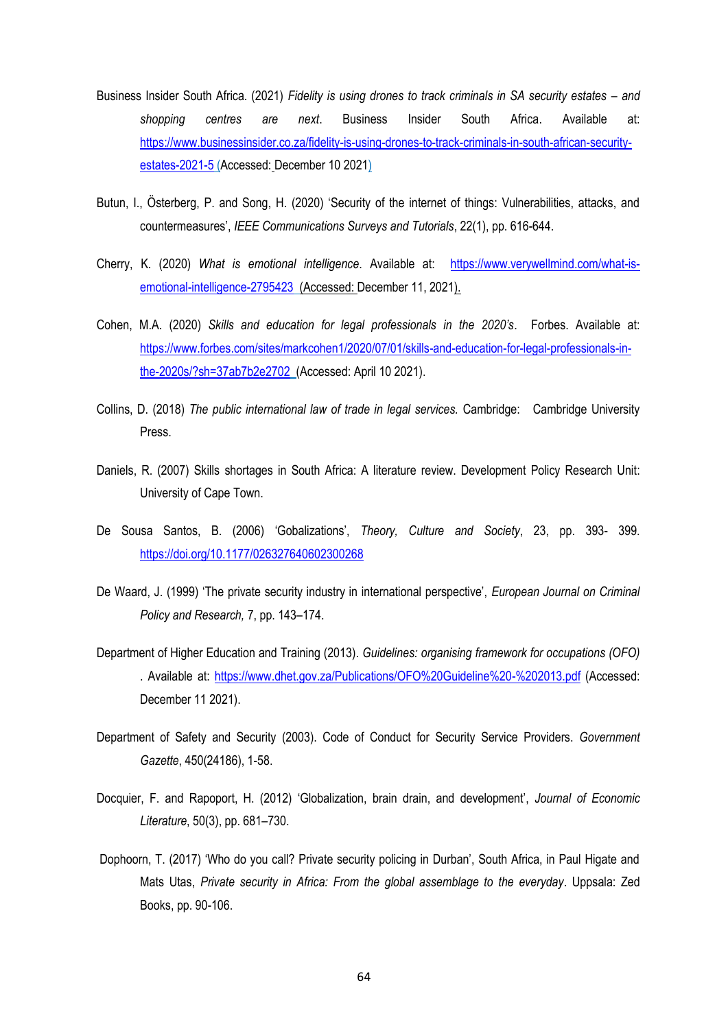Business Insider South Africa. (2021) *Fidelity is using drones to track criminals in SA security estates – and shopping centres are next*. Business Insider South Africa. Available at: https://www.businessinsider.co.za/fidelity-is-using-drones-to-track-criminals-in-south-african-security-estates-2021-5 (Accessed: December 10 2021)

Butun, I., Österberg, P. and Song, H. (2020) 'Security of the internet of things: Vulnerabilities, attacks, and countermeasures', *IEEE Communications Surveys and Tutorials*, 22(1), pp. 616-644.

Cherry, K. (2020) *What is emotional intelligence*. Available at: https://www.verywellmind.com/what-is-emotional-intelligence-2795423 (Accessed: December 11, 2021).

Cohen, M.A. (2020) *Skills and education for legal professionals in the 2020's*. Forbes. Available at: https://www.forbes.com/sites/markcohen1/2020/07/01/skills-and-education-for-legal-professionals-in-the-2020s/?sh=37ab7b2e2702 (Accessed: April 10 2021).

Collins, D. (2018) *The public international law of trade in legal services.* Cambridge: Cambridge University Press.

Daniels, R. (2007) Skills shortages in South Africa: A literature review. Development Policy Research Unit: University of Cape Town.

De Sousa Santos, B. (2006) 'Gobalizations', *Theory, Culture and Society*, 23, pp. 393- 399. https://doi.org/10.1177/026327640602300268

De Waard, J. (1999) 'The private security industry in international perspective', *European Journal on Criminal Policy and Research,* 7, pp. 143–174.

Department of Higher Education and Training (2013). *Guidelines: organising framework for occupations (OFO)* . Available at: https://www.dhet.gov.za/Publications/OFO%20Guideline%20-%202013.pdf (Accessed: December 11 2021).

Department of Safety and Security (2003). Code of Conduct for Security Service Providers. *Government Gazette*, 450(24186), 1-58.

Docquier, F. and Rapoport, H. (2012) 'Globalization, brain drain, and development', *Journal of Economic Literature*, 50(3), pp. 681–730.

Dophoorn, T. (2017) 'Who do you call? Private security policing in Durban', South Africa, in Paul Higate and Mats Utas, *Private security in Africa: From the global assemblage to the everyday*. Uppsala: Zed Books, pp. 90-106.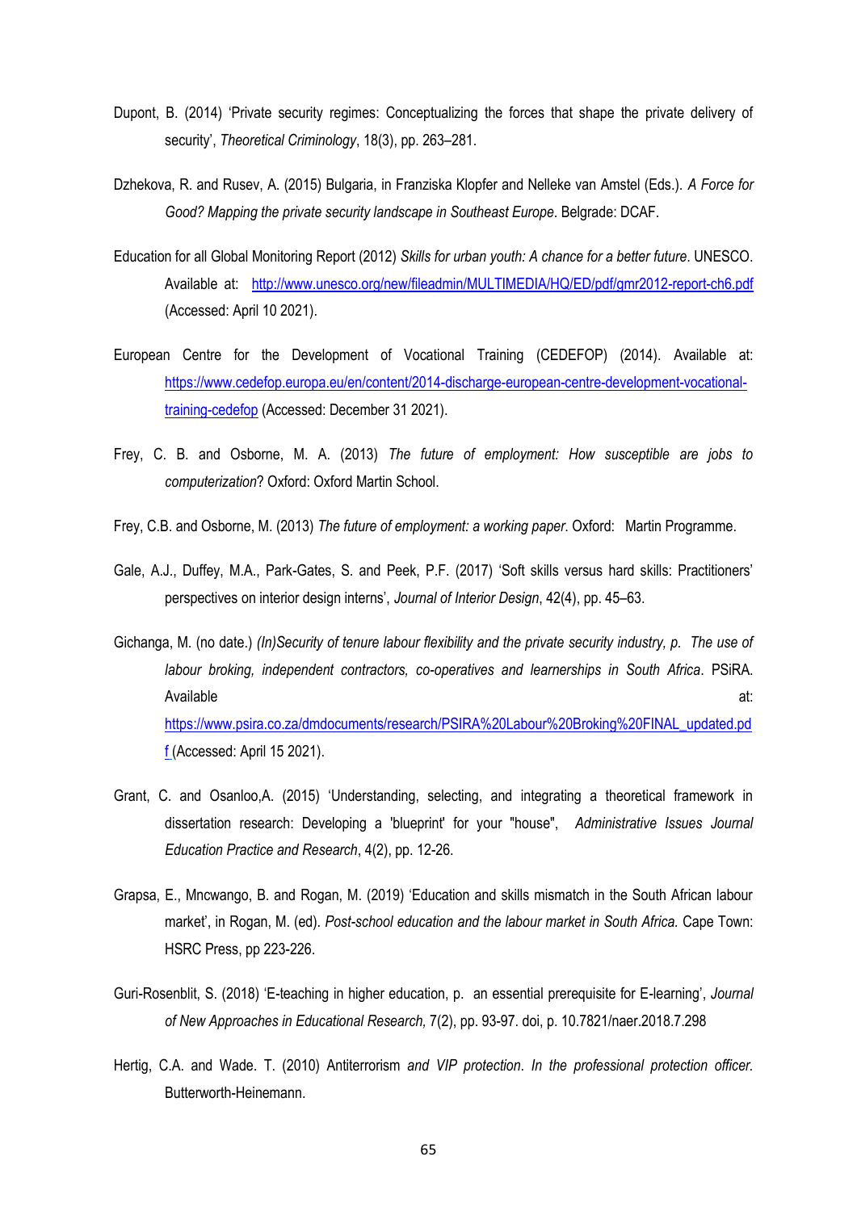Dupont, B. (2014) 'Private security regimes: Conceptualizing the forces that shape the private delivery of security', *Theoretical Criminology*, 18(3), pp. 263–281.

Dzhekova, R. and Rusev, A. (2015) Bulgaria, in Franziska Klopfer and Nelleke van Amstel (Eds.). *A Force for Good? Mapping the private security landscape in Southeast Europe*. Belgrade: DCAF.

Education for all Global Monitoring Report (2012) *Skills for urban youth: A chance for a better future*. UNESCO. Available at: http://www.unesco.org/new/fileadmin/MULTIMEDIA/HQ/ED/pdf/gmr2012-report-ch6.pdf (Accessed: April 10 2021).

European Centre for the Development of Vocational Training (CEDEFOP) (2014). Available at: https://www.cedefop.europa.eu/en/content/2014-discharge-european-centre-development-vocational-training-cedefop (Accessed: December 31 2021).

Frey, C. B. and Osborne, M. A. (2013) *The future of employment: How susceptible are jobs to computerization*? Oxford: Oxford Martin School.

Frey, C.B. and Osborne, M. (2013) *The future of employment: a working paper*. Oxford: Martin Programme.

Gale, A.J., Duffey, M.A., Park-Gates, S. and Peek, P.F. (2017) 'Soft skills versus hard skills: Practitioners' perspectives on interior design interns', *Journal of Interior Design*, 42(4), pp. 45–63.

Gichanga, M. (no date.) *(In)Security of tenure labour flexibility and the private security industry, p. The use of labour broking, independent contractors, co-operatives and learnerships in South Africa*. PSiRA. Available at: https://www.psira.co.za/dmdocuments/research/PSIRA%20Labour%20Broking%20FINAL_updated.pdf (Accessed: April 15 2021).

Grant, C. and Osanloo,A. (2015) 'Understanding, selecting, and integrating a theoretical framework in dissertation research: Developing a 'blueprint' for your "house", *Administrative Issues Journal Education Practice and Research*, 4(2), pp. 12-26.

Grapsa, E., Mncwango, B. and Rogan, M. (2019) 'Education and skills mismatch in the South African labour market', in Rogan, M. (ed). *Post-school education and the labour market in South Africa.* Cape Town: HSRC Press, pp 223-226.

Guri-Rosenblit, S. (2018) 'E-teaching in higher education, p. an essential prerequisite for E-learning', *Journal of New Approaches in Educational Research,* 7(2), pp. 93-97. doi, p. 10.7821/naer.2018.7.298

Hertig, C.A. and Wade. T. (2010) Antiterrorism *and VIP protection. In the professional protection officer.* Butterworth-Heinemann.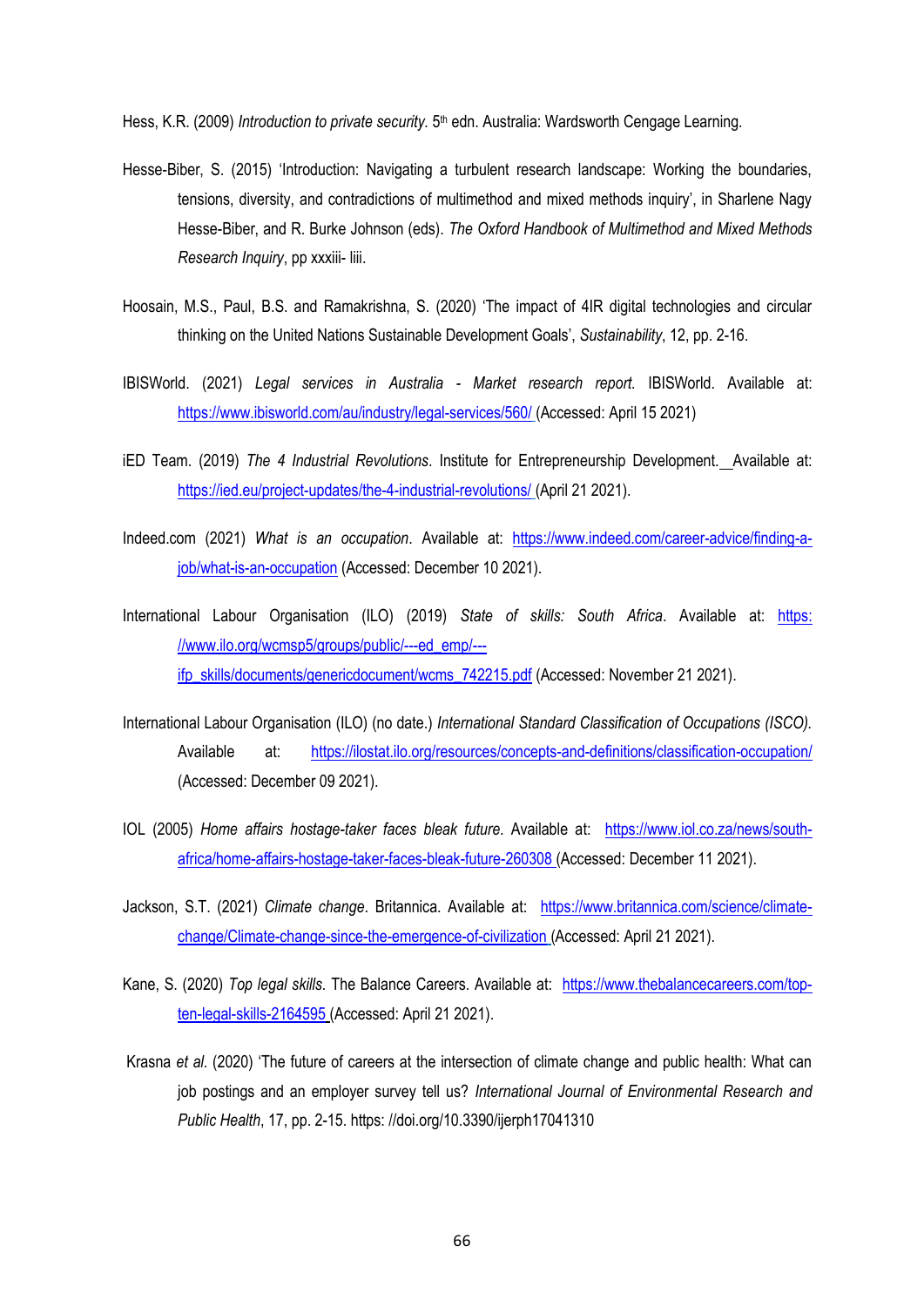Hess, K.R. (2009) *Introduction to private security.* 5th edn. Australia: Wardsworth Cengage Learning.

Hesse-Biber, S. (2015) 'Introduction: Navigating a turbulent research landscape: Working the boundaries, tensions, diversity, and contradictions of multimethod and mixed methods inquiry', in Sharlene Nagy Hesse-Biber, and R. Burke Johnson (eds). *The Oxford Handbook of Multimethod and Mixed Methods Research Inquiry*, pp xxxiii- liii.

Hoosain, M.S., Paul, B.S. and Ramakrishna, S. (2020) 'The impact of 4IR digital technologies and circular thinking on the United Nations Sustainable Development Goals', *Sustainability*, 12, pp. 2-16.

IBISWorld. (2021) *Legal services in Australia - Market research report.* IBISWorld. Available at: https://www.ibisworld.com/au/industry/legal-services/560/ (Accessed: April 15 2021)

iED Team. (2019) *The 4 Industrial Revolutions*. Institute for Entrepreneurship Development. Available at: https://ied.eu/project-updates/the-4-industrial-revolutions/ (April 21 2021).

Indeed.com (2021) *What is an occupation*. Available at: https://www.indeed.com/career-advice/finding-a-job/what-is-an-occupation (Accessed: December 10 2021).

International Labour Organisation (ILO) (2019) *State of skills: South Africa*. Available at: https://www.ilo.org/wcmsp5/groups/public/---ed_emp/---ifp_skills/documents/genericdocument/wcms_742215.pdf (Accessed: November 21 2021).

International Labour Organisation (ILO) (no date.) *International Standard Classification of Occupations (ISCO).* Available at: https://ilostat.ilo.org/resources/concepts-and-definitions/classification-occupation/ (Accessed: December 09 2021).

IOL (2005) *Home affairs hostage-taker faces bleak future*. Available at: https://www.iol.co.za/news/south-africa/home-affairs-hostage-taker-faces-bleak-future-260308 (Accessed: December 11 2021).

Jackson, S.T. (2021) *Climate change*. Britannica. Available at: https://www.britannica.com/science/climate-change/Climate-change-since-the-emergence-of-civilization (Accessed: April 21 2021).

Kane, S. (2020) *Top legal skills.* The Balance Careers. Available at: https://www.thebalancecareers.com/top-ten-legal-skills-2164595 (Accessed: April 21 2021).

Krasna *et al*. (2020) 'The future of careers at the intersection of climate change and public health: What can job postings and an employer survey tell us? *International Journal of Environmental Research and Public Health*, 17, pp. 2-15. https: //doi.org/10.3390/ijerph17041310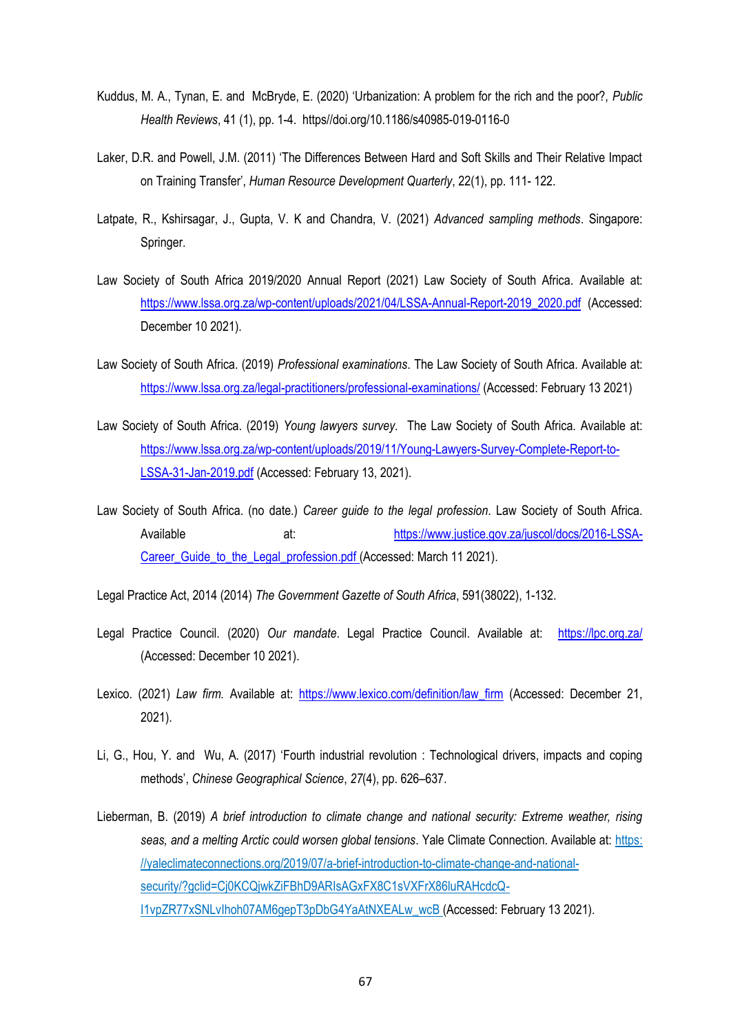Kuddus, M. A., Tynan, E. and McBryde, E. (2020) 'Urbanization: A problem for the rich and the poor?, *Public Health Reviews*, 41 (1), pp. 1-4. https//doi.org/10.1186/s40985-019-0116-0

Laker, D.R. and Powell, J.M. (2011) 'The Differences Between Hard and Soft Skills and Their Relative Impact on Training Transfer', *Human Resource Development Quarterly*, 22(1), pp. 111- 122.

Latpate, R., Kshirsagar, J., Gupta, V. K and Chandra, V. (2021) *Advanced sampling methods*. Singapore: Springer.

Law Society of South Africa 2019/2020 Annual Report (2021) Law Society of South Africa. Available at: https://www.lssa.org.za/wp-content/uploads/2021/04/LSSA-Annual-Report-2019_2020.pdf (Accessed: December 10 2021).

Law Society of South Africa. (2019) *Professional examinations*. The Law Society of South Africa. Available at: https://www.lssa.org.za/legal-practitioners/professional-examinations/ (Accessed: February 13 2021)

Law Society of South Africa. (2019) *Young lawyers survey*. The Law Society of South Africa. Available at: https://www.lssa.org.za/wp-content/uploads/2019/11/Young-Lawyers-Survey-Complete-Report-to-LSSA-31-Jan-2019.pdf (Accessed: February 13, 2021).

Law Society of South Africa. (no date.) *Career guide to the legal profession*. Law Society of South Africa. Available at: https://www.justice.gov.za/juscol/docs/2016-LSSA-Career_Guide_to_the_Legal_profession.pdf (Accessed: March 11 2021).

Legal Practice Act, 2014 (2014) *The Government Gazette of South Africa*, 591(38022), 1-132.

Legal Practice Council. (2020) *Our mandate*. Legal Practice Council. Available at: https://lpc.org.za/ (Accessed: December 10 2021).

Lexico. (2021) *Law firm.* Available at: https://www.lexico.com/definition/law_firm (Accessed: December 21, 2021).

Li, G., Hou, Y. and Wu, A. (2017) 'Fourth industrial revolution : Technological drivers, impacts and coping methods', *Chinese Geographical Science*, *27*(4), pp. 626–637.

Lieberman, B. (2019) *A brief introduction to climate change and national security: Extreme weather, rising seas, and a melting Arctic could worsen global tensions*. Yale Climate Connection. Available at: https://yaleclimateconnections.org/2019/07/a-brief-introduction-to-climate-change-and-national-security/?gclid=Cj0KCQjwkZiFBhD9ARIsAGxFX8C1sVXFrX86luRAHcdcQ-I1vpZR77xSNLvIhoh07AM6gepT3pDbG4YaAtNXEALw_wcB (Accessed: February 13 2021).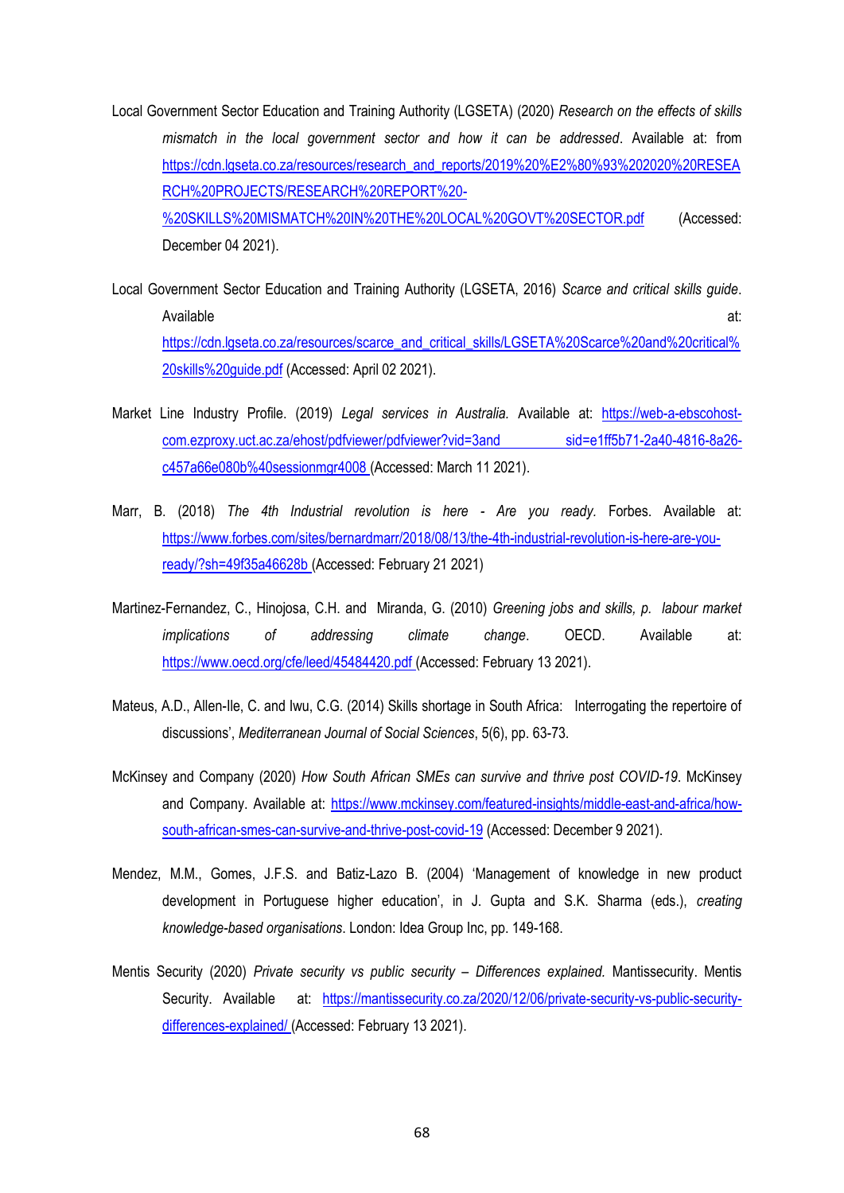Local Government Sector Education and Training Authority (LGSETA) (2020) *Research on the effects of skills mismatch in the local government sector and how it can be addressed*. Available at: from https://cdn.lgseta.co.za/resources/research_and_reports/2019%20%E2%80%93%202020%20RESEARCH%20PROJECTS/RESEARCH%20REPORT%20-%20SKILLS%20MISMATCH%20IN%20THE%20LOCAL%20GOVT%20SECTOR.pdf (Accessed: December 04 2021).

Local Government Sector Education and Training Authority (LGSETA, 2016) *Scarce and critical skills guide*. Available at: https://cdn.lgseta.co.za/resources/scarce_and_critical_skills/LGSETA%20Scarce%20and%20critical%20skills%20guide.pdf (Accessed: April 02 2021).

Market Line Industry Profile. (2019) *Legal services in Australia.* Available at: https://web-a-ebscohost-com.ezproxy.uct.ac.za/ehost/pdfviewer/pdfviewer?vid=3and sid=e1ff5b71-2a40-4816-8a26-c457a66e080b%40sessionmgr4008 (Accessed: March 11 2021).

Marr, B. (2018) *The 4th Industrial revolution is here - Are you ready.* Forbes. Available at: https://www.forbes.com/sites/bernardmarr/2018/08/13/the-4th-industrial-revolution-is-here-are-you-ready/?sh=49f35a46628b (Accessed: February 21 2021)

Martinez-Fernandez, C., Hinojosa, C.H. and Miranda, G. (2010) *Greening jobs and skills, p. labour market implications of addressing climate change*. OECD. Available at: https://www.oecd.org/cfe/leed/45484420.pdf (Accessed: February 13 2021).

Mateus, A.D., Allen-Ile, C. and Iwu, C.G. (2014) Skills shortage in South Africa: Interrogating the repertoire of discussions', *Mediterranean Journal of Social Sciences*, 5(6), pp. 63-73.

McKinsey and Company (2020) *How South African SMEs can survive and thrive post COVID-19*. McKinsey and Company. Available at: https://www.mckinsey.com/featured-insights/middle-east-and-africa/how-south-african-smes-can-survive-and-thrive-post-covid-19 (Accessed: December 9 2021).

Mendez, M.M., Gomes, J.F.S. and Batiz-Lazo B. (2004) 'Management of knowledge in new product development in Portuguese higher education', in J. Gupta and S.K. Sharma (eds.), *creating knowledge-based organisations*. London: Idea Group Inc, pp. 149-168.

Mentis Security (2020) *Private security vs public security – Differences explained.* Mantissecurity. Mentis Security. Available at: https://mantissecurity.co.za/2020/12/06/private-security-vs-public-security-differences-explained/ (Accessed: February 13 2021).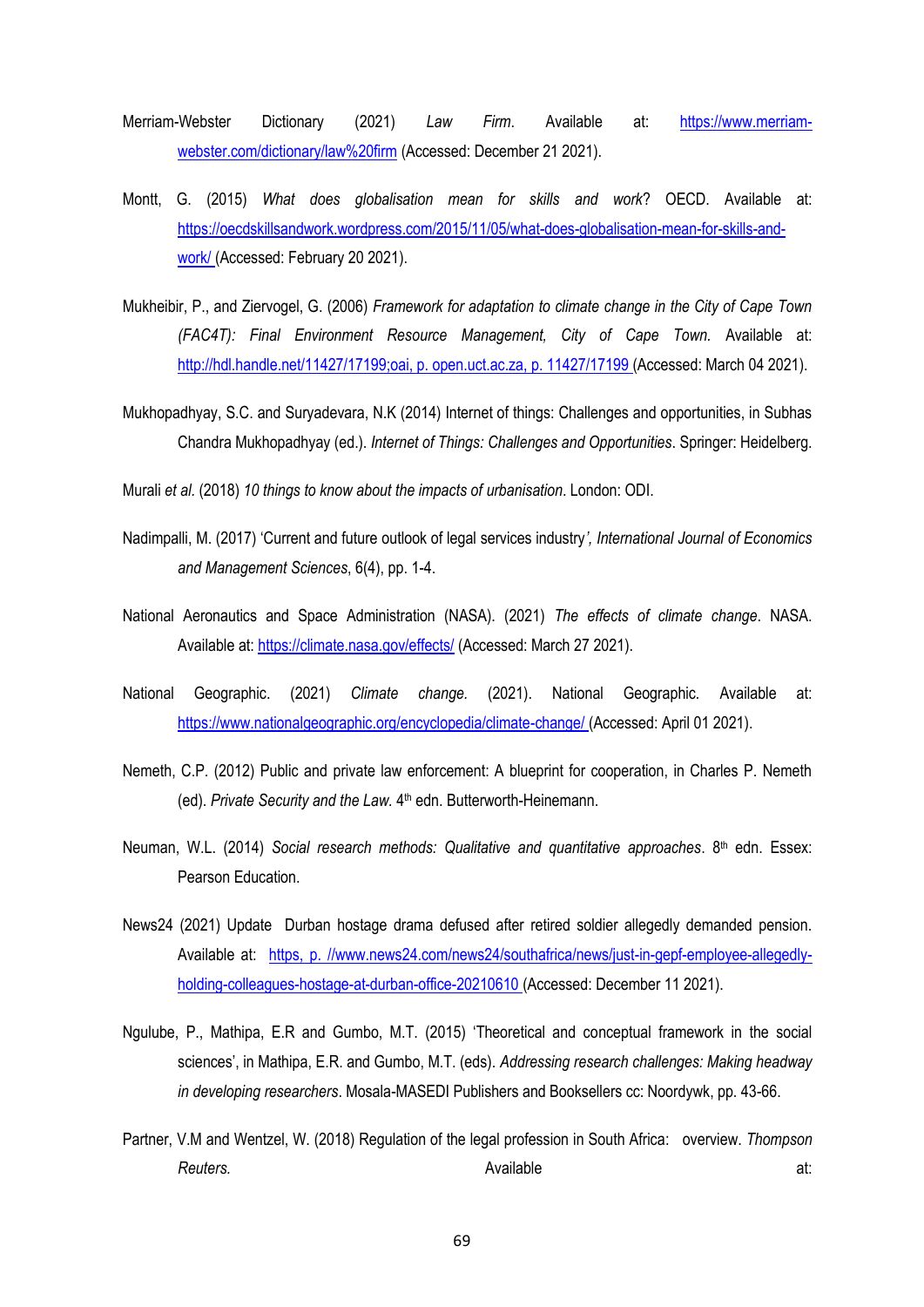Merriam-Webster Dictionary (2021) *Law Firm*. Available at: https://www.merriam-webster.com/dictionary/law%20firm (Accessed: December 21 2021).

Montt, G. (2015) *What does globalisation mean for skills and work*? OECD. Available at: https://oecdskillsandwork.wordpress.com/2015/11/05/what-does-globalisation-mean-for-skills-and-work/ (Accessed: February 20 2021).

Mukheibir, P., and Ziervogel, G. (2006) *Framework for adaptation to climate change in the City of Cape Town (FAC4T): Final Environment Resource Management, City of Cape Town.* Available at: http://hdl.handle.net/11427/17199;oai, p. open.uct.ac.za, p. 11427/17199 (Accessed: March 04 2021).

Mukhopadhyay, S.C. and Suryadevara, N.K (2014) Internet of things: Challenges and opportunities, in Subhas Chandra Mukhopadhyay (ed.). *Internet of Things: Challenges and Opportunities*. Springer: Heidelberg.

Murali *et al.* (2018) *10 things to know about the impacts of urbanisation*. London: ODI.

Nadimpalli, M. (2017) 'Current and future outlook of legal services industry*', International Journal of Economics and Management Sciences*, 6(4), pp. 1-4.

National Aeronautics and Space Administration (NASA). (2021) *The effects of climate change*. NASA. Available at: https://climate.nasa.gov/effects/ (Accessed: March 27 2021).

National Geographic. (2021) *Climate change.* (2021). National Geographic. Available at: https://www.nationalgeographic.org/encyclopedia/climate-change/ (Accessed: April 01 2021).

Nemeth, C.P. (2012) Public and private law enforcement: A blueprint for cooperation, in Charles P. Nemeth (ed). *Private Security and the Law.* 4th edn. Butterworth-Heinemann.

Neuman, W.L. (2014) *Social research methods: Qualitative and quantitative approaches*. 8th edn. Essex: Pearson Education.

News24 (2021) Update Durban hostage drama defused after retired soldier allegedly demanded pension. Available at: https, p. //www.news24.com/news24/southafrica/news/just-in-gepf-employee-allegedly-holding-colleagues-hostage-at-durban-office-20210610 (Accessed: December 11 2021).

Ngulube, P., Mathipa, E.R and Gumbo, M.T. (2015) 'Theoretical and conceptual framework in the social sciences', in Mathipa, E.R. and Gumbo, M.T. (eds). *Addressing research challenges: Making headway in developing researchers*. Mosala-MASEDI Publishers and Booksellers cc: Noordywk, pp. 43-66.

Partner, V.M and Wentzel, W. (2018) Regulation of the legal profession in South Africa: overview. *Thompson Reuters.* Available at: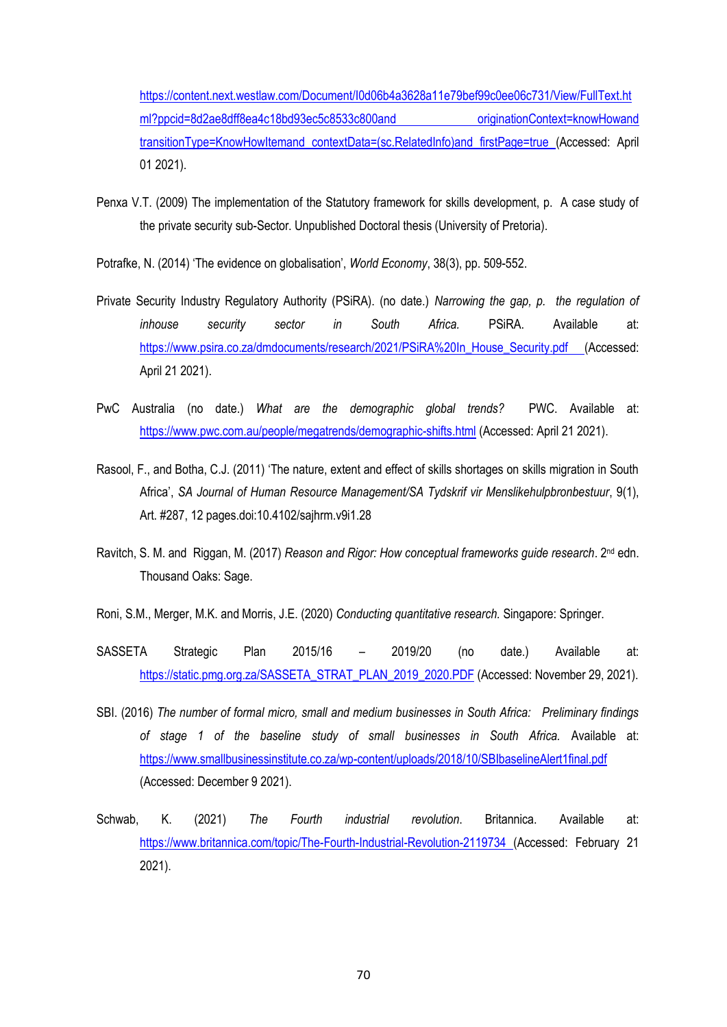https://content.next.westlaw.com/Document/I0d06b4a3628a11e79bef99c0ee06c731/View/FullText.html?ppcid=8d2ae8dff8ea4c18bd93ec5c8533c800and originationContext=knowHowand transitionType=KnowHowItemand contextData=(sc.RelatedInfo)and firstPage=true (Accessed: April 01 2021).

Penxa V.T. (2009) The implementation of the Statutory framework for skills development, p. A case study of the private security sub-Sector. Unpublished Doctoral thesis (University of Pretoria).

Potrafke, N. (2014) 'The evidence on globalisation', *World Economy*, 38(3), pp. 509-552.

Private Security Industry Regulatory Authority (PSiRA). (no date.) *Narrowing the gap, p. the regulation of inhouse security sector in South Africa.* PSiRA. Available at: https://www.psira.co.za/dmdocuments/research/2021/PSiRA%20In_House_Security.pdf (Accessed: April 21 2021).

PwC Australia (no date.) *What are the demographic global trends?* PWC. Available at: https://www.pwc.com.au/people/megatrends/demographic-shifts.html (Accessed: April 21 2021).

Rasool, F., and Botha, C.J. (2011) 'The nature, extent and effect of skills shortages on skills migration in South Africa', *SA Journal of Human Resource Management/SA Tydskrif vir Menslikehulpbronbestuur*, 9(1), Art. #287, 12 pages.doi:10.4102/sajhrm.v9i1.28

Ravitch, S. M. and Riggan, M. (2017) *Reason and Rigor: How conceptual frameworks guide research*. 2nd edn. Thousand Oaks: Sage.

Roni, S.M., Merger, M.K. and Morris, J.E. (2020) *Conducting quantitative research.* Singapore: Springer.

SASSETA Strategic Plan 2015/16 – 2019/20 (no date.) Available at: https://static.pmg.org.za/SASSETA_STRAT_PLAN_2019_2020.PDF (Accessed: November 29, 2021).

SBI. (2016) *The number of formal micro, small and medium businesses in South Africa: Preliminary findings of stage 1 of the baseline study of small businesses in South Africa.* Available at: https://www.smallbusinessinstitute.co.za/wp-content/uploads/2018/10/SBIbaselineAlert1final.pdf (Accessed: December 9 2021).

Schwab, K. (2021) *The Fourth industrial revolution*. Britannica. Available at: https://www.britannica.com/topic/The-Fourth-Industrial-Revolution-2119734 (Accessed: February 21 2021).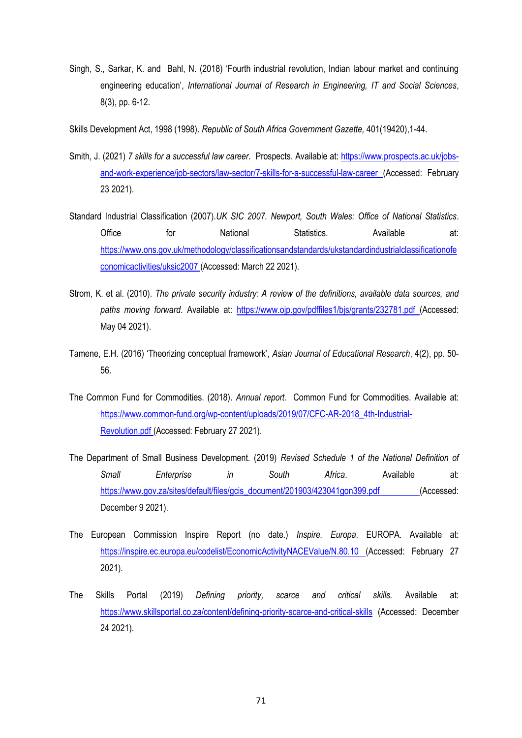Singh, S., Sarkar, K. and Bahl, N. (2018) 'Fourth industrial revolution, Indian labour market and continuing engineering education', *International Journal of Research in Engineering, IT and Social Sciences*, 8(3), pp. 6-12.

Skills Development Act, 1998 (1998). *Republic of South Africa Government Gazette,* 401(19420),1-44.

Smith, J. (2021) *7 skills for a successful law career.* Prospects. Available at: https://www.prospects.ac.uk/jobs-and-work-experience/job-sectors/law-sector/7-skills-for-a-successful-law-career (Accessed: February 23 2021).

Standard Industrial Classification (2007).*UK SIC 2007. Newport, South Wales: Office of National Statistics*. Office for National Statistics. Available at: https://www.ons.gov.uk/methodology/classificationsandstandards/ukstandardindustrialclassificationofeconomicactivities/uksic2007 (Accessed: March 22 2021).

Strom, K. et al. (2010). *The private security industry: A review of the definitions, available data sources, and paths moving forward*. Available at: https://www.ojp.gov/pdffiles1/bjs/grants/232781.pdf (Accessed: May 04 2021).

Tamene, E.H. (2016) 'Theorizing conceptual framework', *Asian Journal of Educational Research*, 4(2), pp. 50-56.

The Common Fund for Commodities. (2018). *Annual report.* Common Fund for Commodities. Available at: https://www.common-fund.org/wp-content/uploads/2019/07/CFC-AR-2018_4th-Industrial-Revolution.pdf (Accessed: February 27 2021).

The Department of Small Business Development. (2019) *Revised Schedule 1 of the National Definition of Small Enterprise in South Africa*. Available at: https://www.gov.za/sites/default/files/gcis_document/201903/423041gon399.pdf (Accessed: December 9 2021).

The European Commission Inspire Report (no date.) *Inspire. Europa*. EUROPA. Available at: https://inspire.ec.europa.eu/codelist/EconomicActivityNACEValue/N.80.10 (Accessed: February 27 2021).

The Skills Portal (2019) *Defining priority, scarce and critical skills.* Available at: https://www.skillsportal.co.za/content/defining-priority-scarce-and-critical-skills (Accessed: December 24 2021).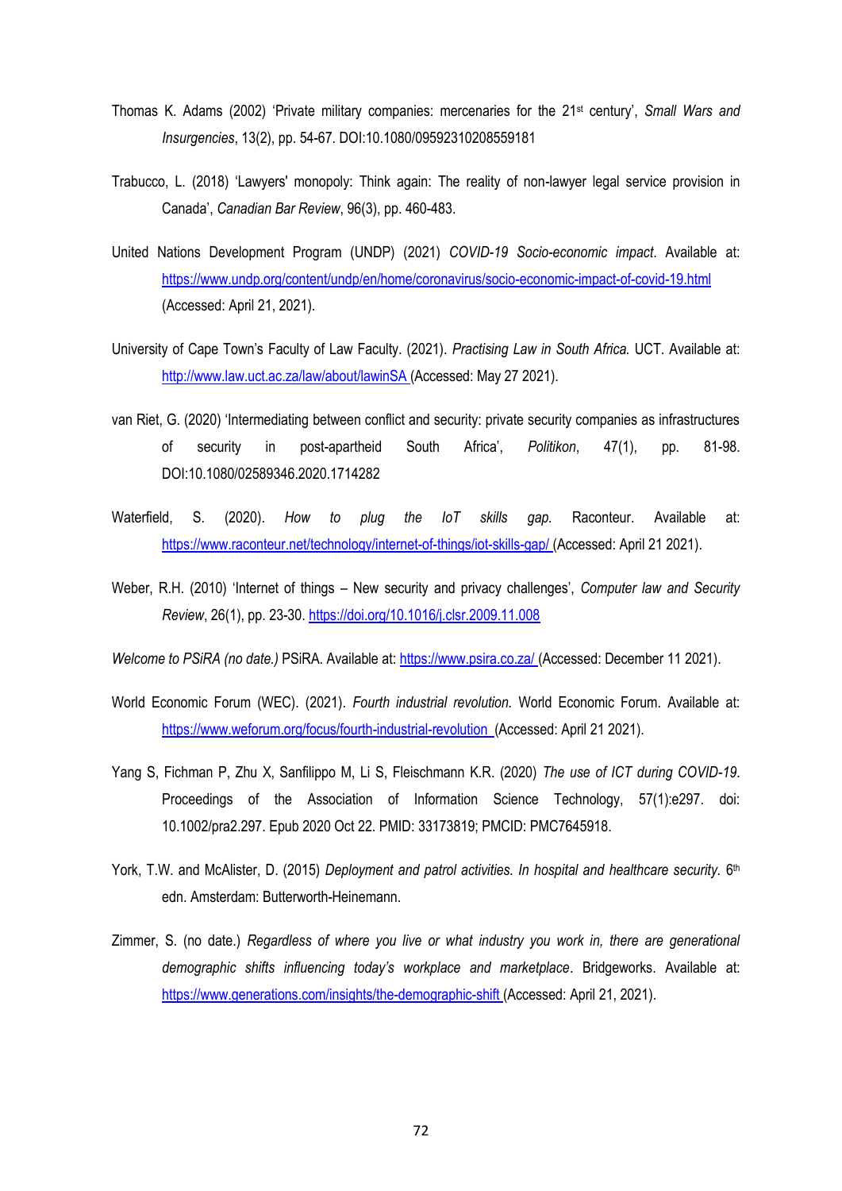Thomas K. Adams (2002) 'Private military companies: mercenaries for the 21st century', *Small Wars and Insurgencies*, 13(2), pp. 54-67. DOI:10.1080/09592310208559181

Trabucco, L. (2018) 'Lawyers' monopoly: Think again: The reality of non-lawyer legal service provision in Canada', *Canadian Bar Review*, 96(3), pp. 460-483.

United Nations Development Program (UNDP) (2021) *COVID-19 Socio-economic impact*. Available at: https://www.undp.org/content/undp/en/home/coronavirus/socio-economic-impact-of-covid-19.html (Accessed: April 21, 2021).

University of Cape Town's Faculty of Law Faculty. (2021). *Practising Law in South Africa.* UCT. Available at: http://www.law.uct.ac.za/law/about/lawinSA (Accessed: May 27 2021).

van Riet, G. (2020) 'Intermediating between conflict and security: private security companies as infrastructures of security in post-apartheid South Africa', *Politikon*, 47(1), pp. 81-98. DOI:10.1080/02589346.2020.1714282

Waterfield, S. (2020). *How to plug the IoT skills gap.* Raconteur. Available at: https://www.raconteur.net/technology/internet-of-things/iot-skills-gap/ (Accessed: April 21 2021).

Weber, R.H. (2010) 'Internet of things – New security and privacy challenges', *Computer law and Security Review*, 26(1), pp. 23-30. https://doi.org/10.1016/j.clsr.2009.11.008

*Welcome to PSiRA (no date.)* PSiRA. Available at: https://www.psira.co.za/ (Accessed: December 11 2021).

World Economic Forum (WEC). (2021). *Fourth industrial revolution.* World Economic Forum. Available at: https://www.weforum.org/focus/fourth-industrial-revolution (Accessed: April 21 2021).

Yang S, Fichman P, Zhu X, Sanfilippo M, Li S, Fleischmann K.R. (2020) *The use of ICT during COVID-19*. Proceedings of the Association of Information Science Technology, 57(1):e297. doi: 10.1002/pra2.297. Epub 2020 Oct 22. PMID: 33173819; PMCID: PMC7645918.

York, T.W. and McAlister, D. (2015) *Deployment and patrol activities. In hospital and healthcare security.* 6th edn. Amsterdam: Butterworth-Heinemann.

Zimmer, S. (no date.) *Regardless of where you live or what industry you work in, there are generational demographic shifts influencing today's workplace and marketplace*. Bridgeworks. Available at: https://www.generations.com/insights/the-demographic-shift (Accessed: April 21, 2021).